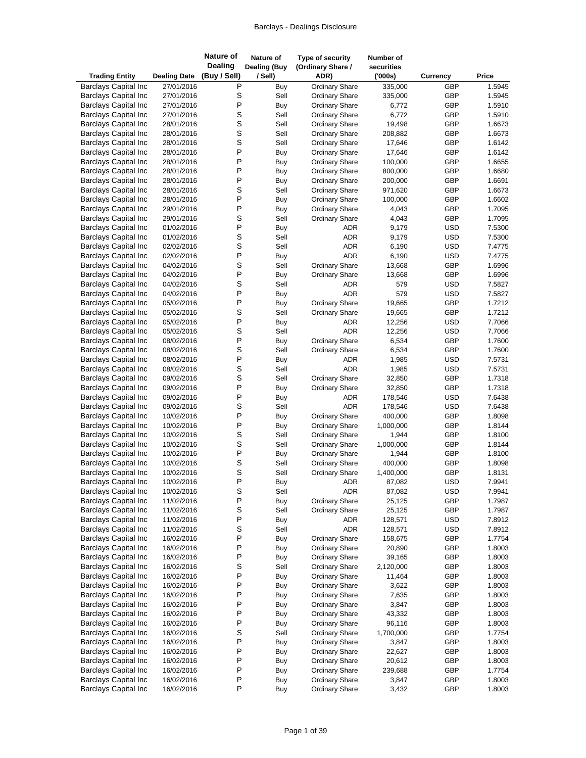# Barclays - Dealings Disclosure

| Trading Entity | Dealing Date | Nature of Dealing (Buy / Sell) | Nature of Dealing (Buy / Sell) | Type of security (Ordinary Share / ADR) | Number of securities ('000s) | Currency | Price |
|---|---|---|---|---|---|---|---|
| Barclays Capital Inc | 27/01/2016 | P | Buy | Ordinary Share | 335,000 | GBP | 1.5945 |
| Barclays Capital Inc | 27/01/2016 | S | Sell | Ordinary Share | 335,000 | GBP | 1.5945 |
| Barclays Capital Inc | 27/01/2016 | P | Buy | Ordinary Share | 6,772 | GBP | 1.5910 |
| Barclays Capital Inc | 27/01/2016 | S | Sell | Ordinary Share | 6,772 | GBP | 1.5910 |
| Barclays Capital Inc | 28/01/2016 | S | Sell | Ordinary Share | 19,498 | GBP | 1.6673 |
| Barclays Capital Inc | 28/01/2016 | S | Sell | Ordinary Share | 208,882 | GBP | 1.6673 |
| Barclays Capital Inc | 28/01/2016 | S | Sell | Ordinary Share | 17,646 | GBP | 1.6142 |
| Barclays Capital Inc | 28/01/2016 | P | Buy | Ordinary Share | 17,646 | GBP | 1.6142 |
| Barclays Capital Inc | 28/01/2016 | P | Buy | Ordinary Share | 100,000 | GBP | 1.6655 |
| Barclays Capital Inc | 28/01/2016 | P | Buy | Ordinary Share | 800,000 | GBP | 1.6680 |
| Barclays Capital Inc | 28/01/2016 | P | Buy | Ordinary Share | 200,000 | GBP | 1.6691 |
| Barclays Capital Inc | 28/01/2016 | S | Sell | Ordinary Share | 971,620 | GBP | 1.6673 |
| Barclays Capital Inc | 28/01/2016 | P | Buy | Ordinary Share | 100,000 | GBP | 1.6602 |
| Barclays Capital Inc | 29/01/2016 | P | Buy | Ordinary Share | 4,043 | GBP | 1.7095 |
| Barclays Capital Inc | 29/01/2016 | S | Sell | Ordinary Share | 4,043 | GBP | 1.7095 |
| Barclays Capital Inc | 01/02/2016 | P | Buy | ADR | 9,179 | USD | 7.5300 |
| Barclays Capital Inc | 01/02/2016 | S | Sell | ADR | 9,179 | USD | 7.5300 |
| Barclays Capital Inc | 02/02/2016 | S | Sell | ADR | 6,190 | USD | 7.4775 |
| Barclays Capital Inc | 02/02/2016 | P | Buy | ADR | 6,190 | USD | 7.4775 |
| Barclays Capital Inc | 04/02/2016 | S | Sell | Ordinary Share | 13,668 | GBP | 1.6996 |
| Barclays Capital Inc | 04/02/2016 | P | Buy | Ordinary Share | 13,668 | GBP | 1.6996 |
| Barclays Capital Inc | 04/02/2016 | S | Sell | ADR | 579 | USD | 7.5827 |
| Barclays Capital Inc | 04/02/2016 | P | Buy | ADR | 579 | USD | 7.5827 |
| Barclays Capital Inc | 05/02/2016 | P | Buy | Ordinary Share | 19,665 | GBP | 1.7212 |
| Barclays Capital Inc | 05/02/2016 | S | Sell | Ordinary Share | 19,665 | GBP | 1.7212 |
| Barclays Capital Inc | 05/02/2016 | P | Buy | ADR | 12,256 | USD | 7.7066 |
| Barclays Capital Inc | 05/02/2016 | S | Sell | ADR | 12,256 | USD | 7.7066 |
| Barclays Capital Inc | 08/02/2016 | P | Buy | Ordinary Share | 6,534 | GBP | 1.7600 |
| Barclays Capital Inc | 08/02/2016 | S | Sell | Ordinary Share | 6,534 | GBP | 1.7600 |
| Barclays Capital Inc | 08/02/2016 | P | Buy | ADR | 1,985 | USD | 7.5731 |
| Barclays Capital Inc | 08/02/2016 | S | Sell | ADR | 1,985 | USD | 7.5731 |
| Barclays Capital Inc | 09/02/2016 | S | Sell | Ordinary Share | 32,850 | GBP | 1.7318 |
| Barclays Capital Inc | 09/02/2016 | P | Buy | Ordinary Share | 32,850 | GBP | 1.7318 |
| Barclays Capital Inc | 09/02/2016 | P | Buy | ADR | 178,546 | USD | 7.6438 |
| Barclays Capital Inc | 09/02/2016 | S | Sell | ADR | 178,546 | USD | 7.6438 |
| Barclays Capital Inc | 10/02/2016 | P | Buy | Ordinary Share | 400,000 | GBP | 1.8098 |
| Barclays Capital Inc | 10/02/2016 | P | Buy | Ordinary Share | 1,000,000 | GBP | 1.8144 |
| Barclays Capital Inc | 10/02/2016 | S | Sell | Ordinary Share | 1,944 | GBP | 1.8100 |
| Barclays Capital Inc | 10/02/2016 | S | Sell | Ordinary Share | 1,000,000 | GBP | 1.8144 |
| Barclays Capital Inc | 10/02/2016 | P | Buy | Ordinary Share | 1,944 | GBP | 1.8100 |
| Barclays Capital Inc | 10/02/2016 | S | Sell | Ordinary Share | 400,000 | GBP | 1.8098 |
| Barclays Capital Inc | 10/02/2016 | S | Sell | Ordinary Share | 1,400,000 | GBP | 1.8131 |
| Barclays Capital Inc | 10/02/2016 | P | Buy | ADR | 87,082 | USD | 7.9941 |
| Barclays Capital Inc | 10/02/2016 | S | Sell | ADR | 87,082 | USD | 7.9941 |
| Barclays Capital Inc | 11/02/2016 | P | Buy | Ordinary Share | 25,125 | GBP | 1.7987 |
| Barclays Capital Inc | 11/02/2016 | S | Sell | Ordinary Share | 25,125 | GBP | 1.7987 |
| Barclays Capital Inc | 11/02/2016 | P | Buy | ADR | 128,571 | USD | 7.8912 |
| Barclays Capital Inc | 11/02/2016 | S | Sell | ADR | 128,571 | USD | 7.8912 |
| Barclays Capital Inc | 16/02/2016 | P | Buy | Ordinary Share | 158,675 | GBP | 1.7754 |
| Barclays Capital Inc | 16/02/2016 | P | Buy | Ordinary Share | 20,890 | GBP | 1.8003 |
| Barclays Capital Inc | 16/02/2016 | P | Buy | Ordinary Share | 39,165 | GBP | 1.8003 |
| Barclays Capital Inc | 16/02/2016 | S | Sell | Ordinary Share | 2,120,000 | GBP | 1.8003 |
| Barclays Capital Inc | 16/02/2016 | P | Buy | Ordinary Share | 11,464 | GBP | 1.8003 |
| Barclays Capital Inc | 16/02/2016 | P | Buy | Ordinary Share | 3,622 | GBP | 1.8003 |
| Barclays Capital Inc | 16/02/2016 | P | Buy | Ordinary Share | 7,635 | GBP | 1.8003 |
| Barclays Capital Inc | 16/02/2016 | P | Buy | Ordinary Share | 3,847 | GBP | 1.8003 |
| Barclays Capital Inc | 16/02/2016 | P | Buy | Ordinary Share | 43,332 | GBP | 1.8003 |
| Barclays Capital Inc | 16/02/2016 | P | Buy | Ordinary Share | 96,116 | GBP | 1.8003 |
| Barclays Capital Inc | 16/02/2016 | S | Sell | Ordinary Share | 1,700,000 | GBP | 1.7754 |
| Barclays Capital Inc | 16/02/2016 | P | Buy | Ordinary Share | 3,847 | GBP | 1.8003 |
| Barclays Capital Inc | 16/02/2016 | P | Buy | Ordinary Share | 22,627 | GBP | 1.8003 |
| Barclays Capital Inc | 16/02/2016 | P | Buy | Ordinary Share | 20,612 | GBP | 1.8003 |
| Barclays Capital Inc | 16/02/2016 | P | Buy | Ordinary Share | 239,688 | GBP | 1.7754 |
| Barclays Capital Inc | 16/02/2016 | P | Buy | Ordinary Share | 3,847 | GBP | 1.8003 |
| Barclays Capital Inc | 16/02/2016 | P | Buy | Ordinary Share | 3,432 | GBP | 1.8003 |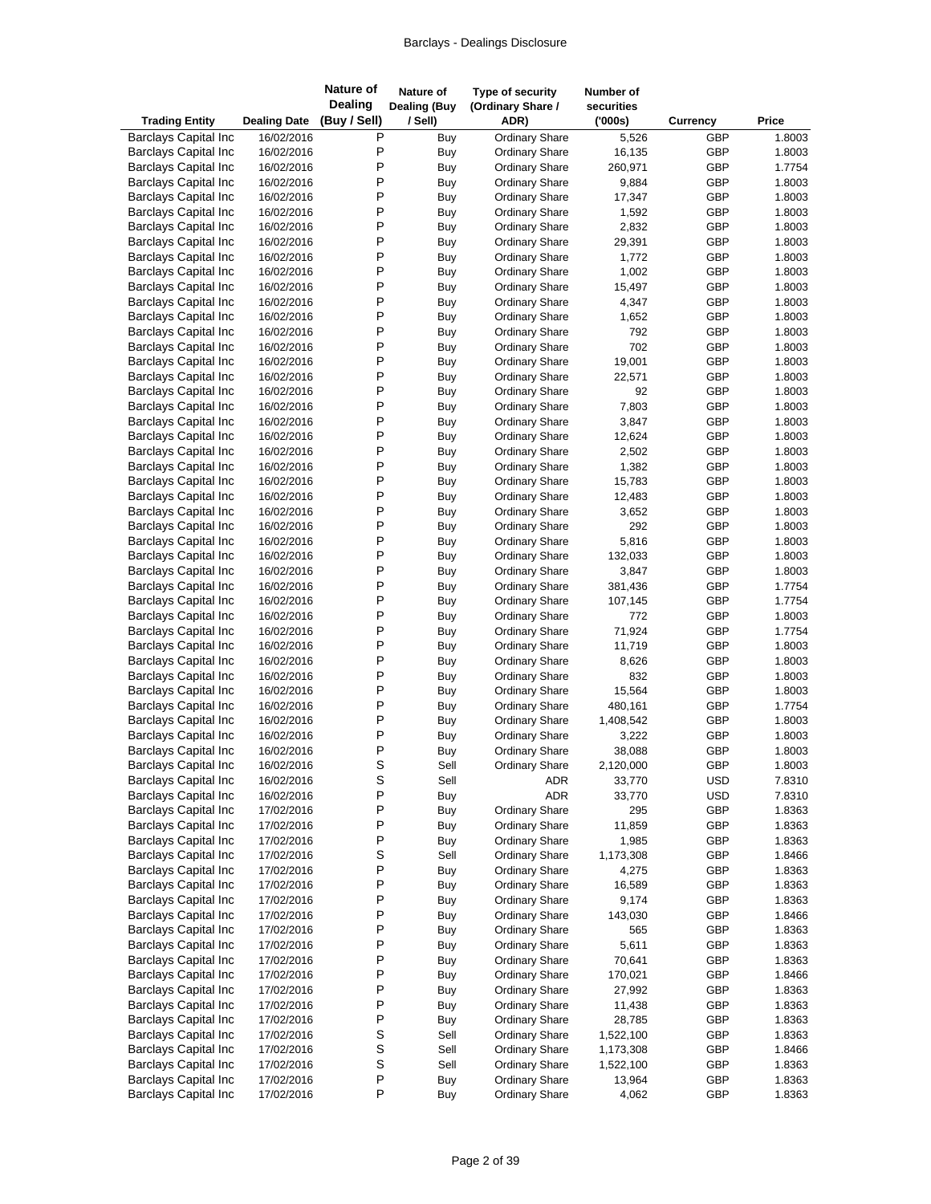| Trading Entity | Dealing Date | Nature of Dealing (Buy / Sell) | Nature of Dealing (Buy / Sell) | Type of security (Ordinary Share / ADR) | Number of securities ('000s) | Currency | Price |
|---|---|---|---|---|---|---|---|
| Barclays Capital Inc | 16/02/2016 | P | Buy | Ordinary Share | 5,526 | GBP | 1.8003 |
| Barclays Capital Inc | 16/02/2016 | P | Buy | Ordinary Share | 16,135 | GBP | 1.8003 |
| Barclays Capital Inc | 16/02/2016 | P | Buy | Ordinary Share | 260,971 | GBP | 1.7754 |
| Barclays Capital Inc | 16/02/2016 | P | Buy | Ordinary Share | 9,884 | GBP | 1.8003 |
| Barclays Capital Inc | 16/02/2016 | P | Buy | Ordinary Share | 17,347 | GBP | 1.8003 |
| Barclays Capital Inc | 16/02/2016 | P | Buy | Ordinary Share | 1,592 | GBP | 1.8003 |
| Barclays Capital Inc | 16/02/2016 | P | Buy | Ordinary Share | 2,832 | GBP | 1.8003 |
| Barclays Capital Inc | 16/02/2016 | P | Buy | Ordinary Share | 29,391 | GBP | 1.8003 |
| Barclays Capital Inc | 16/02/2016 | P | Buy | Ordinary Share | 1,772 | GBP | 1.8003 |
| Barclays Capital Inc | 16/02/2016 | P | Buy | Ordinary Share | 1,002 | GBP | 1.8003 |
| Barclays Capital Inc | 16/02/2016 | P | Buy | Ordinary Share | 15,497 | GBP | 1.8003 |
| Barclays Capital Inc | 16/02/2016 | P | Buy | Ordinary Share | 4,347 | GBP | 1.8003 |
| Barclays Capital Inc | 16/02/2016 | P | Buy | Ordinary Share | 1,652 | GBP | 1.8003 |
| Barclays Capital Inc | 16/02/2016 | P | Buy | Ordinary Share | 792 | GBP | 1.8003 |
| Barclays Capital Inc | 16/02/2016 | P | Buy | Ordinary Share | 702 | GBP | 1.8003 |
| Barclays Capital Inc | 16/02/2016 | P | Buy | Ordinary Share | 19,001 | GBP | 1.8003 |
| Barclays Capital Inc | 16/02/2016 | P | Buy | Ordinary Share | 22,571 | GBP | 1.8003 |
| Barclays Capital Inc | 16/02/2016 | P | Buy | Ordinary Share | 92 | GBP | 1.8003 |
| Barclays Capital Inc | 16/02/2016 | P | Buy | Ordinary Share | 7,803 | GBP | 1.8003 |
| Barclays Capital Inc | 16/02/2016 | P | Buy | Ordinary Share | 3,847 | GBP | 1.8003 |
| Barclays Capital Inc | 16/02/2016 | P | Buy | Ordinary Share | 12,624 | GBP | 1.8003 |
| Barclays Capital Inc | 16/02/2016 | P | Buy | Ordinary Share | 2,502 | GBP | 1.8003 |
| Barclays Capital Inc | 16/02/2016 | P | Buy | Ordinary Share | 1,382 | GBP | 1.8003 |
| Barclays Capital Inc | 16/02/2016 | P | Buy | Ordinary Share | 15,783 | GBP | 1.8003 |
| Barclays Capital Inc | 16/02/2016 | P | Buy | Ordinary Share | 12,483 | GBP | 1.8003 |
| Barclays Capital Inc | 16/02/2016 | P | Buy | Ordinary Share | 3,652 | GBP | 1.8003 |
| Barclays Capital Inc | 16/02/2016 | P | Buy | Ordinary Share | 292 | GBP | 1.8003 |
| Barclays Capital Inc | 16/02/2016 | P | Buy | Ordinary Share | 5,816 | GBP | 1.8003 |
| Barclays Capital Inc | 16/02/2016 | P | Buy | Ordinary Share | 132,033 | GBP | 1.8003 |
| Barclays Capital Inc | 16/02/2016 | P | Buy | Ordinary Share | 3,847 | GBP | 1.8003 |
| Barclays Capital Inc | 16/02/2016 | P | Buy | Ordinary Share | 381,436 | GBP | 1.7754 |
| Barclays Capital Inc | 16/02/2016 | P | Buy | Ordinary Share | 107,145 | GBP | 1.7754 |
| Barclays Capital Inc | 16/02/2016 | P | Buy | Ordinary Share | 772 | GBP | 1.8003 |
| Barclays Capital Inc | 16/02/2016 | P | Buy | Ordinary Share | 71,924 | GBP | 1.7754 |
| Barclays Capital Inc | 16/02/2016 | P | Buy | Ordinary Share | 11,719 | GBP | 1.8003 |
| Barclays Capital Inc | 16/02/2016 | P | Buy | Ordinary Share | 8,626 | GBP | 1.8003 |
| Barclays Capital Inc | 16/02/2016 | P | Buy | Ordinary Share | 832 | GBP | 1.8003 |
| Barclays Capital Inc | 16/02/2016 | P | Buy | Ordinary Share | 15,564 | GBP | 1.8003 |
| Barclays Capital Inc | 16/02/2016 | P | Buy | Ordinary Share | 480,161 | GBP | 1.7754 |
| Barclays Capital Inc | 16/02/2016 | P | Buy | Ordinary Share | 1,408,542 | GBP | 1.8003 |
| Barclays Capital Inc | 16/02/2016 | P | Buy | Ordinary Share | 3,222 | GBP | 1.8003 |
| Barclays Capital Inc | 16/02/2016 | P | Buy | Ordinary Share | 38,088 | GBP | 1.8003 |
| Barclays Capital Inc | 16/02/2016 | S | Sell | Ordinary Share | 2,120,000 | GBP | 1.8003 |
| Barclays Capital Inc | 16/02/2016 | S | Sell | ADR | 33,770 | USD | 7.8310 |
| Barclays Capital Inc | 16/02/2016 | P | Buy | ADR | 33,770 | USD | 7.8310 |
| Barclays Capital Inc | 17/02/2016 | P | Buy | Ordinary Share | 295 | GBP | 1.8363 |
| Barclays Capital Inc | 17/02/2016 | P | Buy | Ordinary Share | 11,859 | GBP | 1.8363 |
| Barclays Capital Inc | 17/02/2016 | P | Buy | Ordinary Share | 1,985 | GBP | 1.8363 |
| Barclays Capital Inc | 17/02/2016 | S | Sell | Ordinary Share | 1,173,308 | GBP | 1.8466 |
| Barclays Capital Inc | 17/02/2016 | P | Buy | Ordinary Share | 4,275 | GBP | 1.8363 |
| Barclays Capital Inc | 17/02/2016 | P | Buy | Ordinary Share | 16,589 | GBP | 1.8363 |
| Barclays Capital Inc | 17/02/2016 | P | Buy | Ordinary Share | 9,174 | GBP | 1.8363 |
| Barclays Capital Inc | 17/02/2016 | P | Buy | Ordinary Share | 143,030 | GBP | 1.8466 |
| Barclays Capital Inc | 17/02/2016 | P | Buy | Ordinary Share | 565 | GBP | 1.8363 |
| Barclays Capital Inc | 17/02/2016 | P | Buy | Ordinary Share | 5,611 | GBP | 1.8363 |
| Barclays Capital Inc | 17/02/2016 | P | Buy | Ordinary Share | 70,641 | GBP | 1.8363 |
| Barclays Capital Inc | 17/02/2016 | P | Buy | Ordinary Share | 170,021 | GBP | 1.8466 |
| Barclays Capital Inc | 17/02/2016 | P | Buy | Ordinary Share | 27,992 | GBP | 1.8363 |
| Barclays Capital Inc | 17/02/2016 | P | Buy | Ordinary Share | 11,438 | GBP | 1.8363 |
| Barclays Capital Inc | 17/02/2016 | P | Buy | Ordinary Share | 28,785 | GBP | 1.8363 |
| Barclays Capital Inc | 17/02/2016 | S | Sell | Ordinary Share | 1,522,100 | GBP | 1.8363 |
| Barclays Capital Inc | 17/02/2016 | S | Sell | Ordinary Share | 1,173,308 | GBP | 1.8466 |
| Barclays Capital Inc | 17/02/2016 | S | Sell | Ordinary Share | 1,522,100 | GBP | 1.8363 |
| Barclays Capital Inc | 17/02/2016 | P | Buy | Ordinary Share | 13,964 | GBP | 1.8363 |
| Barclays Capital Inc | 17/02/2016 | P | Buy | Ordinary Share | 4,062 | GBP | 1.8363 |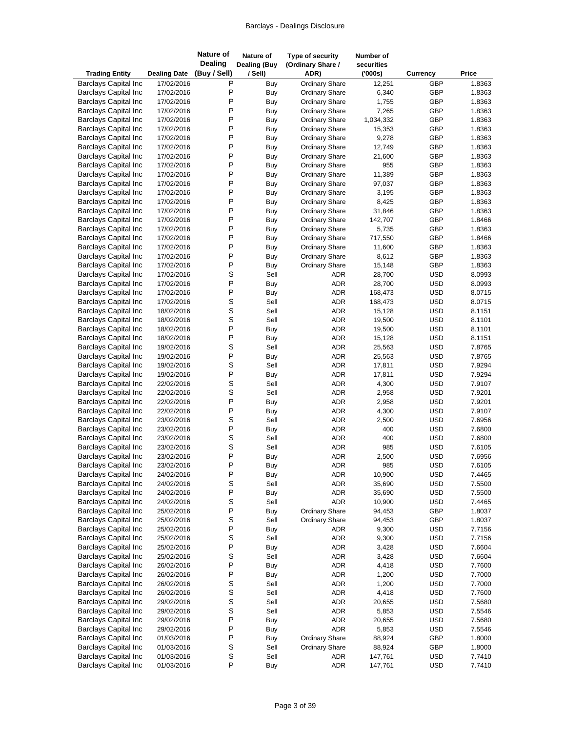| Trading Entity | Dealing Date | Nature of Dealing (Buy / Sell) | Nature of Dealing (Buy / Sell) | Type of security (Ordinary Share / ADR) | Number of securities ('000s) | Currency | Price |
|---|---|---|---|---|---|---|---|
| Barclays Capital Inc | 17/02/2016 | P | Buy | Ordinary Share | 12,251 | GBP | 1.8363 |
| Barclays Capital Inc | 17/02/2016 | P | Buy | Ordinary Share | 6,340 | GBP | 1.8363 |
| Barclays Capital Inc | 17/02/2016 | P | Buy | Ordinary Share | 1,755 | GBP | 1.8363 |
| Barclays Capital Inc | 17/02/2016 | P | Buy | Ordinary Share | 7,265 | GBP | 1.8363 |
| Barclays Capital Inc | 17/02/2016 | P | Buy | Ordinary Share | 1,034,332 | GBP | 1.8363 |
| Barclays Capital Inc | 17/02/2016 | P | Buy | Ordinary Share | 15,353 | GBP | 1.8363 |
| Barclays Capital Inc | 17/02/2016 | P | Buy | Ordinary Share | 9,278 | GBP | 1.8363 |
| Barclays Capital Inc | 17/02/2016 | P | Buy | Ordinary Share | 12,749 | GBP | 1.8363 |
| Barclays Capital Inc | 17/02/2016 | P | Buy | Ordinary Share | 21,600 | GBP | 1.8363 |
| Barclays Capital Inc | 17/02/2016 | P | Buy | Ordinary Share | 955 | GBP | 1.8363 |
| Barclays Capital Inc | 17/02/2016 | P | Buy | Ordinary Share | 11,389 | GBP | 1.8363 |
| Barclays Capital Inc | 17/02/2016 | P | Buy | Ordinary Share | 97,037 | GBP | 1.8363 |
| Barclays Capital Inc | 17/02/2016 | P | Buy | Ordinary Share | 3,195 | GBP | 1.8363 |
| Barclays Capital Inc | 17/02/2016 | P | Buy | Ordinary Share | 8,425 | GBP | 1.8363 |
| Barclays Capital Inc | 17/02/2016 | P | Buy | Ordinary Share | 31,846 | GBP | 1.8363 |
| Barclays Capital Inc | 17/02/2016 | P | Buy | Ordinary Share | 142,707 | GBP | 1.8466 |
| Barclays Capital Inc | 17/02/2016 | P | Buy | Ordinary Share | 5,735 | GBP | 1.8363 |
| Barclays Capital Inc | 17/02/2016 | P | Buy | Ordinary Share | 717,550 | GBP | 1.8466 |
| Barclays Capital Inc | 17/02/2016 | P | Buy | Ordinary Share | 11,600 | GBP | 1.8363 |
| Barclays Capital Inc | 17/02/2016 | P | Buy | Ordinary Share | 8,612 | GBP | 1.8363 |
| Barclays Capital Inc | 17/02/2016 | P | Buy | Ordinary Share | 15,148 | GBP | 1.8363 |
| Barclays Capital Inc | 17/02/2016 | S | Sell | ADR | 28,700 | USD | 8.0993 |
| Barclays Capital Inc | 17/02/2016 | P | Buy | ADR | 28,700 | USD | 8.0993 |
| Barclays Capital Inc | 17/02/2016 | P | Buy | ADR | 168,473 | USD | 8.0715 |
| Barclays Capital Inc | 17/02/2016 | S | Sell | ADR | 168,473 | USD | 8.0715 |
| Barclays Capital Inc | 18/02/2016 | S | Sell | ADR | 15,128 | USD | 8.1151 |
| Barclays Capital Inc | 18/02/2016 | S | Sell | ADR | 19,500 | USD | 8.1101 |
| Barclays Capital Inc | 18/02/2016 | P | Buy | ADR | 19,500 | USD | 8.1101 |
| Barclays Capital Inc | 18/02/2016 | P | Buy | ADR | 15,128 | USD | 8.1151 |
| Barclays Capital Inc | 19/02/2016 | S | Sell | ADR | 25,563 | USD | 7.8765 |
| Barclays Capital Inc | 19/02/2016 | P | Buy | ADR | 25,563 | USD | 7.8765 |
| Barclays Capital Inc | 19/02/2016 | S | Sell | ADR | 17,811 | USD | 7.9294 |
| Barclays Capital Inc | 19/02/2016 | P | Buy | ADR | 17,811 | USD | 7.9294 |
| Barclays Capital Inc | 22/02/2016 | S | Sell | ADR | 4,300 | USD | 7.9107 |
| Barclays Capital Inc | 22/02/2016 | S | Sell | ADR | 2,958 | USD | 7.9201 |
| Barclays Capital Inc | 22/02/2016 | P | Buy | ADR | 2,958 | USD | 7.9201 |
| Barclays Capital Inc | 22/02/2016 | P | Buy | ADR | 4,300 | USD | 7.9107 |
| Barclays Capital Inc | 23/02/2016 | S | Sell | ADR | 2,500 | USD | 7.6956 |
| Barclays Capital Inc | 23/02/2016 | P | Buy | ADR | 400 | USD | 7.6800 |
| Barclays Capital Inc | 23/02/2016 | S | Sell | ADR | 400 | USD | 7.6800 |
| Barclays Capital Inc | 23/02/2016 | S | Sell | ADR | 985 | USD | 7.6105 |
| Barclays Capital Inc | 23/02/2016 | P | Buy | ADR | 2,500 | USD | 7.6956 |
| Barclays Capital Inc | 23/02/2016 | P | Buy | ADR | 985 | USD | 7.6105 |
| Barclays Capital Inc | 24/02/2016 | P | Buy | ADR | 10,900 | USD | 7.4465 |
| Barclays Capital Inc | 24/02/2016 | S | Sell | ADR | 35,690 | USD | 7.5500 |
| Barclays Capital Inc | 24/02/2016 | P | Buy | ADR | 35,690 | USD | 7.5500 |
| Barclays Capital Inc | 24/02/2016 | S | Sell | ADR | 10,900 | USD | 7.4465 |
| Barclays Capital Inc | 25/02/2016 | P | Buy | Ordinary Share | 94,453 | GBP | 1.8037 |
| Barclays Capital Inc | 25/02/2016 | S | Sell | Ordinary Share | 94,453 | GBP | 1.8037 |
| Barclays Capital Inc | 25/02/2016 | P | Buy | ADR | 9,300 | USD | 7.7156 |
| Barclays Capital Inc | 25/02/2016 | S | Sell | ADR | 9,300 | USD | 7.7156 |
| Barclays Capital Inc | 25/02/2016 | P | Buy | ADR | 3,428 | USD | 7.6604 |
| Barclays Capital Inc | 25/02/2016 | S | Sell | ADR | 3,428 | USD | 7.6604 |
| Barclays Capital Inc | 26/02/2016 | P | Buy | ADR | 4,418 | USD | 7.7600 |
| Barclays Capital Inc | 26/02/2016 | P | Buy | ADR | 1,200 | USD | 7.7000 |
| Barclays Capital Inc | 26/02/2016 | S | Sell | ADR | 1,200 | USD | 7.7000 |
| Barclays Capital Inc | 26/02/2016 | S | Sell | ADR | 4,418 | USD | 7.7600 |
| Barclays Capital Inc | 29/02/2016 | S | Sell | ADR | 20,655 | USD | 7.5680 |
| Barclays Capital Inc | 29/02/2016 | S | Sell | ADR | 5,853 | USD | 7.5546 |
| Barclays Capital Inc | 29/02/2016 | P | Buy | ADR | 20,655 | USD | 7.5680 |
| Barclays Capital Inc | 29/02/2016 | P | Buy | ADR | 5,853 | USD | 7.5546 |
| Barclays Capital Inc | 01/03/2016 | P | Buy | Ordinary Share | 88,924 | GBP | 1.8000 |
| Barclays Capital Inc | 01/03/2016 | S | Sell | Ordinary Share | 88,924 | GBP | 1.8000 |
| Barclays Capital Inc | 01/03/2016 | S | Sell | ADR | 147,761 | USD | 7.7410 |
| Barclays Capital Inc | 01/03/2016 | P | Buy | ADR | 147,761 | USD | 7.7410 |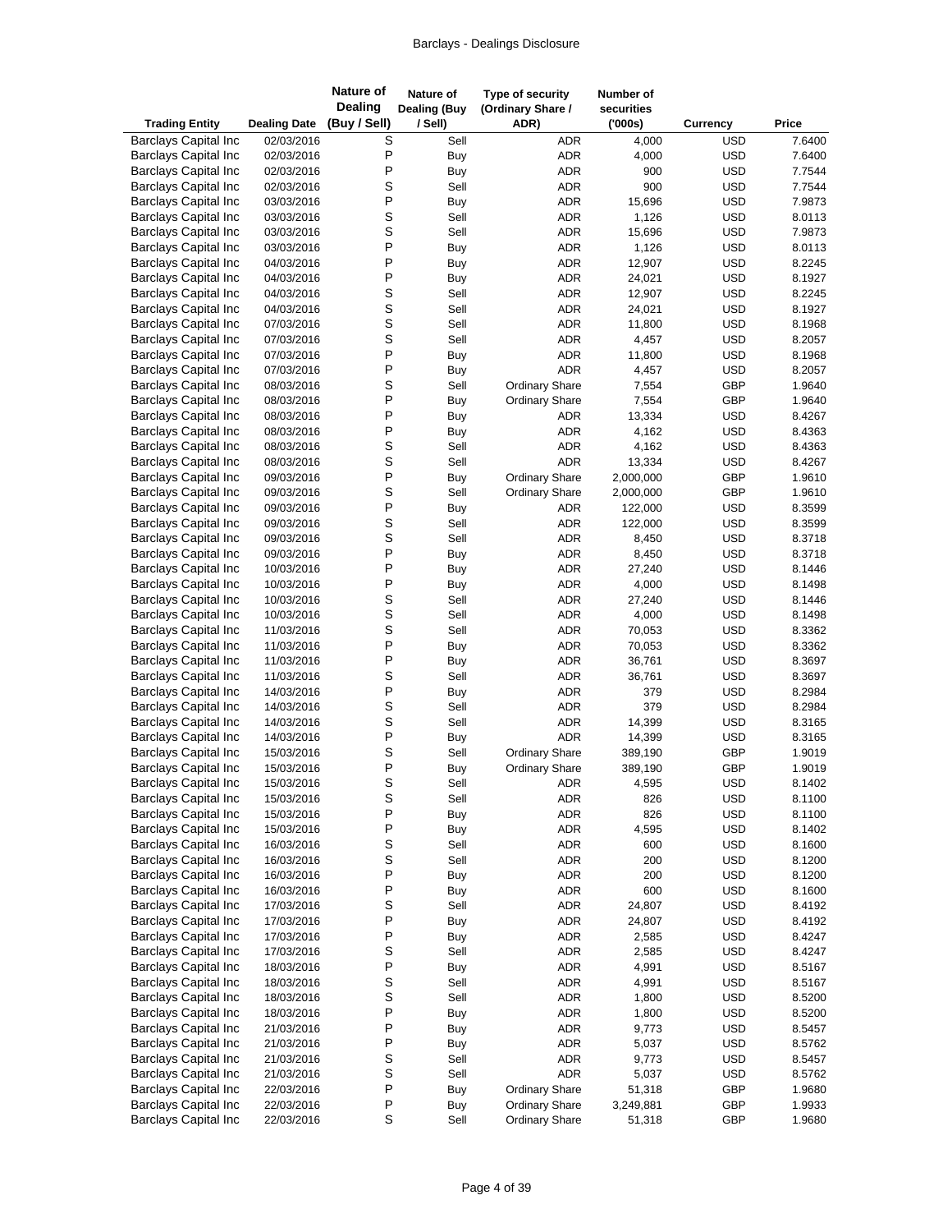| Trading Entity | Dealing Date | Nature of Dealing (Buy / Sell) | Nature of Dealing (Buy / Sell) | Type of security (Ordinary Share / ADR) | Number of securities ('000s) | Currency | Price |
|---|---|---|---|---|---|---|---|
| Barclays Capital Inc | 02/03/2016 | S | Sell | ADR | 4,000 | USD | 7.6400 |
| Barclays Capital Inc | 02/03/2016 | P | Buy | ADR | 4,000 | USD | 7.6400 |
| Barclays Capital Inc | 02/03/2016 | P | Buy | ADR | 900 | USD | 7.7544 |
| Barclays Capital Inc | 02/03/2016 | S | Sell | ADR | 900 | USD | 7.7544 |
| Barclays Capital Inc | 03/03/2016 | P | Buy | ADR | 15,696 | USD | 7.9873 |
| Barclays Capital Inc | 03/03/2016 | S | Sell | ADR | 1,126 | USD | 8.0113 |
| Barclays Capital Inc | 03/03/2016 | S | Sell | ADR | 15,696 | USD | 7.9873 |
| Barclays Capital Inc | 03/03/2016 | P | Buy | ADR | 1,126 | USD | 8.0113 |
| Barclays Capital Inc | 04/03/2016 | P | Buy | ADR | 12,907 | USD | 8.2245 |
| Barclays Capital Inc | 04/03/2016 | P | Buy | ADR | 24,021 | USD | 8.1927 |
| Barclays Capital Inc | 04/03/2016 | S | Sell | ADR | 12,907 | USD | 8.2245 |
| Barclays Capital Inc | 04/03/2016 | S | Sell | ADR | 24,021 | USD | 8.1927 |
| Barclays Capital Inc | 07/03/2016 | S | Sell | ADR | 11,800 | USD | 8.1968 |
| Barclays Capital Inc | 07/03/2016 | S | Sell | ADR | 4,457 | USD | 8.2057 |
| Barclays Capital Inc | 07/03/2016 | P | Buy | ADR | 11,800 | USD | 8.1968 |
| Barclays Capital Inc | 07/03/2016 | P | Buy | ADR | 4,457 | USD | 8.2057 |
| Barclays Capital Inc | 08/03/2016 | S | Sell | Ordinary Share | 7,554 | GBP | 1.9640 |
| Barclays Capital Inc | 08/03/2016 | P | Buy | Ordinary Share | 7,554 | GBP | 1.9640 |
| Barclays Capital Inc | 08/03/2016 | P | Buy | ADR | 13,334 | USD | 8.4267 |
| Barclays Capital Inc | 08/03/2016 | P | Buy | ADR | 4,162 | USD | 8.4363 |
| Barclays Capital Inc | 08/03/2016 | S | Sell | ADR | 4,162 | USD | 8.4363 |
| Barclays Capital Inc | 08/03/2016 | S | Sell | ADR | 13,334 | USD | 8.4267 |
| Barclays Capital Inc | 09/03/2016 | P | Buy | Ordinary Share | 2,000,000 | GBP | 1.9610 |
| Barclays Capital Inc | 09/03/2016 | S | Sell | Ordinary Share | 2,000,000 | GBP | 1.9610 |
| Barclays Capital Inc | 09/03/2016 | P | Buy | ADR | 122,000 | USD | 8.3599 |
| Barclays Capital Inc | 09/03/2016 | S | Sell | ADR | 122,000 | USD | 8.3599 |
| Barclays Capital Inc | 09/03/2016 | S | Sell | ADR | 8,450 | USD | 8.3718 |
| Barclays Capital Inc | 09/03/2016 | P | Buy | ADR | 8,450 | USD | 8.3718 |
| Barclays Capital Inc | 10/03/2016 | P | Buy | ADR | 27,240 | USD | 8.1446 |
| Barclays Capital Inc | 10/03/2016 | P | Buy | ADR | 4,000 | USD | 8.1498 |
| Barclays Capital Inc | 10/03/2016 | S | Sell | ADR | 27,240 | USD | 8.1446 |
| Barclays Capital Inc | 10/03/2016 | S | Sell | ADR | 4,000 | USD | 8.1498 |
| Barclays Capital Inc | 11/03/2016 | S | Sell | ADR | 70,053 | USD | 8.3362 |
| Barclays Capital Inc | 11/03/2016 | P | Buy | ADR | 70,053 | USD | 8.3362 |
| Barclays Capital Inc | 11/03/2016 | P | Buy | ADR | 36,761 | USD | 8.3697 |
| Barclays Capital Inc | 11/03/2016 | S | Sell | ADR | 36,761 | USD | 8.3697 |
| Barclays Capital Inc | 14/03/2016 | P | Buy | ADR | 379 | USD | 8.2984 |
| Barclays Capital Inc | 14/03/2016 | S | Sell | ADR | 379 | USD | 8.2984 |
| Barclays Capital Inc | 14/03/2016 | S | Sell | ADR | 14,399 | USD | 8.3165 |
| Barclays Capital Inc | 14/03/2016 | P | Buy | ADR | 14,399 | USD | 8.3165 |
| Barclays Capital Inc | 15/03/2016 | S | Sell | Ordinary Share | 389,190 | GBP | 1.9019 |
| Barclays Capital Inc | 15/03/2016 | P | Buy | Ordinary Share | 389,190 | GBP | 1.9019 |
| Barclays Capital Inc | 15/03/2016 | S | Sell | ADR | 4,595 | USD | 8.1402 |
| Barclays Capital Inc | 15/03/2016 | S | Sell | ADR | 826 | USD | 8.1100 |
| Barclays Capital Inc | 15/03/2016 | P | Buy | ADR | 826 | USD | 8.1100 |
| Barclays Capital Inc | 15/03/2016 | P | Buy | ADR | 4,595 | USD | 8.1402 |
| Barclays Capital Inc | 16/03/2016 | S | Sell | ADR | 600 | USD | 8.1600 |
| Barclays Capital Inc | 16/03/2016 | S | Sell | ADR | 200 | USD | 8.1200 |
| Barclays Capital Inc | 16/03/2016 | P | Buy | ADR | 200 | USD | 8.1200 |
| Barclays Capital Inc | 16/03/2016 | P | Buy | ADR | 600 | USD | 8.1600 |
| Barclays Capital Inc | 17/03/2016 | S | Sell | ADR | 24,807 | USD | 8.4192 |
| Barclays Capital Inc | 17/03/2016 | P | Buy | ADR | 24,807 | USD | 8.4192 |
| Barclays Capital Inc | 17/03/2016 | P | Buy | ADR | 2,585 | USD | 8.4247 |
| Barclays Capital Inc | 17/03/2016 | S | Sell | ADR | 2,585 | USD | 8.4247 |
| Barclays Capital Inc | 18/03/2016 | P | Buy | ADR | 4,991 | USD | 8.5167 |
| Barclays Capital Inc | 18/03/2016 | S | Sell | ADR | 4,991 | USD | 8.5167 |
| Barclays Capital Inc | 18/03/2016 | S | Sell | ADR | 1,800 | USD | 8.5200 |
| Barclays Capital Inc | 18/03/2016 | P | Buy | ADR | 1,800 | USD | 8.5200 |
| Barclays Capital Inc | 21/03/2016 | P | Buy | ADR | 9,773 | USD | 8.5457 |
| Barclays Capital Inc | 21/03/2016 | P | Buy | ADR | 5,037 | USD | 8.5762 |
| Barclays Capital Inc | 21/03/2016 | S | Sell | ADR | 9,773 | USD | 8.5457 |
| Barclays Capital Inc | 21/03/2016 | S | Sell | ADR | 5,037 | USD | 8.5762 |
| Barclays Capital Inc | 22/03/2016 | P | Buy | Ordinary Share | 51,318 | GBP | 1.9680 |
| Barclays Capital Inc | 22/03/2016 | P | Buy | Ordinary Share | 3,249,881 | GBP | 1.9933 |
| Barclays Capital Inc | 22/03/2016 | S | Sell | Ordinary Share | 51,318 | GBP | 1.9680 |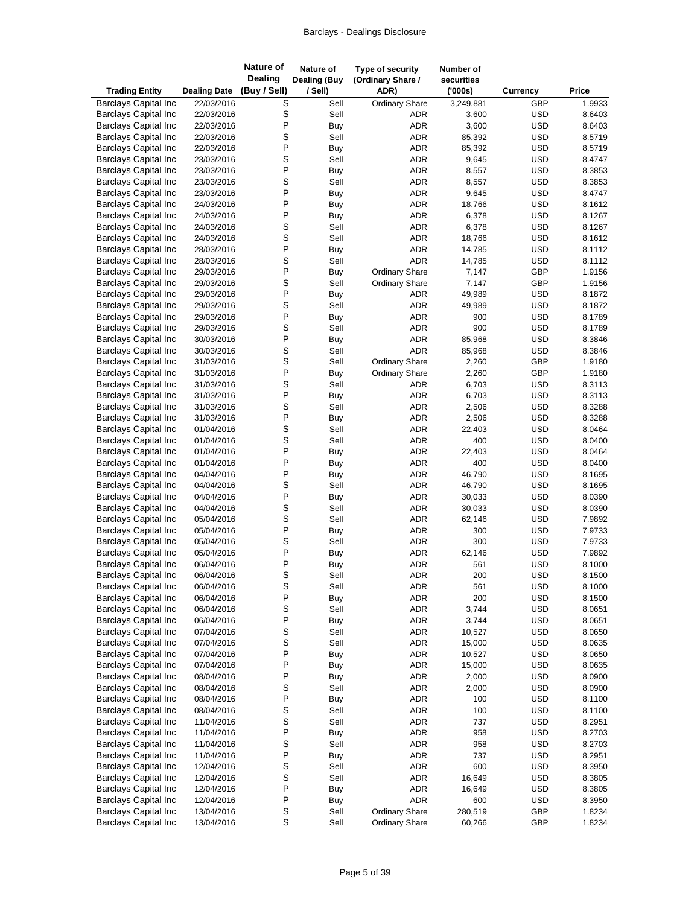| Trading Entity | Dealing Date | Nature of Dealing (Buy / Sell) | Nature of Dealing (Buy / Sell) | Type of security (Ordinary Share / ADR) | Number of securities ('000s) | Currency | Price |
|---|---|---|---|---|---|---|---|
| Barclays Capital Inc | 22/03/2016 | S | Sell | Ordinary Share | 3,249,881 | GBP | 1.9933 |
| Barclays Capital Inc | 22/03/2016 | S | Sell | ADR | 3,600 | USD | 8.6403 |
| Barclays Capital Inc | 22/03/2016 | P | Buy | ADR | 3,600 | USD | 8.6403 |
| Barclays Capital Inc | 22/03/2016 | S | Sell | ADR | 85,392 | USD | 8.5719 |
| Barclays Capital Inc | 22/03/2016 | P | Buy | ADR | 85,392 | USD | 8.5719 |
| Barclays Capital Inc | 23/03/2016 | S | Sell | ADR | 9,645 | USD | 8.4747 |
| Barclays Capital Inc | 23/03/2016 | P | Buy | ADR | 8,557 | USD | 8.3853 |
| Barclays Capital Inc | 23/03/2016 | S | Sell | ADR | 8,557 | USD | 8.3853 |
| Barclays Capital Inc | 23/03/2016 | P | Buy | ADR | 9,645 | USD | 8.4747 |
| Barclays Capital Inc | 24/03/2016 | P | Buy | ADR | 18,766 | USD | 8.1612 |
| Barclays Capital Inc | 24/03/2016 | P | Buy | ADR | 6,378 | USD | 8.1267 |
| Barclays Capital Inc | 24/03/2016 | S | Sell | ADR | 6,378 | USD | 8.1267 |
| Barclays Capital Inc | 24/03/2016 | S | Sell | ADR | 18,766 | USD | 8.1612 |
| Barclays Capital Inc | 28/03/2016 | P | Buy | ADR | 14,785 | USD | 8.1112 |
| Barclays Capital Inc | 28/03/2016 | S | Sell | ADR | 14,785 | USD | 8.1112 |
| Barclays Capital Inc | 29/03/2016 | P | Buy | Ordinary Share | 7,147 | GBP | 1.9156 |
| Barclays Capital Inc | 29/03/2016 | S | Sell | Ordinary Share | 7,147 | GBP | 1.9156 |
| Barclays Capital Inc | 29/03/2016 | P | Buy | ADR | 49,989 | USD | 8.1872 |
| Barclays Capital Inc | 29/03/2016 | S | Sell | ADR | 49,989 | USD | 8.1872 |
| Barclays Capital Inc | 29/03/2016 | P | Buy | ADR | 900 | USD | 8.1789 |
| Barclays Capital Inc | 29/03/2016 | S | Sell | ADR | 900 | USD | 8.1789 |
| Barclays Capital Inc | 30/03/2016 | P | Buy | ADR | 85,968 | USD | 8.3846 |
| Barclays Capital Inc | 30/03/2016 | S | Sell | ADR | 85,968 | USD | 8.3846 |
| Barclays Capital Inc | 31/03/2016 | S | Sell | Ordinary Share | 2,260 | GBP | 1.9180 |
| Barclays Capital Inc | 31/03/2016 | P | Buy | Ordinary Share | 2,260 | GBP | 1.9180 |
| Barclays Capital Inc | 31/03/2016 | S | Sell | ADR | 6,703 | USD | 8.3113 |
| Barclays Capital Inc | 31/03/2016 | P | Buy | ADR | 6,703 | USD | 8.3113 |
| Barclays Capital Inc | 31/03/2016 | S | Sell | ADR | 2,506 | USD | 8.3288 |
| Barclays Capital Inc | 31/03/2016 | P | Buy | ADR | 2,506 | USD | 8.3288 |
| Barclays Capital Inc | 01/04/2016 | S | Sell | ADR | 22,403 | USD | 8.0464 |
| Barclays Capital Inc | 01/04/2016 | S | Sell | ADR | 400 | USD | 8.0400 |
| Barclays Capital Inc | 01/04/2016 | P | Buy | ADR | 22,403 | USD | 8.0464 |
| Barclays Capital Inc | 01/04/2016 | P | Buy | ADR | 400 | USD | 8.0400 |
| Barclays Capital Inc | 04/04/2016 | P | Buy | ADR | 46,790 | USD | 8.1695 |
| Barclays Capital Inc | 04/04/2016 | S | Sell | ADR | 46,790 | USD | 8.1695 |
| Barclays Capital Inc | 04/04/2016 | P | Buy | ADR | 30,033 | USD | 8.0390 |
| Barclays Capital Inc | 04/04/2016 | S | Sell | ADR | 30,033 | USD | 8.0390 |
| Barclays Capital Inc | 05/04/2016 | S | Sell | ADR | 62,146 | USD | 7.9892 |
| Barclays Capital Inc | 05/04/2016 | P | Buy | ADR | 300 | USD | 7.9733 |
| Barclays Capital Inc | 05/04/2016 | S | Sell | ADR | 300 | USD | 7.9733 |
| Barclays Capital Inc | 05/04/2016 | P | Buy | ADR | 62,146 | USD | 7.9892 |
| Barclays Capital Inc | 06/04/2016 | P | Buy | ADR | 561 | USD | 8.1000 |
| Barclays Capital Inc | 06/04/2016 | S | Sell | ADR | 200 | USD | 8.1500 |
| Barclays Capital Inc | 06/04/2016 | S | Sell | ADR | 561 | USD | 8.1000 |
| Barclays Capital Inc | 06/04/2016 | P | Buy | ADR | 200 | USD | 8.1500 |
| Barclays Capital Inc | 06/04/2016 | S | Sell | ADR | 3,744 | USD | 8.0651 |
| Barclays Capital Inc | 06/04/2016 | P | Buy | ADR | 3,744 | USD | 8.0651 |
| Barclays Capital Inc | 07/04/2016 | S | Sell | ADR | 10,527 | USD | 8.0650 |
| Barclays Capital Inc | 07/04/2016 | S | Sell | ADR | 15,000 | USD | 8.0635 |
| Barclays Capital Inc | 07/04/2016 | P | Buy | ADR | 10,527 | USD | 8.0650 |
| Barclays Capital Inc | 07/04/2016 | P | Buy | ADR | 15,000 | USD | 8.0635 |
| Barclays Capital Inc | 08/04/2016 | P | Buy | ADR | 2,000 | USD | 8.0900 |
| Barclays Capital Inc | 08/04/2016 | S | Sell | ADR | 2,000 | USD | 8.0900 |
| Barclays Capital Inc | 08/04/2016 | P | Buy | ADR | 100 | USD | 8.1100 |
| Barclays Capital Inc | 08/04/2016 | S | Sell | ADR | 100 | USD | 8.1100 |
| Barclays Capital Inc | 11/04/2016 | S | Sell | ADR | 737 | USD | 8.2951 |
| Barclays Capital Inc | 11/04/2016 | P | Buy | ADR | 958 | USD | 8.2703 |
| Barclays Capital Inc | 11/04/2016 | S | Sell | ADR | 958 | USD | 8.2703 |
| Barclays Capital Inc | 11/04/2016 | P | Buy | ADR | 737 | USD | 8.2951 |
| Barclays Capital Inc | 12/04/2016 | S | Sell | ADR | 600 | USD | 8.3950 |
| Barclays Capital Inc | 12/04/2016 | S | Sell | ADR | 16,649 | USD | 8.3805 |
| Barclays Capital Inc | 12/04/2016 | P | Buy | ADR | 16,649 | USD | 8.3805 |
| Barclays Capital Inc | 12/04/2016 | P | Buy | ADR | 600 | USD | 8.3950 |
| Barclays Capital Inc | 13/04/2016 | S | Sell | Ordinary Share | 280,519 | GBP | 1.8234 |
| Barclays Capital Inc | 13/04/2016 | S | Sell | Ordinary Share | 60,266 | GBP | 1.8234 |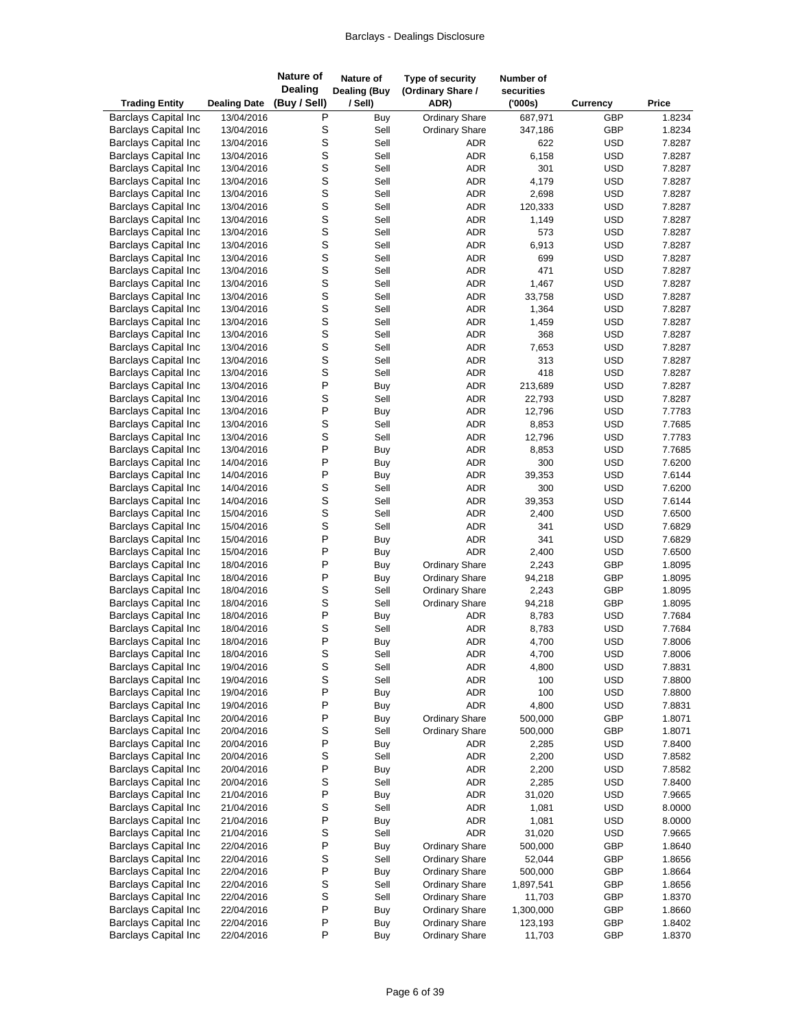| Trading Entity | Dealing Date | Nature of Dealing (Buy / Sell) | Nature of Dealing (Buy / Sell) | Type of security (Ordinary Share / ADR) | Number of securities ('000s) | Currency | Price |
|---|---|---|---|---|---|---|---|
| Barclays Capital Inc | 13/04/2016 | P | Buy | Ordinary Share | 687,971 | GBP | 1.8234 |
| Barclays Capital Inc | 13/04/2016 | S | Sell | Ordinary Share | 347,186 | GBP | 1.8234 |
| Barclays Capital Inc | 13/04/2016 | S | Sell | ADR | 622 | USD | 7.8287 |
| Barclays Capital Inc | 13/04/2016 | S | Sell | ADR | 6,158 | USD | 7.8287 |
| Barclays Capital Inc | 13/04/2016 | S | Sell | ADR | 301 | USD | 7.8287 |
| Barclays Capital Inc | 13/04/2016 | S | Sell | ADR | 4,179 | USD | 7.8287 |
| Barclays Capital Inc | 13/04/2016 | S | Sell | ADR | 2,698 | USD | 7.8287 |
| Barclays Capital Inc | 13/04/2016 | S | Sell | ADR | 120,333 | USD | 7.8287 |
| Barclays Capital Inc | 13/04/2016 | S | Sell | ADR | 1,149 | USD | 7.8287 |
| Barclays Capital Inc | 13/04/2016 | S | Sell | ADR | 573 | USD | 7.8287 |
| Barclays Capital Inc | 13/04/2016 | S | Sell | ADR | 6,913 | USD | 7.8287 |
| Barclays Capital Inc | 13/04/2016 | S | Sell | ADR | 699 | USD | 7.8287 |
| Barclays Capital Inc | 13/04/2016 | S | Sell | ADR | 471 | USD | 7.8287 |
| Barclays Capital Inc | 13/04/2016 | S | Sell | ADR | 1,467 | USD | 7.8287 |
| Barclays Capital Inc | 13/04/2016 | S | Sell | ADR | 33,758 | USD | 7.8287 |
| Barclays Capital Inc | 13/04/2016 | S | Sell | ADR | 1,364 | USD | 7.8287 |
| Barclays Capital Inc | 13/04/2016 | S | Sell | ADR | 1,459 | USD | 7.8287 |
| Barclays Capital Inc | 13/04/2016 | S | Sell | ADR | 368 | USD | 7.8287 |
| Barclays Capital Inc | 13/04/2016 | S | Sell | ADR | 7,653 | USD | 7.8287 |
| Barclays Capital Inc | 13/04/2016 | S | Sell | ADR | 313 | USD | 7.8287 |
| Barclays Capital Inc | 13/04/2016 | S | Sell | ADR | 418 | USD | 7.8287 |
| Barclays Capital Inc | 13/04/2016 | P | Buy | ADR | 213,689 | USD | 7.8287 |
| Barclays Capital Inc | 13/04/2016 | S | Sell | ADR | 22,793 | USD | 7.8287 |
| Barclays Capital Inc | 13/04/2016 | P | Buy | ADR | 12,796 | USD | 7.7783 |
| Barclays Capital Inc | 13/04/2016 | S | Sell | ADR | 8,853 | USD | 7.7685 |
| Barclays Capital Inc | 13/04/2016 | S | Sell | ADR | 12,796 | USD | 7.7783 |
| Barclays Capital Inc | 13/04/2016 | P | Buy | ADR | 8,853 | USD | 7.7685 |
| Barclays Capital Inc | 14/04/2016 | P | Buy | ADR | 300 | USD | 7.6200 |
| Barclays Capital Inc | 14/04/2016 | P | Buy | ADR | 39,353 | USD | 7.6144 |
| Barclays Capital Inc | 14/04/2016 | S | Sell | ADR | 300 | USD | 7.6200 |
| Barclays Capital Inc | 14/04/2016 | S | Sell | ADR | 39,353 | USD | 7.6144 |
| Barclays Capital Inc | 15/04/2016 | S | Sell | ADR | 2,400 | USD | 7.6500 |
| Barclays Capital Inc | 15/04/2016 | S | Sell | ADR | 341 | USD | 7.6829 |
| Barclays Capital Inc | 15/04/2016 | P | Buy | ADR | 341 | USD | 7.6829 |
| Barclays Capital Inc | 15/04/2016 | P | Buy | ADR | 2,400 | USD | 7.6500 |
| Barclays Capital Inc | 18/04/2016 | P | Buy | Ordinary Share | 2,243 | GBP | 1.8095 |
| Barclays Capital Inc | 18/04/2016 | P | Buy | Ordinary Share | 94,218 | GBP | 1.8095 |
| Barclays Capital Inc | 18/04/2016 | S | Sell | Ordinary Share | 2,243 | GBP | 1.8095 |
| Barclays Capital Inc | 18/04/2016 | S | Sell | Ordinary Share | 94,218 | GBP | 1.8095 |
| Barclays Capital Inc | 18/04/2016 | P | Buy | ADR | 8,783 | USD | 7.7684 |
| Barclays Capital Inc | 18/04/2016 | S | Sell | ADR | 8,783 | USD | 7.7684 |
| Barclays Capital Inc | 18/04/2016 | P | Buy | ADR | 4,700 | USD | 7.8006 |
| Barclays Capital Inc | 18/04/2016 | S | Sell | ADR | 4,700 | USD | 7.8006 |
| Barclays Capital Inc | 19/04/2016 | S | Sell | ADR | 4,800 | USD | 7.8831 |
| Barclays Capital Inc | 19/04/2016 | S | Sell | ADR | 100 | USD | 7.8800 |
| Barclays Capital Inc | 19/04/2016 | P | Buy | ADR | 100 | USD | 7.8800 |
| Barclays Capital Inc | 19/04/2016 | P | Buy | ADR | 4,800 | USD | 7.8831 |
| Barclays Capital Inc | 20/04/2016 | P | Buy | Ordinary Share | 500,000 | GBP | 1.8071 |
| Barclays Capital Inc | 20/04/2016 | S | Sell | Ordinary Share | 500,000 | GBP | 1.8071 |
| Barclays Capital Inc | 20/04/2016 | P | Buy | ADR | 2,285 | USD | 7.8400 |
| Barclays Capital Inc | 20/04/2016 | S | Sell | ADR | 2,200 | USD | 7.8582 |
| Barclays Capital Inc | 20/04/2016 | P | Buy | ADR | 2,200 | USD | 7.8582 |
| Barclays Capital Inc | 20/04/2016 | S | Sell | ADR | 2,285 | USD | 7.8400 |
| Barclays Capital Inc | 21/04/2016 | P | Buy | ADR | 31,020 | USD | 7.9665 |
| Barclays Capital Inc | 21/04/2016 | S | Sell | ADR | 1,081 | USD | 8.0000 |
| Barclays Capital Inc | 21/04/2016 | P | Buy | ADR | 1,081 | USD | 8.0000 |
| Barclays Capital Inc | 21/04/2016 | S | Sell | ADR | 31,020 | USD | 7.9665 |
| Barclays Capital Inc | 22/04/2016 | P | Buy | Ordinary Share | 500,000 | GBP | 1.8640 |
| Barclays Capital Inc | 22/04/2016 | S | Sell | Ordinary Share | 52,044 | GBP | 1.8656 |
| Barclays Capital Inc | 22/04/2016 | P | Buy | Ordinary Share | 500,000 | GBP | 1.8664 |
| Barclays Capital Inc | 22/04/2016 | S | Sell | Ordinary Share | 1,897,541 | GBP | 1.8656 |
| Barclays Capital Inc | 22/04/2016 | S | Sell | Ordinary Share | 11,703 | GBP | 1.8370 |
| Barclays Capital Inc | 22/04/2016 | P | Buy | Ordinary Share | 1,300,000 | GBP | 1.8660 |
| Barclays Capital Inc | 22/04/2016 | P | Buy | Ordinary Share | 123,193 | GBP | 1.8402 |
| Barclays Capital Inc | 22/04/2016 | P | Buy | Ordinary Share | 11,703 | GBP | 1.8370 |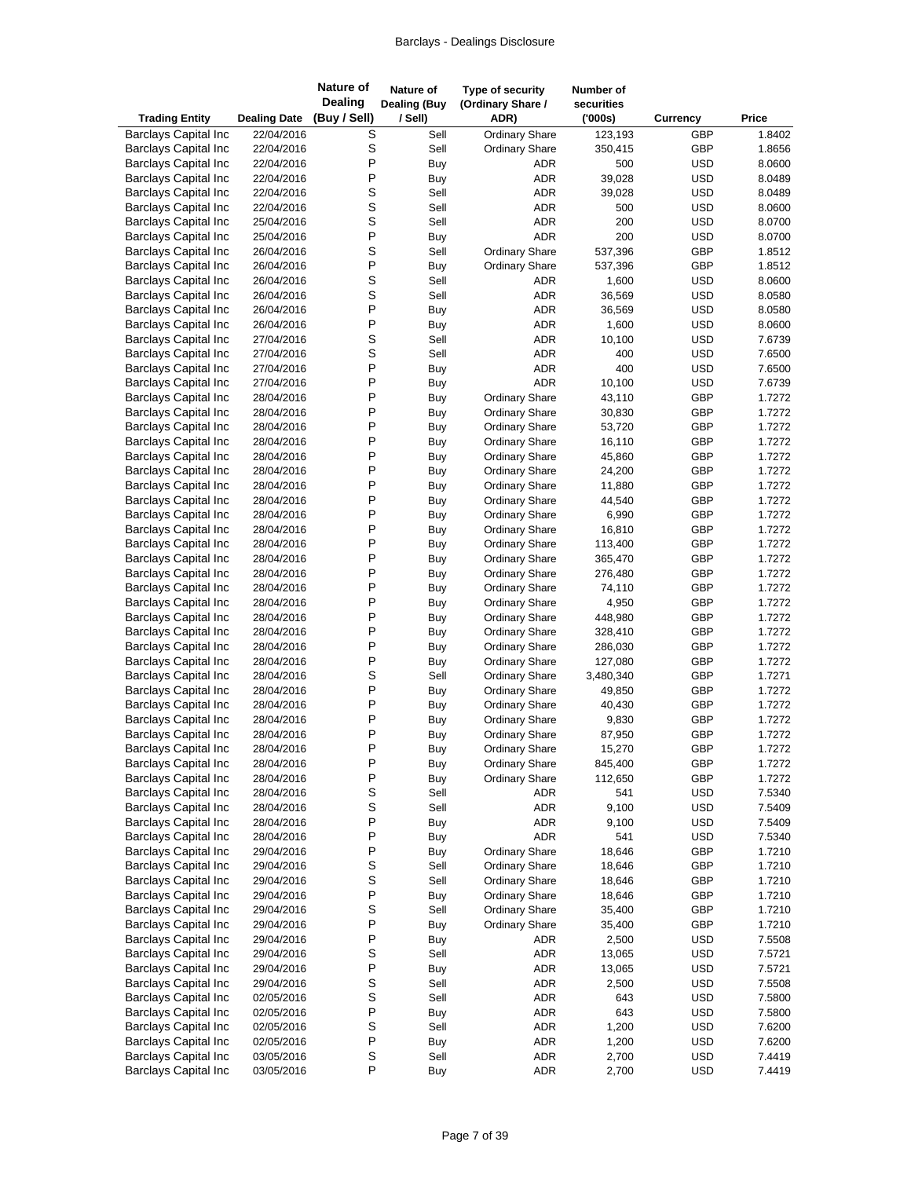| Trading Entity | Dealing Date | Nature of Dealing (Buy / Sell) | Nature of Dealing (Buy / Sell) | Type of security (Ordinary Share / ADR) | Number of securities ('000s) | Currency | Price |
|---|---|---|---|---|---|---|---|
| Barclays Capital Inc | 22/04/2016 | S | Sell | Ordinary Share | 123,193 | GBP | 1.8402 |
| Barclays Capital Inc | 22/04/2016 | S | Sell | Ordinary Share | 350,415 | GBP | 1.8656 |
| Barclays Capital Inc | 22/04/2016 | P | Buy | ADR | 500 | USD | 8.0600 |
| Barclays Capital Inc | 22/04/2016 | P | Buy | ADR | 39,028 | USD | 8.0489 |
| Barclays Capital Inc | 22/04/2016 | S | Sell | ADR | 39,028 | USD | 8.0489 |
| Barclays Capital Inc | 22/04/2016 | S | Sell | ADR | 500 | USD | 8.0600 |
| Barclays Capital Inc | 25/04/2016 | S | Sell | ADR | 200 | USD | 8.0700 |
| Barclays Capital Inc | 25/04/2016 | P | Buy | ADR | 200 | USD | 8.0700 |
| Barclays Capital Inc | 26/04/2016 | S | Sell | Ordinary Share | 537,396 | GBP | 1.8512 |
| Barclays Capital Inc | 26/04/2016 | P | Buy | Ordinary Share | 537,396 | GBP | 1.8512 |
| Barclays Capital Inc | 26/04/2016 | S | Sell | ADR | 1,600 | USD | 8.0600 |
| Barclays Capital Inc | 26/04/2016 | S | Sell | ADR | 36,569 | USD | 8.0580 |
| Barclays Capital Inc | 26/04/2016 | P | Buy | ADR | 36,569 | USD | 8.0580 |
| Barclays Capital Inc | 26/04/2016 | P | Buy | ADR | 1,600 | USD | 8.0600 |
| Barclays Capital Inc | 27/04/2016 | S | Sell | ADR | 10,100 | USD | 7.6739 |
| Barclays Capital Inc | 27/04/2016 | S | Sell | ADR | 400 | USD | 7.6500 |
| Barclays Capital Inc | 27/04/2016 | P | Buy | ADR | 400 | USD | 7.6500 |
| Barclays Capital Inc | 27/04/2016 | P | Buy | ADR | 10,100 | USD | 7.6739 |
| Barclays Capital Inc | 28/04/2016 | P | Buy | Ordinary Share | 43,110 | GBP | 1.7272 |
| Barclays Capital Inc | 28/04/2016 | P | Buy | Ordinary Share | 30,830 | GBP | 1.7272 |
| Barclays Capital Inc | 28/04/2016 | P | Buy | Ordinary Share | 53,720 | GBP | 1.7272 |
| Barclays Capital Inc | 28/04/2016 | P | Buy | Ordinary Share | 16,110 | GBP | 1.7272 |
| Barclays Capital Inc | 28/04/2016 | P | Buy | Ordinary Share | 45,860 | GBP | 1.7272 |
| Barclays Capital Inc | 28/04/2016 | P | Buy | Ordinary Share | 24,200 | GBP | 1.7272 |
| Barclays Capital Inc | 28/04/2016 | P | Buy | Ordinary Share | 11,880 | GBP | 1.7272 |
| Barclays Capital Inc | 28/04/2016 | P | Buy | Ordinary Share | 44,540 | GBP | 1.7272 |
| Barclays Capital Inc | 28/04/2016 | P | Buy | Ordinary Share | 6,990 | GBP | 1.7272 |
| Barclays Capital Inc | 28/04/2016 | P | Buy | Ordinary Share | 16,810 | GBP | 1.7272 |
| Barclays Capital Inc | 28/04/2016 | P | Buy | Ordinary Share | 113,400 | GBP | 1.7272 |
| Barclays Capital Inc | 28/04/2016 | P | Buy | Ordinary Share | 365,470 | GBP | 1.7272 |
| Barclays Capital Inc | 28/04/2016 | P | Buy | Ordinary Share | 276,480 | GBP | 1.7272 |
| Barclays Capital Inc | 28/04/2016 | P | Buy | Ordinary Share | 74,110 | GBP | 1.7272 |
| Barclays Capital Inc | 28/04/2016 | P | Buy | Ordinary Share | 4,950 | GBP | 1.7272 |
| Barclays Capital Inc | 28/04/2016 | P | Buy | Ordinary Share | 448,980 | GBP | 1.7272 |
| Barclays Capital Inc | 28/04/2016 | P | Buy | Ordinary Share | 328,410 | GBP | 1.7272 |
| Barclays Capital Inc | 28/04/2016 | P | Buy | Ordinary Share | 286,030 | GBP | 1.7272 |
| Barclays Capital Inc | 28/04/2016 | P | Buy | Ordinary Share | 127,080 | GBP | 1.7272 |
| Barclays Capital Inc | 28/04/2016 | S | Sell | Ordinary Share | 3,480,340 | GBP | 1.7271 |
| Barclays Capital Inc | 28/04/2016 | P | Buy | Ordinary Share | 49,850 | GBP | 1.7272 |
| Barclays Capital Inc | 28/04/2016 | P | Buy | Ordinary Share | 40,430 | GBP | 1.7272 |
| Barclays Capital Inc | 28/04/2016 | P | Buy | Ordinary Share | 9,830 | GBP | 1.7272 |
| Barclays Capital Inc | 28/04/2016 | P | Buy | Ordinary Share | 87,950 | GBP | 1.7272 |
| Barclays Capital Inc | 28/04/2016 | P | Buy | Ordinary Share | 15,270 | GBP | 1.7272 |
| Barclays Capital Inc | 28/04/2016 | P | Buy | Ordinary Share | 845,400 | GBP | 1.7272 |
| Barclays Capital Inc | 28/04/2016 | P | Buy | Ordinary Share | 112,650 | GBP | 1.7272 |
| Barclays Capital Inc | 28/04/2016 | S | Sell | ADR | 541 | USD | 7.5340 |
| Barclays Capital Inc | 28/04/2016 | S | Sell | ADR | 9,100 | USD | 7.5409 |
| Barclays Capital Inc | 28/04/2016 | P | Buy | ADR | 9,100 | USD | 7.5409 |
| Barclays Capital Inc | 28/04/2016 | P | Buy | ADR | 541 | USD | 7.5340 |
| Barclays Capital Inc | 29/04/2016 | P | Buy | Ordinary Share | 18,646 | GBP | 1.7210 |
| Barclays Capital Inc | 29/04/2016 | S | Sell | Ordinary Share | 18,646 | GBP | 1.7210 |
| Barclays Capital Inc | 29/04/2016 | S | Sell | Ordinary Share | 18,646 | GBP | 1.7210 |
| Barclays Capital Inc | 29/04/2016 | P | Buy | Ordinary Share | 18,646 | GBP | 1.7210 |
| Barclays Capital Inc | 29/04/2016 | S | Sell | Ordinary Share | 35,400 | GBP | 1.7210 |
| Barclays Capital Inc | 29/04/2016 | P | Buy | Ordinary Share | 35,400 | GBP | 1.7210 |
| Barclays Capital Inc | 29/04/2016 | P | Buy | ADR | 2,500 | USD | 7.5508 |
| Barclays Capital Inc | 29/04/2016 | S | Sell | ADR | 13,065 | USD | 7.5721 |
| Barclays Capital Inc | 29/04/2016 | P | Buy | ADR | 13,065 | USD | 7.5721 |
| Barclays Capital Inc | 29/04/2016 | S | Sell | ADR | 2,500 | USD | 7.5508 |
| Barclays Capital Inc | 02/05/2016 | S | Sell | ADR | 643 | USD | 7.5800 |
| Barclays Capital Inc | 02/05/2016 | P | Buy | ADR | 643 | USD | 7.5800 |
| Barclays Capital Inc | 02/05/2016 | S | Sell | ADR | 1,200 | USD | 7.6200 |
| Barclays Capital Inc | 02/05/2016 | P | Buy | ADR | 1,200 | USD | 7.6200 |
| Barclays Capital Inc | 03/05/2016 | S | Sell | ADR | 2,700 | USD | 7.4419 |
| Barclays Capital Inc | 03/05/2016 | P | Buy | ADR | 2,700 | USD | 7.4419 |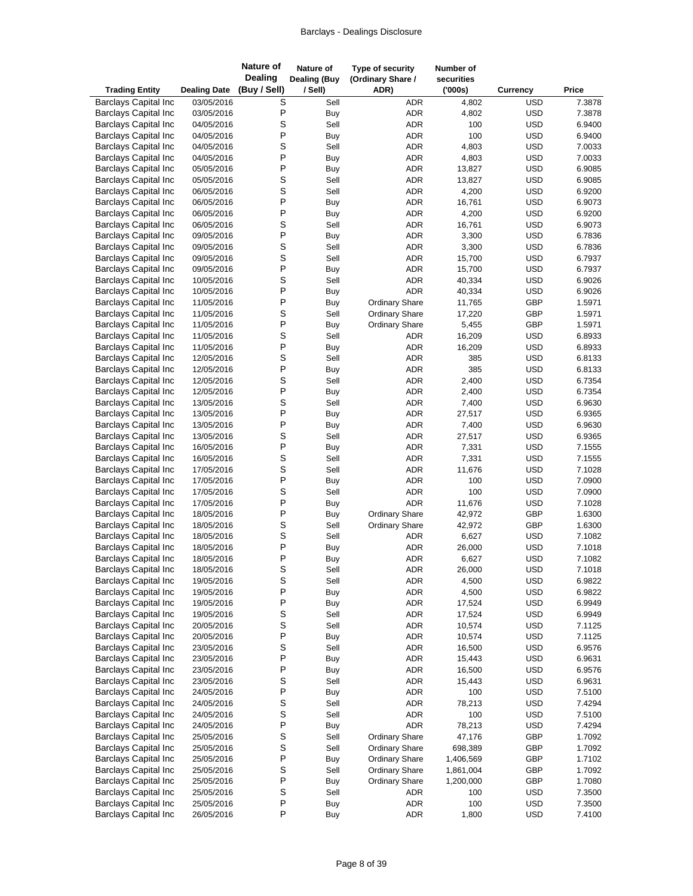| Trading Entity | Dealing Date | Nature of Dealing (Buy / Sell) | Nature of Dealing (Buy / Sell) | Type of security (Ordinary Share / ADR) | Number of securities ('000s) | Currency | Price |
|---|---|---|---|---|---|---|---|
| Barclays Capital Inc | 03/05/2016 | S | Sell | ADR | 4,802 | USD | 7.3878 |
| Barclays Capital Inc | 03/05/2016 | P | Buy | ADR | 4,802 | USD | 7.3878 |
| Barclays Capital Inc | 04/05/2016 | S | Sell | ADR | 100 | USD | 6.9400 |
| Barclays Capital Inc | 04/05/2016 | P | Buy | ADR | 100 | USD | 6.9400 |
| Barclays Capital Inc | 04/05/2016 | S | Sell | ADR | 4,803 | USD | 7.0033 |
| Barclays Capital Inc | 04/05/2016 | P | Buy | ADR | 4,803 | USD | 7.0033 |
| Barclays Capital Inc | 05/05/2016 | P | Buy | ADR | 13,827 | USD | 6.9085 |
| Barclays Capital Inc | 05/05/2016 | S | Sell | ADR | 13,827 | USD | 6.9085 |
| Barclays Capital Inc | 06/05/2016 | S | Sell | ADR | 4,200 | USD | 6.9200 |
| Barclays Capital Inc | 06/05/2016 | P | Buy | ADR | 16,761 | USD | 6.9073 |
| Barclays Capital Inc | 06/05/2016 | P | Buy | ADR | 4,200 | USD | 6.9200 |
| Barclays Capital Inc | 06/05/2016 | S | Sell | ADR | 16,761 | USD | 6.9073 |
| Barclays Capital Inc | 09/05/2016 | P | Buy | ADR | 3,300 | USD | 6.7836 |
| Barclays Capital Inc | 09/05/2016 | S | Sell | ADR | 3,300 | USD | 6.7836 |
| Barclays Capital Inc | 09/05/2016 | S | Sell | ADR | 15,700 | USD | 6.7937 |
| Barclays Capital Inc | 09/05/2016 | P | Buy | ADR | 15,700 | USD | 6.7937 |
| Barclays Capital Inc | 10/05/2016 | S | Sell | ADR | 40,334 | USD | 6.9026 |
| Barclays Capital Inc | 10/05/2016 | P | Buy | ADR | 40,334 | USD | 6.9026 |
| Barclays Capital Inc | 11/05/2016 | P | Buy | Ordinary Share | 11,765 | GBP | 1.5971 |
| Barclays Capital Inc | 11/05/2016 | S | Sell | Ordinary Share | 17,220 | GBP | 1.5971 |
| Barclays Capital Inc | 11/05/2016 | P | Buy | Ordinary Share | 5,455 | GBP | 1.5971 |
| Barclays Capital Inc | 11/05/2016 | S | Sell | ADR | 16,209 | USD | 6.8933 |
| Barclays Capital Inc | 11/05/2016 | P | Buy | ADR | 16,209 | USD | 6.8933 |
| Barclays Capital Inc | 12/05/2016 | S | Sell | ADR | 385 | USD | 6.8133 |
| Barclays Capital Inc | 12/05/2016 | P | Buy | ADR | 385 | USD | 6.8133 |
| Barclays Capital Inc | 12/05/2016 | S | Sell | ADR | 2,400 | USD | 6.7354 |
| Barclays Capital Inc | 12/05/2016 | P | Buy | ADR | 2,400 | USD | 6.7354 |
| Barclays Capital Inc | 13/05/2016 | S | Sell | ADR | 7,400 | USD | 6.9630 |
| Barclays Capital Inc | 13/05/2016 | P | Buy | ADR | 27,517 | USD | 6.9365 |
| Barclays Capital Inc | 13/05/2016 | P | Buy | ADR | 7,400 | USD | 6.9630 |
| Barclays Capital Inc | 13/05/2016 | S | Sell | ADR | 27,517 | USD | 6.9365 |
| Barclays Capital Inc | 16/05/2016 | P | Buy | ADR | 7,331 | USD | 7.1555 |
| Barclays Capital Inc | 16/05/2016 | S | Sell | ADR | 7,331 | USD | 7.1555 |
| Barclays Capital Inc | 17/05/2016 | S | Sell | ADR | 11,676 | USD | 7.1028 |
| Barclays Capital Inc | 17/05/2016 | P | Buy | ADR | 100 | USD | 7.0900 |
| Barclays Capital Inc | 17/05/2016 | S | Sell | ADR | 100 | USD | 7.0900 |
| Barclays Capital Inc | 17/05/2016 | P | Buy | ADR | 11,676 | USD | 7.1028 |
| Barclays Capital Inc | 18/05/2016 | P | Buy | Ordinary Share | 42,972 | GBP | 1.6300 |
| Barclays Capital Inc | 18/05/2016 | S | Sell | Ordinary Share | 42,972 | GBP | 1.6300 |
| Barclays Capital Inc | 18/05/2016 | S | Sell | ADR | 6,627 | USD | 7.1082 |
| Barclays Capital Inc | 18/05/2016 | P | Buy | ADR | 26,000 | USD | 7.1018 |
| Barclays Capital Inc | 18/05/2016 | P | Buy | ADR | 6,627 | USD | 7.1082 |
| Barclays Capital Inc | 18/05/2016 | S | Sell | ADR | 26,000 | USD | 7.1018 |
| Barclays Capital Inc | 19/05/2016 | S | Sell | ADR | 4,500 | USD | 6.9822 |
| Barclays Capital Inc | 19/05/2016 | P | Buy | ADR | 4,500 | USD | 6.9822 |
| Barclays Capital Inc | 19/05/2016 | P | Buy | ADR | 17,524 | USD | 6.9949 |
| Barclays Capital Inc | 19/05/2016 | S | Sell | ADR | 17,524 | USD | 6.9949 |
| Barclays Capital Inc | 20/05/2016 | S | Sell | ADR | 10,574 | USD | 7.1125 |
| Barclays Capital Inc | 20/05/2016 | P | Buy | ADR | 10,574 | USD | 7.1125 |
| Barclays Capital Inc | 23/05/2016 | S | Sell | ADR | 16,500 | USD | 6.9576 |
| Barclays Capital Inc | 23/05/2016 | P | Buy | ADR | 15,443 | USD | 6.9631 |
| Barclays Capital Inc | 23/05/2016 | P | Buy | ADR | 16,500 | USD | 6.9576 |
| Barclays Capital Inc | 23/05/2016 | S | Sell | ADR | 15,443 | USD | 6.9631 |
| Barclays Capital Inc | 24/05/2016 | P | Buy | ADR | 100 | USD | 7.5100 |
| Barclays Capital Inc | 24/05/2016 | S | Sell | ADR | 78,213 | USD | 7.4294 |
| Barclays Capital Inc | 24/05/2016 | S | Sell | ADR | 100 | USD | 7.5100 |
| Barclays Capital Inc | 24/05/2016 | P | Buy | ADR | 78,213 | USD | 7.4294 |
| Barclays Capital Inc | 25/05/2016 | S | Sell | Ordinary Share | 47,176 | GBP | 1.7092 |
| Barclays Capital Inc | 25/05/2016 | S | Sell | Ordinary Share | 698,389 | GBP | 1.7092 |
| Barclays Capital Inc | 25/05/2016 | P | Buy | Ordinary Share | 1,406,569 | GBP | 1.7102 |
| Barclays Capital Inc | 25/05/2016 | S | Sell | Ordinary Share | 1,861,004 | GBP | 1.7092 |
| Barclays Capital Inc | 25/05/2016 | P | Buy | Ordinary Share | 1,200,000 | GBP | 1.7080 |
| Barclays Capital Inc | 25/05/2016 | S | Sell | ADR | 100 | USD | 7.3500 |
| Barclays Capital Inc | 25/05/2016 | P | Buy | ADR | 100 | USD | 7.3500 |
| Barclays Capital Inc | 26/05/2016 | P | Buy | ADR | 1,800 | USD | 7.4100 |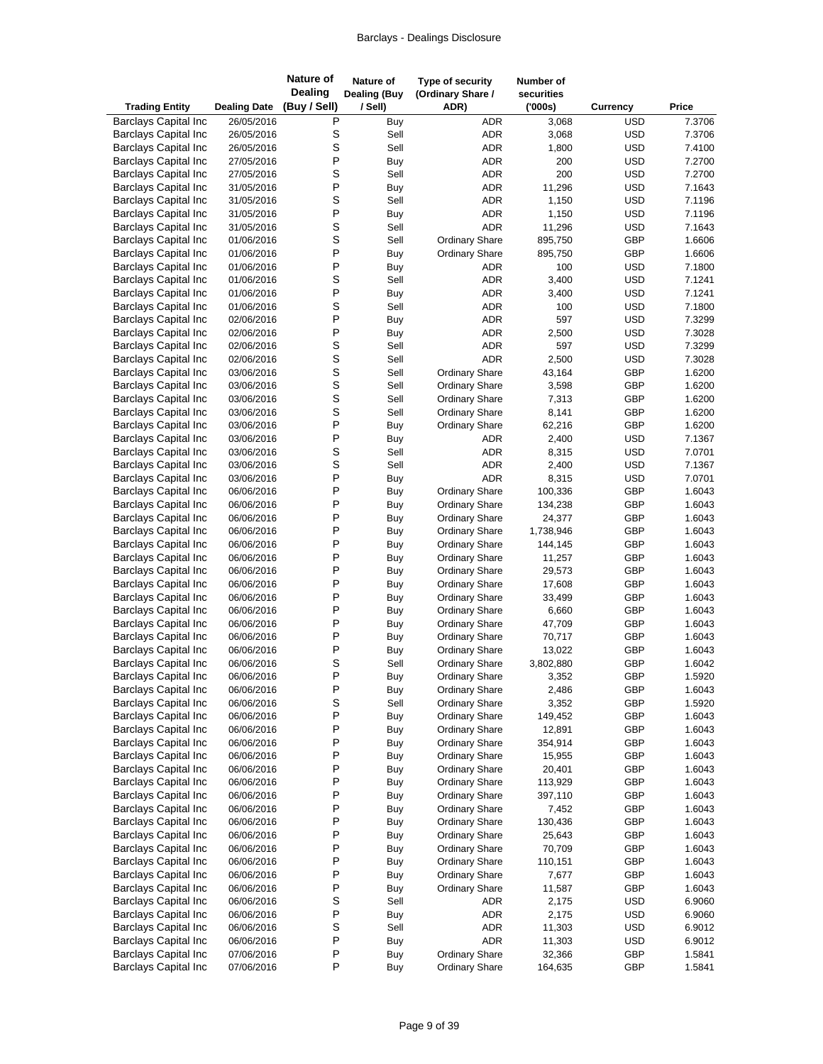| Trading Entity | Dealing Date | Nature of Dealing (Buy / Sell) | Nature of Dealing (Buy / Sell) | Type of security (Ordinary Share / ADR) | Number of securities ('000s) | Currency | Price |
|---|---|---|---|---|---|---|---|
| Barclays Capital Inc | 26/05/2016 | P | Buy | ADR | 3,068 | USD | 7.3706 |
| Barclays Capital Inc | 26/05/2016 | S | Sell | ADR | 3,068 | USD | 7.3706 |
| Barclays Capital Inc | 26/05/2016 | S | Sell | ADR | 1,800 | USD | 7.4100 |
| Barclays Capital Inc | 27/05/2016 | P | Buy | ADR | 200 | USD | 7.2700 |
| Barclays Capital Inc | 27/05/2016 | S | Sell | ADR | 200 | USD | 7.2700 |
| Barclays Capital Inc | 31/05/2016 | P | Buy | ADR | 11,296 | USD | 7.1643 |
| Barclays Capital Inc | 31/05/2016 | S | Sell | ADR | 1,150 | USD | 7.1196 |
| Barclays Capital Inc | 31/05/2016 | P | Buy | ADR | 1,150 | USD | 7.1196 |
| Barclays Capital Inc | 31/05/2016 | S | Sell | ADR | 11,296 | USD | 7.1643 |
| Barclays Capital Inc | 01/06/2016 | S | Sell | Ordinary Share | 895,750 | GBP | 1.6606 |
| Barclays Capital Inc | 01/06/2016 | P | Buy | Ordinary Share | 895,750 | GBP | 1.6606 |
| Barclays Capital Inc | 01/06/2016 | P | Buy | ADR | 100 | USD | 7.1800 |
| Barclays Capital Inc | 01/06/2016 | S | Sell | ADR | 3,400 | USD | 7.1241 |
| Barclays Capital Inc | 01/06/2016 | P | Buy | ADR | 3,400 | USD | 7.1241 |
| Barclays Capital Inc | 01/06/2016 | S | Sell | ADR | 100 | USD | 7.1800 |
| Barclays Capital Inc | 02/06/2016 | P | Buy | ADR | 597 | USD | 7.3299 |
| Barclays Capital Inc | 02/06/2016 | P | Buy | ADR | 2,500 | USD | 7.3028 |
| Barclays Capital Inc | 02/06/2016 | S | Sell | ADR | 597 | USD | 7.3299 |
| Barclays Capital Inc | 02/06/2016 | S | Sell | ADR | 2,500 | USD | 7.3028 |
| Barclays Capital Inc | 03/06/2016 | S | Sell | Ordinary Share | 43,164 | GBP | 1.6200 |
| Barclays Capital Inc | 03/06/2016 | S | Sell | Ordinary Share | 3,598 | GBP | 1.6200 |
| Barclays Capital Inc | 03/06/2016 | S | Sell | Ordinary Share | 7,313 | GBP | 1.6200 |
| Barclays Capital Inc | 03/06/2016 | S | Sell | Ordinary Share | 8,141 | GBP | 1.6200 |
| Barclays Capital Inc | 03/06/2016 | P | Buy | Ordinary Share | 62,216 | GBP | 1.6200 |
| Barclays Capital Inc | 03/06/2016 | P | Buy | ADR | 2,400 | USD | 7.1367 |
| Barclays Capital Inc | 03/06/2016 | S | Sell | ADR | 8,315 | USD | 7.0701 |
| Barclays Capital Inc | 03/06/2016 | S | Sell | ADR | 2,400 | USD | 7.1367 |
| Barclays Capital Inc | 03/06/2016 | P | Buy | ADR | 8,315 | USD | 7.0701 |
| Barclays Capital Inc | 06/06/2016 | P | Buy | Ordinary Share | 100,336 | GBP | 1.6043 |
| Barclays Capital Inc | 06/06/2016 | P | Buy | Ordinary Share | 134,238 | GBP | 1.6043 |
| Barclays Capital Inc | 06/06/2016 | P | Buy | Ordinary Share | 24,377 | GBP | 1.6043 |
| Barclays Capital Inc | 06/06/2016 | P | Buy | Ordinary Share | 1,738,946 | GBP | 1.6043 |
| Barclays Capital Inc | 06/06/2016 | P | Buy | Ordinary Share | 144,145 | GBP | 1.6043 |
| Barclays Capital Inc | 06/06/2016 | P | Buy | Ordinary Share | 11,257 | GBP | 1.6043 |
| Barclays Capital Inc | 06/06/2016 | P | Buy | Ordinary Share | 29,573 | GBP | 1.6043 |
| Barclays Capital Inc | 06/06/2016 | P | Buy | Ordinary Share | 17,608 | GBP | 1.6043 |
| Barclays Capital Inc | 06/06/2016 | P | Buy | Ordinary Share | 33,499 | GBP | 1.6043 |
| Barclays Capital Inc | 06/06/2016 | P | Buy | Ordinary Share | 6,660 | GBP | 1.6043 |
| Barclays Capital Inc | 06/06/2016 | P | Buy | Ordinary Share | 47,709 | GBP | 1.6043 |
| Barclays Capital Inc | 06/06/2016 | P | Buy | Ordinary Share | 70,717 | GBP | 1.6043 |
| Barclays Capital Inc | 06/06/2016 | P | Buy | Ordinary Share | 13,022 | GBP | 1.6043 |
| Barclays Capital Inc | 06/06/2016 | S | Sell | Ordinary Share | 3,802,880 | GBP | 1.6042 |
| Barclays Capital Inc | 06/06/2016 | P | Buy | Ordinary Share | 3,352 | GBP | 1.5920 |
| Barclays Capital Inc | 06/06/2016 | P | Buy | Ordinary Share | 2,486 | GBP | 1.6043 |
| Barclays Capital Inc | 06/06/2016 | S | Sell | Ordinary Share | 3,352 | GBP | 1.5920 |
| Barclays Capital Inc | 06/06/2016 | P | Buy | Ordinary Share | 149,452 | GBP | 1.6043 |
| Barclays Capital Inc | 06/06/2016 | P | Buy | Ordinary Share | 12,891 | GBP | 1.6043 |
| Barclays Capital Inc | 06/06/2016 | P | Buy | Ordinary Share | 354,914 | GBP | 1.6043 |
| Barclays Capital Inc | 06/06/2016 | P | Buy | Ordinary Share | 15,955 | GBP | 1.6043 |
| Barclays Capital Inc | 06/06/2016 | P | Buy | Ordinary Share | 20,401 | GBP | 1.6043 |
| Barclays Capital Inc | 06/06/2016 | P | Buy | Ordinary Share | 113,929 | GBP | 1.6043 |
| Barclays Capital Inc | 06/06/2016 | P | Buy | Ordinary Share | 397,110 | GBP | 1.6043 |
| Barclays Capital Inc | 06/06/2016 | P | Buy | Ordinary Share | 7,452 | GBP | 1.6043 |
| Barclays Capital Inc | 06/06/2016 | P | Buy | Ordinary Share | 130,436 | GBP | 1.6043 |
| Barclays Capital Inc | 06/06/2016 | P | Buy | Ordinary Share | 25,643 | GBP | 1.6043 |
| Barclays Capital Inc | 06/06/2016 | P | Buy | Ordinary Share | 70,709 | GBP | 1.6043 |
| Barclays Capital Inc | 06/06/2016 | P | Buy | Ordinary Share | 110,151 | GBP | 1.6043 |
| Barclays Capital Inc | 06/06/2016 | P | Buy | Ordinary Share | 7,677 | GBP | 1.6043 |
| Barclays Capital Inc | 06/06/2016 | P | Buy | Ordinary Share | 11,587 | GBP | 1.6043 |
| Barclays Capital Inc | 06/06/2016 | S | Sell | ADR | 2,175 | USD | 6.9060 |
| Barclays Capital Inc | 06/06/2016 | P | Buy | ADR | 2,175 | USD | 6.9060 |
| Barclays Capital Inc | 06/06/2016 | S | Sell | ADR | 11,303 | USD | 6.9012 |
| Barclays Capital Inc | 06/06/2016 | P | Buy | ADR | 11,303 | USD | 6.9012 |
| Barclays Capital Inc | 07/06/2016 | P | Buy | Ordinary Share | 32,366 | GBP | 1.5841 |
| Barclays Capital Inc | 07/06/2016 | P | Buy | Ordinary Share | 164,635 | GBP | 1.5841 |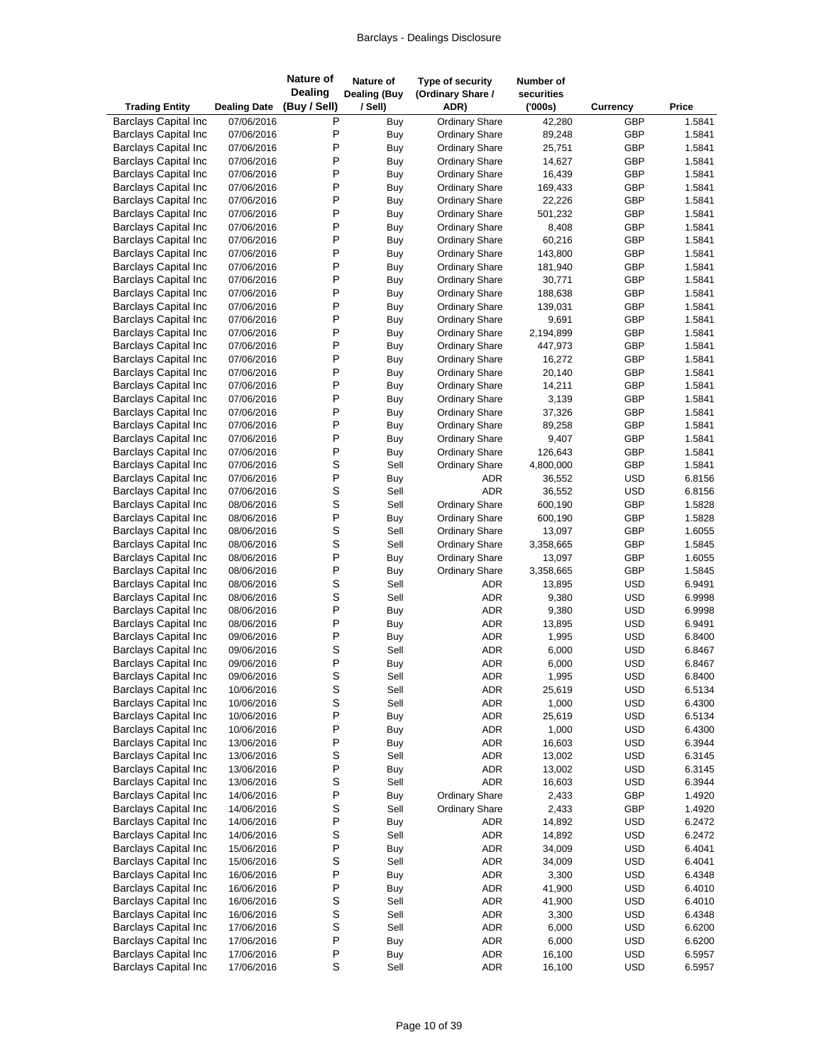| Trading Entity | Dealing Date | Nature of Dealing (Buy / Sell) | Nature of Dealing (Buy / Sell) | Type of security (Ordinary Share / ADR) | Number of securities ('000s) | Currency | Price |
|---|---|---|---|---|---|---|---|
| Barclays Capital Inc | 07/06/2016 | P | Buy | Ordinary Share | 42,280 | GBP | 1.5841 |
| Barclays Capital Inc | 07/06/2016 | P | Buy | Ordinary Share | 89,248 | GBP | 1.5841 |
| Barclays Capital Inc | 07/06/2016 | P | Buy | Ordinary Share | 25,751 | GBP | 1.5841 |
| Barclays Capital Inc | 07/06/2016 | P | Buy | Ordinary Share | 14,627 | GBP | 1.5841 |
| Barclays Capital Inc | 07/06/2016 | P | Buy | Ordinary Share | 16,439 | GBP | 1.5841 |
| Barclays Capital Inc | 07/06/2016 | P | Buy | Ordinary Share | 169,433 | GBP | 1.5841 |
| Barclays Capital Inc | 07/06/2016 | P | Buy | Ordinary Share | 22,226 | GBP | 1.5841 |
| Barclays Capital Inc | 07/06/2016 | P | Buy | Ordinary Share | 501,232 | GBP | 1.5841 |
| Barclays Capital Inc | 07/06/2016 | P | Buy | Ordinary Share | 8,408 | GBP | 1.5841 |
| Barclays Capital Inc | 07/06/2016 | P | Buy | Ordinary Share | 60,216 | GBP | 1.5841 |
| Barclays Capital Inc | 07/06/2016 | P | Buy | Ordinary Share | 143,800 | GBP | 1.5841 |
| Barclays Capital Inc | 07/06/2016 | P | Buy | Ordinary Share | 181,940 | GBP | 1.5841 |
| Barclays Capital Inc | 07/06/2016 | P | Buy | Ordinary Share | 30,771 | GBP | 1.5841 |
| Barclays Capital Inc | 07/06/2016 | P | Buy | Ordinary Share | 188,638 | GBP | 1.5841 |
| Barclays Capital Inc | 07/06/2016 | P | Buy | Ordinary Share | 139,031 | GBP | 1.5841 |
| Barclays Capital Inc | 07/06/2016 | P | Buy | Ordinary Share | 9,691 | GBP | 1.5841 |
| Barclays Capital Inc | 07/06/2016 | P | Buy | Ordinary Share | 2,194,899 | GBP | 1.5841 |
| Barclays Capital Inc | 07/06/2016 | P | Buy | Ordinary Share | 447,973 | GBP | 1.5841 |
| Barclays Capital Inc | 07/06/2016 | P | Buy | Ordinary Share | 16,272 | GBP | 1.5841 |
| Barclays Capital Inc | 07/06/2016 | P | Buy | Ordinary Share | 20,140 | GBP | 1.5841 |
| Barclays Capital Inc | 07/06/2016 | P | Buy | Ordinary Share | 14,211 | GBP | 1.5841 |
| Barclays Capital Inc | 07/06/2016 | P | Buy | Ordinary Share | 3,139 | GBP | 1.5841 |
| Barclays Capital Inc | 07/06/2016 | P | Buy | Ordinary Share | 37,326 | GBP | 1.5841 |
| Barclays Capital Inc | 07/06/2016 | P | Buy | Ordinary Share | 89,258 | GBP | 1.5841 |
| Barclays Capital Inc | 07/06/2016 | P | Buy | Ordinary Share | 9,407 | GBP | 1.5841 |
| Barclays Capital Inc | 07/06/2016 | P | Buy | Ordinary Share | 126,643 | GBP | 1.5841 |
| Barclays Capital Inc | 07/06/2016 | S | Sell | Ordinary Share | 4,800,000 | GBP | 1.5841 |
| Barclays Capital Inc | 07/06/2016 | P | Buy | ADR | 36,552 | USD | 6.8156 |
| Barclays Capital Inc | 07/06/2016 | S | Sell | ADR | 36,552 | USD | 6.8156 |
| Barclays Capital Inc | 08/06/2016 | S | Sell | Ordinary Share | 600,190 | GBP | 1.5828 |
| Barclays Capital Inc | 08/06/2016 | P | Buy | Ordinary Share | 600,190 | GBP | 1.5828 |
| Barclays Capital Inc | 08/06/2016 | S | Sell | Ordinary Share | 13,097 | GBP | 1.6055 |
| Barclays Capital Inc | 08/06/2016 | S | Sell | Ordinary Share | 3,358,665 | GBP | 1.5845 |
| Barclays Capital Inc | 08/06/2016 | P | Buy | Ordinary Share | 13,097 | GBP | 1.6055 |
| Barclays Capital Inc | 08/06/2016 | P | Buy | Ordinary Share | 3,358,665 | GBP | 1.5845 |
| Barclays Capital Inc | 08/06/2016 | S | Sell | ADR | 13,895 | USD | 6.9491 |
| Barclays Capital Inc | 08/06/2016 | S | Sell | ADR | 9,380 | USD | 6.9998 |
| Barclays Capital Inc | 08/06/2016 | P | Buy | ADR | 9,380 | USD | 6.9998 |
| Barclays Capital Inc | 08/06/2016 | P | Buy | ADR | 13,895 | USD | 6.9491 |
| Barclays Capital Inc | 09/06/2016 | P | Buy | ADR | 1,995 | USD | 6.8400 |
| Barclays Capital Inc | 09/06/2016 | S | Sell | ADR | 6,000 | USD | 6.8467 |
| Barclays Capital Inc | 09/06/2016 | P | Buy | ADR | 6,000 | USD | 6.8467 |
| Barclays Capital Inc | 09/06/2016 | S | Sell | ADR | 1,995 | USD | 6.8400 |
| Barclays Capital Inc | 10/06/2016 | S | Sell | ADR | 25,619 | USD | 6.5134 |
| Barclays Capital Inc | 10/06/2016 | S | Sell | ADR | 1,000 | USD | 6.4300 |
| Barclays Capital Inc | 10/06/2016 | P | Buy | ADR | 25,619 | USD | 6.5134 |
| Barclays Capital Inc | 10/06/2016 | P | Buy | ADR | 1,000 | USD | 6.4300 |
| Barclays Capital Inc | 13/06/2016 | P | Buy | ADR | 16,603 | USD | 6.3944 |
| Barclays Capital Inc | 13/06/2016 | S | Sell | ADR | 13,002 | USD | 6.3145 |
| Barclays Capital Inc | 13/06/2016 | P | Buy | ADR | 13,002 | USD | 6.3145 |
| Barclays Capital Inc | 13/06/2016 | S | Sell | ADR | 16,603 | USD | 6.3944 |
| Barclays Capital Inc | 14/06/2016 | P | Buy | Ordinary Share | 2,433 | GBP | 1.4920 |
| Barclays Capital Inc | 14/06/2016 | S | Sell | Ordinary Share | 2,433 | GBP | 1.4920 |
| Barclays Capital Inc | 14/06/2016 | P | Buy | ADR | 14,892 | USD | 6.2472 |
| Barclays Capital Inc | 14/06/2016 | S | Sell | ADR | 14,892 | USD | 6.2472 |
| Barclays Capital Inc | 15/06/2016 | P | Buy | ADR | 34,009 | USD | 6.4041 |
| Barclays Capital Inc | 15/06/2016 | S | Sell | ADR | 34,009 | USD | 6.4041 |
| Barclays Capital Inc | 16/06/2016 | P | Buy | ADR | 3,300 | USD | 6.4348 |
| Barclays Capital Inc | 16/06/2016 | P | Buy | ADR | 41,900 | USD | 6.4010 |
| Barclays Capital Inc | 16/06/2016 | S | Sell | ADR | 41,900 | USD | 6.4010 |
| Barclays Capital Inc | 16/06/2016 | S | Sell | ADR | 3,300 | USD | 6.4348 |
| Barclays Capital Inc | 17/06/2016 | S | Sell | ADR | 6,000 | USD | 6.6200 |
| Barclays Capital Inc | 17/06/2016 | P | Buy | ADR | 6,000 | USD | 6.6200 |
| Barclays Capital Inc | 17/06/2016 | P | Buy | ADR | 16,100 | USD | 6.5957 |
| Barclays Capital Inc | 17/06/2016 | S | Sell | ADR | 16,100 | USD | 6.5957 |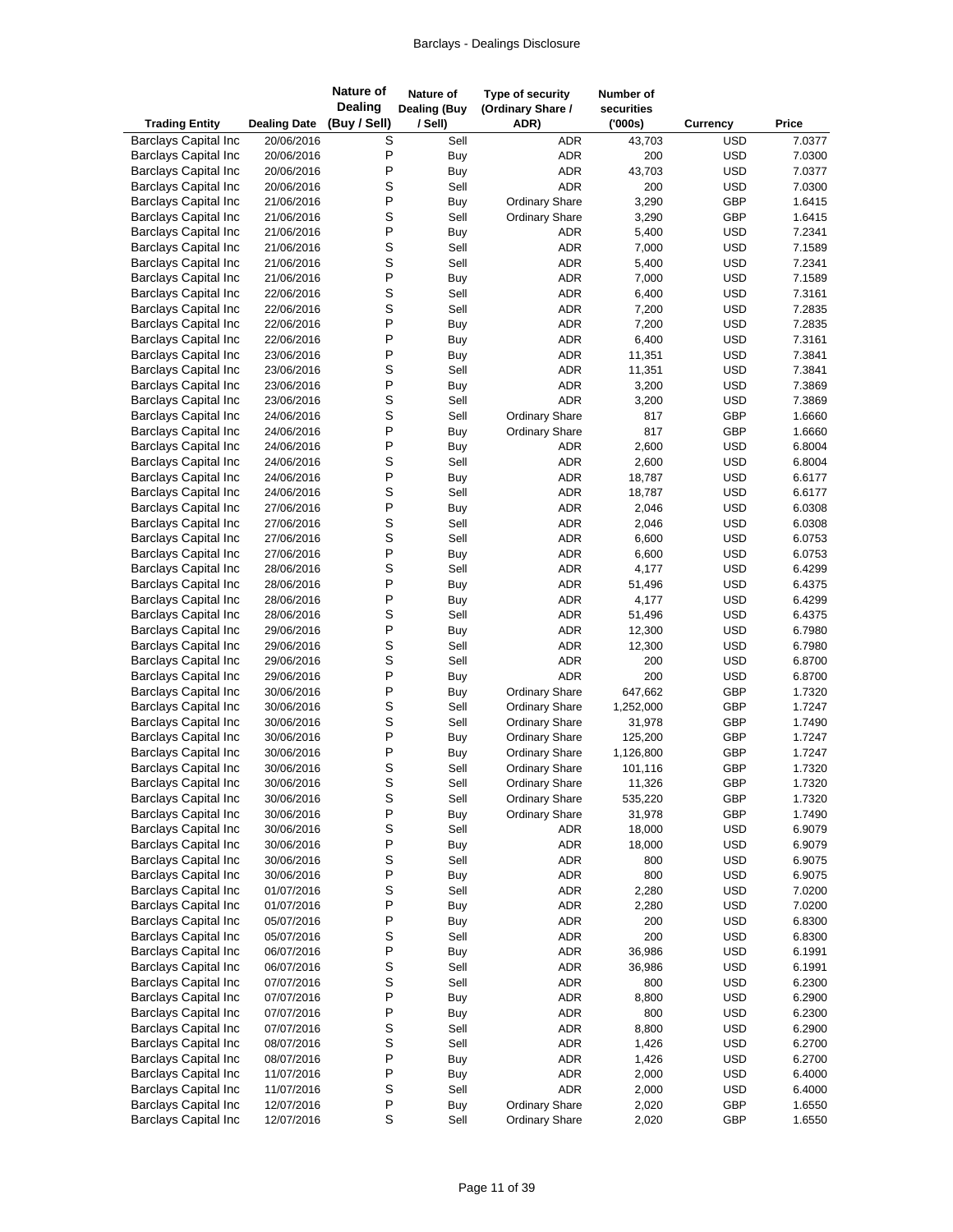| Trading Entity | Dealing Date | Nature of Dealing (Buy / Sell) | Nature of Dealing (Buy / Sell) | Type of security (Ordinary Share / ADR) | Number of securities ('000s) | Currency | Price |
|---|---|---|---|---|---|---|---|
| Barclays Capital Inc | 20/06/2016 | S | Sell | ADR | 43,703 | USD | 7.0377 |
| Barclays Capital Inc | 20/06/2016 | P | Buy | ADR | 200 | USD | 7.0300 |
| Barclays Capital Inc | 20/06/2016 | P | Buy | ADR | 43,703 | USD | 7.0377 |
| Barclays Capital Inc | 20/06/2016 | S | Sell | ADR | 200 | USD | 7.0300 |
| Barclays Capital Inc | 21/06/2016 | P | Buy | Ordinary Share | 3,290 | GBP | 1.6415 |
| Barclays Capital Inc | 21/06/2016 | S | Sell | Ordinary Share | 3,290 | GBP | 1.6415 |
| Barclays Capital Inc | 21/06/2016 | P | Buy | ADR | 5,400 | USD | 7.2341 |
| Barclays Capital Inc | 21/06/2016 | S | Sell | ADR | 7,000 | USD | 7.1589 |
| Barclays Capital Inc | 21/06/2016 | S | Sell | ADR | 5,400 | USD | 7.2341 |
| Barclays Capital Inc | 21/06/2016 | P | Buy | ADR | 7,000 | USD | 7.1589 |
| Barclays Capital Inc | 22/06/2016 | S | Sell | ADR | 6,400 | USD | 7.3161 |
| Barclays Capital Inc | 22/06/2016 | S | Sell | ADR | 7,200 | USD | 7.2835 |
| Barclays Capital Inc | 22/06/2016 | P | Buy | ADR | 7,200 | USD | 7.2835 |
| Barclays Capital Inc | 22/06/2016 | P | Buy | ADR | 6,400 | USD | 7.3161 |
| Barclays Capital Inc | 23/06/2016 | P | Buy | ADR | 11,351 | USD | 7.3841 |
| Barclays Capital Inc | 23/06/2016 | S | Sell | ADR | 11,351 | USD | 7.3841 |
| Barclays Capital Inc | 23/06/2016 | P | Buy | ADR | 3,200 | USD | 7.3869 |
| Barclays Capital Inc | 23/06/2016 | S | Sell | ADR | 3,200 | USD | 7.3869 |
| Barclays Capital Inc | 24/06/2016 | S | Sell | Ordinary Share | 817 | GBP | 1.6660 |
| Barclays Capital Inc | 24/06/2016 | P | Buy | Ordinary Share | 817 | GBP | 1.6660 |
| Barclays Capital Inc | 24/06/2016 | P | Buy | ADR | 2,600 | USD | 6.8004 |
| Barclays Capital Inc | 24/06/2016 | S | Sell | ADR | 2,600 | USD | 6.8004 |
| Barclays Capital Inc | 24/06/2016 | P | Buy | ADR | 18,787 | USD | 6.6177 |
| Barclays Capital Inc | 24/06/2016 | S | Sell | ADR | 18,787 | USD | 6.6177 |
| Barclays Capital Inc | 27/06/2016 | P | Buy | ADR | 2,046 | USD | 6.0308 |
| Barclays Capital Inc | 27/06/2016 | S | Sell | ADR | 2,046 | USD | 6.0308 |
| Barclays Capital Inc | 27/06/2016 | S | Sell | ADR | 6,600 | USD | 6.0753 |
| Barclays Capital Inc | 27/06/2016 | P | Buy | ADR | 6,600 | USD | 6.0753 |
| Barclays Capital Inc | 28/06/2016 | S | Sell | ADR | 4,177 | USD | 6.4299 |
| Barclays Capital Inc | 28/06/2016 | P | Buy | ADR | 51,496 | USD | 6.4375 |
| Barclays Capital Inc | 28/06/2016 | P | Buy | ADR | 4,177 | USD | 6.4299 |
| Barclays Capital Inc | 28/06/2016 | S | Sell | ADR | 51,496 | USD | 6.4375 |
| Barclays Capital Inc | 29/06/2016 | P | Buy | ADR | 12,300 | USD | 6.7980 |
| Barclays Capital Inc | 29/06/2016 | S | Sell | ADR | 12,300 | USD | 6.7980 |
| Barclays Capital Inc | 29/06/2016 | S | Sell | ADR | 200 | USD | 6.8700 |
| Barclays Capital Inc | 29/06/2016 | P | Buy | ADR | 200 | USD | 6.8700 |
| Barclays Capital Inc | 30/06/2016 | P | Buy | Ordinary Share | 647,662 | GBP | 1.7320 |
| Barclays Capital Inc | 30/06/2016 | S | Sell | Ordinary Share | 1,252,000 | GBP | 1.7247 |
| Barclays Capital Inc | 30/06/2016 | S | Sell | Ordinary Share | 31,978 | GBP | 1.7490 |
| Barclays Capital Inc | 30/06/2016 | P | Buy | Ordinary Share | 125,200 | GBP | 1.7247 |
| Barclays Capital Inc | 30/06/2016 | P | Buy | Ordinary Share | 1,126,800 | GBP | 1.7247 |
| Barclays Capital Inc | 30/06/2016 | S | Sell | Ordinary Share | 101,116 | GBP | 1.7320 |
| Barclays Capital Inc | 30/06/2016 | S | Sell | Ordinary Share | 11,326 | GBP | 1.7320 |
| Barclays Capital Inc | 30/06/2016 | S | Sell | Ordinary Share | 535,220 | GBP | 1.7320 |
| Barclays Capital Inc | 30/06/2016 | P | Buy | Ordinary Share | 31,978 | GBP | 1.7490 |
| Barclays Capital Inc | 30/06/2016 | S | Sell | ADR | 18,000 | USD | 6.9079 |
| Barclays Capital Inc | 30/06/2016 | P | Buy | ADR | 18,000 | USD | 6.9079 |
| Barclays Capital Inc | 30/06/2016 | S | Sell | ADR | 800 | USD | 6.9075 |
| Barclays Capital Inc | 30/06/2016 | P | Buy | ADR | 800 | USD | 6.9075 |
| Barclays Capital Inc | 01/07/2016 | S | Sell | ADR | 2,280 | USD | 7.0200 |
| Barclays Capital Inc | 01/07/2016 | P | Buy | ADR | 2,280 | USD | 7.0200 |
| Barclays Capital Inc | 05/07/2016 | P | Buy | ADR | 200 | USD | 6.8300 |
| Barclays Capital Inc | 05/07/2016 | S | Sell | ADR | 200 | USD | 6.8300 |
| Barclays Capital Inc | 06/07/2016 | P | Buy | ADR | 36,986 | USD | 6.1991 |
| Barclays Capital Inc | 06/07/2016 | S | Sell | ADR | 36,986 | USD | 6.1991 |
| Barclays Capital Inc | 07/07/2016 | S | Sell | ADR | 800 | USD | 6.2300 |
| Barclays Capital Inc | 07/07/2016 | P | Buy | ADR | 8,800 | USD | 6.2900 |
| Barclays Capital Inc | 07/07/2016 | P | Buy | ADR | 800 | USD | 6.2300 |
| Barclays Capital Inc | 07/07/2016 | S | Sell | ADR | 8,800 | USD | 6.2900 |
| Barclays Capital Inc | 08/07/2016 | S | Sell | ADR | 1,426 | USD | 6.2700 |
| Barclays Capital Inc | 08/07/2016 | P | Buy | ADR | 1,426 | USD | 6.2700 |
| Barclays Capital Inc | 11/07/2016 | P | Buy | ADR | 2,000 | USD | 6.4000 |
| Barclays Capital Inc | 11/07/2016 | S | Sell | ADR | 2,000 | USD | 6.4000 |
| Barclays Capital Inc | 12/07/2016 | P | Buy | Ordinary Share | 2,020 | GBP | 1.6550 |
| Barclays Capital Inc | 12/07/2016 | S | Sell | Ordinary Share | 2,020 | GBP | 1.6550 |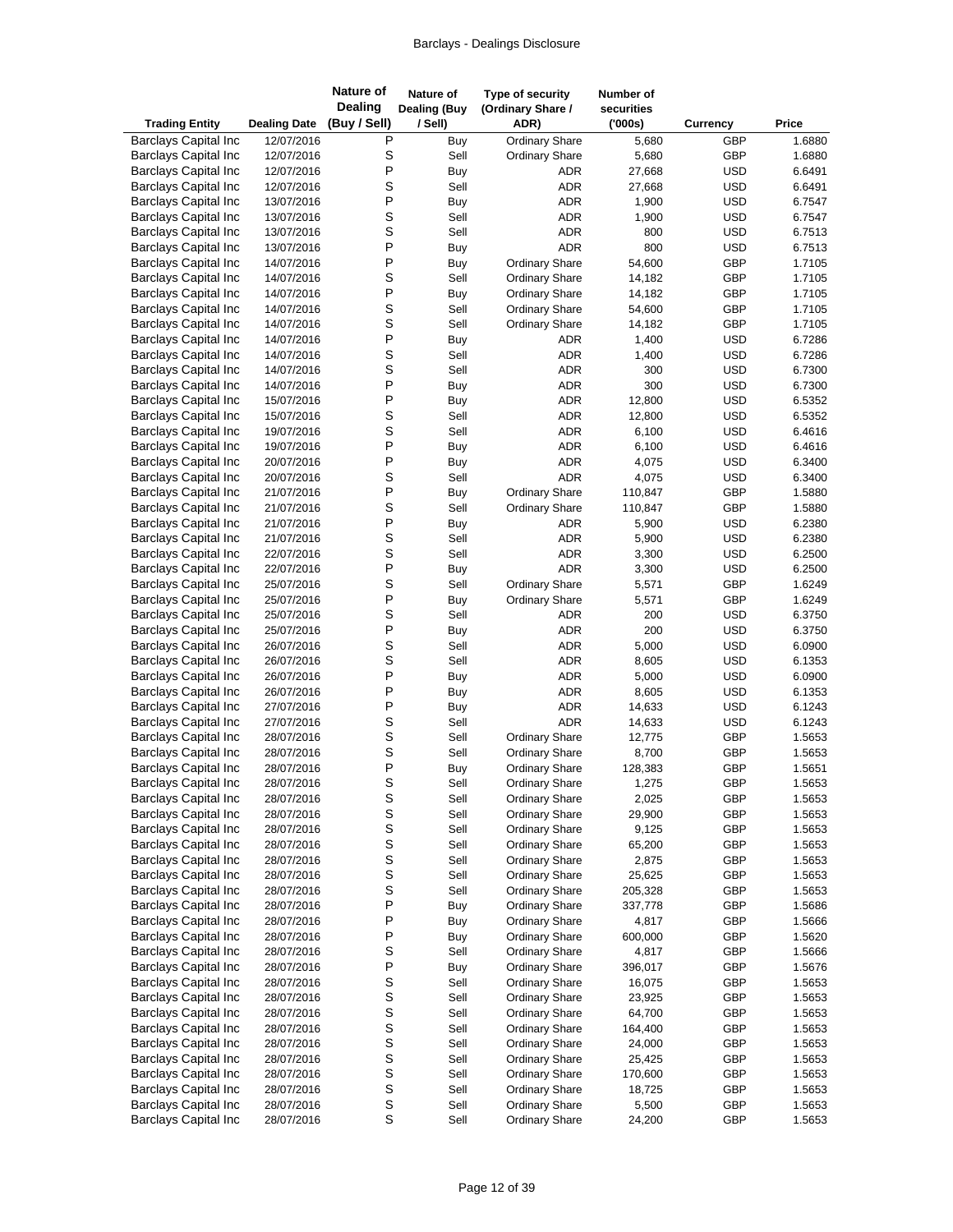| Trading Entity | Dealing Date | Nature of Dealing (Buy / Sell) | Nature of Dealing (Buy / Sell) | Type of security (Ordinary Share / ADR) | Number of securities ('000s) | Currency | Price |
|---|---|---|---|---|---|---|---|
| Barclays Capital Inc | 12/07/2016 | P | Buy | Ordinary Share | 5,680 | GBP | 1.6880 |
| Barclays Capital Inc | 12/07/2016 | S | Sell | Ordinary Share | 5,680 | GBP | 1.6880 |
| Barclays Capital Inc | 12/07/2016 | P | Buy | ADR | 27,668 | USD | 6.6491 |
| Barclays Capital Inc | 12/07/2016 | S | Sell | ADR | 27,668 | USD | 6.6491 |
| Barclays Capital Inc | 13/07/2016 | P | Buy | ADR | 1,900 | USD | 6.7547 |
| Barclays Capital Inc | 13/07/2016 | S | Sell | ADR | 1,900 | USD | 6.7547 |
| Barclays Capital Inc | 13/07/2016 | S | Sell | ADR | 800 | USD | 6.7513 |
| Barclays Capital Inc | 13/07/2016 | P | Buy | ADR | 800 | USD | 6.7513 |
| Barclays Capital Inc | 14/07/2016 | P | Buy | Ordinary Share | 54,600 | GBP | 1.7105 |
| Barclays Capital Inc | 14/07/2016 | S | Sell | Ordinary Share | 14,182 | GBP | 1.7105 |
| Barclays Capital Inc | 14/07/2016 | P | Buy | Ordinary Share | 14,182 | GBP | 1.7105 |
| Barclays Capital Inc | 14/07/2016 | S | Sell | Ordinary Share | 54,600 | GBP | 1.7105 |
| Barclays Capital Inc | 14/07/2016 | S | Sell | Ordinary Share | 14,182 | GBP | 1.7105 |
| Barclays Capital Inc | 14/07/2016 | P | Buy | ADR | 1,400 | USD | 6.7286 |
| Barclays Capital Inc | 14/07/2016 | S | Sell | ADR | 1,400 | USD | 6.7286 |
| Barclays Capital Inc | 14/07/2016 | S | Sell | ADR | 300 | USD | 6.7300 |
| Barclays Capital Inc | 14/07/2016 | P | Buy | ADR | 300 | USD | 6.7300 |
| Barclays Capital Inc | 15/07/2016 | P | Buy | ADR | 12,800 | USD | 6.5352 |
| Barclays Capital Inc | 15/07/2016 | S | Sell | ADR | 12,800 | USD | 6.5352 |
| Barclays Capital Inc | 19/07/2016 | S | Sell | ADR | 6,100 | USD | 6.4616 |
| Barclays Capital Inc | 19/07/2016 | P | Buy | ADR | 6,100 | USD | 6.4616 |
| Barclays Capital Inc | 20/07/2016 | P | Buy | ADR | 4,075 | USD | 6.3400 |
| Barclays Capital Inc | 20/07/2016 | S | Sell | ADR | 4,075 | USD | 6.3400 |
| Barclays Capital Inc | 21/07/2016 | P | Buy | Ordinary Share | 110,847 | GBP | 1.5880 |
| Barclays Capital Inc | 21/07/2016 | S | Sell | Ordinary Share | 110,847 | GBP | 1.5880 |
| Barclays Capital Inc | 21/07/2016 | P | Buy | ADR | 5,900 | USD | 6.2380 |
| Barclays Capital Inc | 21/07/2016 | S | Sell | ADR | 5,900 | USD | 6.2380 |
| Barclays Capital Inc | 22/07/2016 | S | Sell | ADR | 3,300 | USD | 6.2500 |
| Barclays Capital Inc | 22/07/2016 | P | Buy | ADR | 3,300 | USD | 6.2500 |
| Barclays Capital Inc | 25/07/2016 | S | Sell | Ordinary Share | 5,571 | GBP | 1.6249 |
| Barclays Capital Inc | 25/07/2016 | P | Buy | Ordinary Share | 5,571 | GBP | 1.6249 |
| Barclays Capital Inc | 25/07/2016 | S | Sell | ADR | 200 | USD | 6.3750 |
| Barclays Capital Inc | 25/07/2016 | P | Buy | ADR | 200 | USD | 6.3750 |
| Barclays Capital Inc | 26/07/2016 | S | Sell | ADR | 5,000 | USD | 6.0900 |
| Barclays Capital Inc | 26/07/2016 | S | Sell | ADR | 8,605 | USD | 6.1353 |
| Barclays Capital Inc | 26/07/2016 | P | Buy | ADR | 5,000 | USD | 6.0900 |
| Barclays Capital Inc | 26/07/2016 | P | Buy | ADR | 8,605 | USD | 6.1353 |
| Barclays Capital Inc | 27/07/2016 | P | Buy | ADR | 14,633 | USD | 6.1243 |
| Barclays Capital Inc | 27/07/2016 | S | Sell | ADR | 14,633 | USD | 6.1243 |
| Barclays Capital Inc | 28/07/2016 | S | Sell | Ordinary Share | 12,775 | GBP | 1.5653 |
| Barclays Capital Inc | 28/07/2016 | S | Sell | Ordinary Share | 8,700 | GBP | 1.5653 |
| Barclays Capital Inc | 28/07/2016 | P | Buy | Ordinary Share | 128,383 | GBP | 1.5651 |
| Barclays Capital Inc | 28/07/2016 | S | Sell | Ordinary Share | 1,275 | GBP | 1.5653 |
| Barclays Capital Inc | 28/07/2016 | S | Sell | Ordinary Share | 2,025 | GBP | 1.5653 |
| Barclays Capital Inc | 28/07/2016 | S | Sell | Ordinary Share | 29,900 | GBP | 1.5653 |
| Barclays Capital Inc | 28/07/2016 | S | Sell | Ordinary Share | 9,125 | GBP | 1.5653 |
| Barclays Capital Inc | 28/07/2016 | S | Sell | Ordinary Share | 65,200 | GBP | 1.5653 |
| Barclays Capital Inc | 28/07/2016 | S | Sell | Ordinary Share | 2,875 | GBP | 1.5653 |
| Barclays Capital Inc | 28/07/2016 | S | Sell | Ordinary Share | 25,625 | GBP | 1.5653 |
| Barclays Capital Inc | 28/07/2016 | S | Sell | Ordinary Share | 205,328 | GBP | 1.5653 |
| Barclays Capital Inc | 28/07/2016 | P | Buy | Ordinary Share | 337,778 | GBP | 1.5686 |
| Barclays Capital Inc | 28/07/2016 | P | Buy | Ordinary Share | 4,817 | GBP | 1.5666 |
| Barclays Capital Inc | 28/07/2016 | P | Buy | Ordinary Share | 600,000 | GBP | 1.5620 |
| Barclays Capital Inc | 28/07/2016 | S | Sell | Ordinary Share | 4,817 | GBP | 1.5666 |
| Barclays Capital Inc | 28/07/2016 | P | Buy | Ordinary Share | 396,017 | GBP | 1.5676 |
| Barclays Capital Inc | 28/07/2016 | S | Sell | Ordinary Share | 16,075 | GBP | 1.5653 |
| Barclays Capital Inc | 28/07/2016 | S | Sell | Ordinary Share | 23,925 | GBP | 1.5653 |
| Barclays Capital Inc | 28/07/2016 | S | Sell | Ordinary Share | 64,700 | GBP | 1.5653 |
| Barclays Capital Inc | 28/07/2016 | S | Sell | Ordinary Share | 164,400 | GBP | 1.5653 |
| Barclays Capital Inc | 28/07/2016 | S | Sell | Ordinary Share | 24,000 | GBP | 1.5653 |
| Barclays Capital Inc | 28/07/2016 | S | Sell | Ordinary Share | 25,425 | GBP | 1.5653 |
| Barclays Capital Inc | 28/07/2016 | S | Sell | Ordinary Share | 170,600 | GBP | 1.5653 |
| Barclays Capital Inc | 28/07/2016 | S | Sell | Ordinary Share | 18,725 | GBP | 1.5653 |
| Barclays Capital Inc | 28/07/2016 | S | Sell | Ordinary Share | 5,500 | GBP | 1.5653 |
| Barclays Capital Inc | 28/07/2016 | S | Sell | Ordinary Share | 24,200 | GBP | 1.5653 |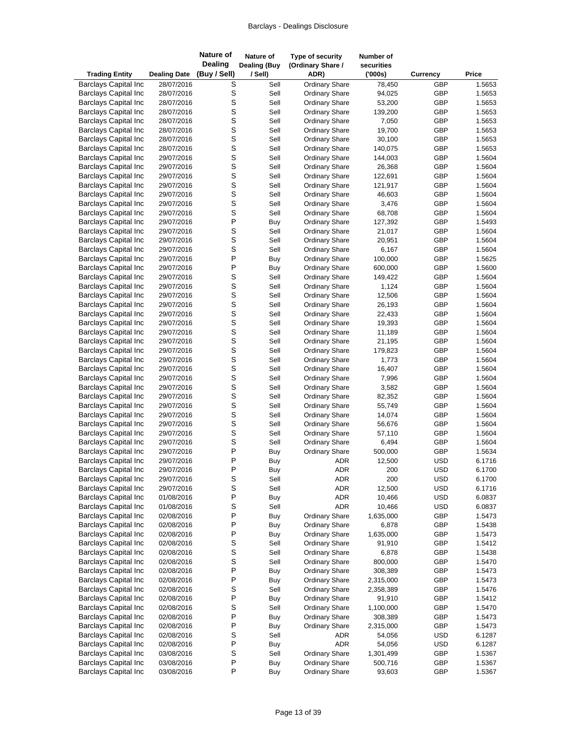| Trading Entity | Dealing Date | Nature of Dealing (Buy / Sell) | Nature of Dealing (Buy / Sell) | Type of security (Ordinary Share / ADR) | Number of securities ('000s) | Currency | Price |
|---|---|---|---|---|---|---|---|
| Barclays Capital Inc | 28/07/2016 | S | Sell | Ordinary Share | 78,450 | GBP | 1.5653 |
| Barclays Capital Inc | 28/07/2016 | S | Sell | Ordinary Share | 94,025 | GBP | 1.5653 |
| Barclays Capital Inc | 28/07/2016 | S | Sell | Ordinary Share | 53,200 | GBP | 1.5653 |
| Barclays Capital Inc | 28/07/2016 | S | Sell | Ordinary Share | 139,200 | GBP | 1.5653 |
| Barclays Capital Inc | 28/07/2016 | S | Sell | Ordinary Share | 7,050 | GBP | 1.5653 |
| Barclays Capital Inc | 28/07/2016 | S | Sell | Ordinary Share | 19,700 | GBP | 1.5653 |
| Barclays Capital Inc | 28/07/2016 | S | Sell | Ordinary Share | 30,100 | GBP | 1.5653 |
| Barclays Capital Inc | 28/07/2016 | S | Sell | Ordinary Share | 140,075 | GBP | 1.5653 |
| Barclays Capital Inc | 29/07/2016 | S | Sell | Ordinary Share | 144,003 | GBP | 1.5604 |
| Barclays Capital Inc | 29/07/2016 | S | Sell | Ordinary Share | 26,368 | GBP | 1.5604 |
| Barclays Capital Inc | 29/07/2016 | S | Sell | Ordinary Share | 122,691 | GBP | 1.5604 |
| Barclays Capital Inc | 29/07/2016 | S | Sell | Ordinary Share | 121,917 | GBP | 1.5604 |
| Barclays Capital Inc | 29/07/2016 | S | Sell | Ordinary Share | 46,603 | GBP | 1.5604 |
| Barclays Capital Inc | 29/07/2016 | S | Sell | Ordinary Share | 3,476 | GBP | 1.5604 |
| Barclays Capital Inc | 29/07/2016 | S | Sell | Ordinary Share | 68,708 | GBP | 1.5604 |
| Barclays Capital Inc | 29/07/2016 | P | Buy | Ordinary Share | 127,392 | GBP | 1.5493 |
| Barclays Capital Inc | 29/07/2016 | S | Sell | Ordinary Share | 21,017 | GBP | 1.5604 |
| Barclays Capital Inc | 29/07/2016 | S | Sell | Ordinary Share | 20,951 | GBP | 1.5604 |
| Barclays Capital Inc | 29/07/2016 | S | Sell | Ordinary Share | 6,167 | GBP | 1.5604 |
| Barclays Capital Inc | 29/07/2016 | P | Buy | Ordinary Share | 100,000 | GBP | 1.5625 |
| Barclays Capital Inc | 29/07/2016 | P | Buy | Ordinary Share | 600,000 | GBP | 1.5600 |
| Barclays Capital Inc | 29/07/2016 | S | Sell | Ordinary Share | 149,422 | GBP | 1.5604 |
| Barclays Capital Inc | 29/07/2016 | S | Sell | Ordinary Share | 1,124 | GBP | 1.5604 |
| Barclays Capital Inc | 29/07/2016 | S | Sell | Ordinary Share | 12,506 | GBP | 1.5604 |
| Barclays Capital Inc | 29/07/2016 | S | Sell | Ordinary Share | 26,193 | GBP | 1.5604 |
| Barclays Capital Inc | 29/07/2016 | S | Sell | Ordinary Share | 22,433 | GBP | 1.5604 |
| Barclays Capital Inc | 29/07/2016 | S | Sell | Ordinary Share | 19,393 | GBP | 1.5604 |
| Barclays Capital Inc | 29/07/2016 | S | Sell | Ordinary Share | 11,189 | GBP | 1.5604 |
| Barclays Capital Inc | 29/07/2016 | S | Sell | Ordinary Share | 21,195 | GBP | 1.5604 |
| Barclays Capital Inc | 29/07/2016 | S | Sell | Ordinary Share | 179,823 | GBP | 1.5604 |
| Barclays Capital Inc | 29/07/2016 | S | Sell | Ordinary Share | 1,773 | GBP | 1.5604 |
| Barclays Capital Inc | 29/07/2016 | S | Sell | Ordinary Share | 16,407 | GBP | 1.5604 |
| Barclays Capital Inc | 29/07/2016 | S | Sell | Ordinary Share | 7,996 | GBP | 1.5604 |
| Barclays Capital Inc | 29/07/2016 | S | Sell | Ordinary Share | 3,582 | GBP | 1.5604 |
| Barclays Capital Inc | 29/07/2016 | S | Sell | Ordinary Share | 82,352 | GBP | 1.5604 |
| Barclays Capital Inc | 29/07/2016 | S | Sell | Ordinary Share | 55,749 | GBP | 1.5604 |
| Barclays Capital Inc | 29/07/2016 | S | Sell | Ordinary Share | 14,074 | GBP | 1.5604 |
| Barclays Capital Inc | 29/07/2016 | S | Sell | Ordinary Share | 56,676 | GBP | 1.5604 |
| Barclays Capital Inc | 29/07/2016 | S | Sell | Ordinary Share | 57,110 | GBP | 1.5604 |
| Barclays Capital Inc | 29/07/2016 | S | Sell | Ordinary Share | 6,494 | GBP | 1.5604 |
| Barclays Capital Inc | 29/07/2016 | P | Buy | Ordinary Share | 500,000 | GBP | 1.5634 |
| Barclays Capital Inc | 29/07/2016 | P | Buy | ADR | 12,500 | USD | 6.1716 |
| Barclays Capital Inc | 29/07/2016 | P | Buy | ADR | 200 | USD | 6.1700 |
| Barclays Capital Inc | 29/07/2016 | S | Sell | ADR | 200 | USD | 6.1700 |
| Barclays Capital Inc | 29/07/2016 | S | Sell | ADR | 12,500 | USD | 6.1716 |
| Barclays Capital Inc | 01/08/2016 | P | Buy | ADR | 10,466 | USD | 6.0837 |
| Barclays Capital Inc | 01/08/2016 | S | Sell | ADR | 10,466 | USD | 6.0837 |
| Barclays Capital Inc | 02/08/2016 | P | Buy | Ordinary Share | 1,635,000 | GBP | 1.5473 |
| Barclays Capital Inc | 02/08/2016 | P | Buy | Ordinary Share | 6,878 | GBP | 1.5438 |
| Barclays Capital Inc | 02/08/2016 | P | Buy | Ordinary Share | 1,635,000 | GBP | 1.5473 |
| Barclays Capital Inc | 02/08/2016 | S | Sell | Ordinary Share | 91,910 | GBP | 1.5412 |
| Barclays Capital Inc | 02/08/2016 | S | Sell | Ordinary Share | 6,878 | GBP | 1.5438 |
| Barclays Capital Inc | 02/08/2016 | S | Sell | Ordinary Share | 800,000 | GBP | 1.5470 |
| Barclays Capital Inc | 02/08/2016 | P | Buy | Ordinary Share | 308,389 | GBP | 1.5473 |
| Barclays Capital Inc | 02/08/2016 | P | Buy | Ordinary Share | 2,315,000 | GBP | 1.5473 |
| Barclays Capital Inc | 02/08/2016 | S | Sell | Ordinary Share | 2,358,389 | GBP | 1.5476 |
| Barclays Capital Inc | 02/08/2016 | P | Buy | Ordinary Share | 91,910 | GBP | 1.5412 |
| Barclays Capital Inc | 02/08/2016 | S | Sell | Ordinary Share | 1,100,000 | GBP | 1.5470 |
| Barclays Capital Inc | 02/08/2016 | P | Buy | Ordinary Share | 308,389 | GBP | 1.5473 |
| Barclays Capital Inc | 02/08/2016 | P | Buy | Ordinary Share | 2,315,000 | GBP | 1.5473 |
| Barclays Capital Inc | 02/08/2016 | S | Sell | ADR | 54,056 | USD | 6.1287 |
| Barclays Capital Inc | 02/08/2016 | P | Buy | ADR | 54,056 | USD | 6.1287 |
| Barclays Capital Inc | 03/08/2016 | S | Sell | Ordinary Share | 1,301,499 | GBP | 1.5367 |
| Barclays Capital Inc | 03/08/2016 | P | Buy | Ordinary Share | 500,716 | GBP | 1.5367 |
| Barclays Capital Inc | 03/08/2016 | P | Buy | Ordinary Share | 93,603 | GBP | 1.5367 |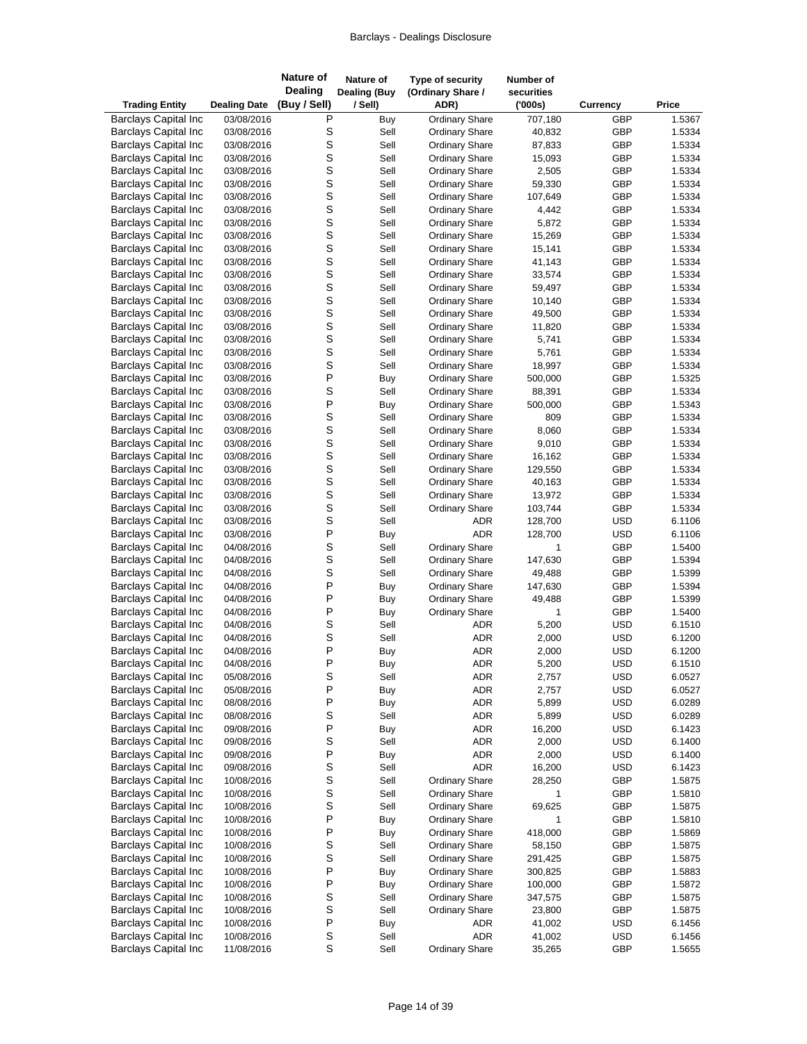| Trading Entity | Dealing Date | Nature of Dealing (Buy / Sell) | Nature of Dealing (Buy / Sell) | Type of security (Ordinary Share / ADR) | Number of securities ('000s) | Currency | Price |
|---|---|---|---|---|---|---|---|
| Barclays Capital Inc | 03/08/2016 | P | Buy | Ordinary Share | 707,180 | GBP | 1.5367 |
| Barclays Capital Inc | 03/08/2016 | S | Sell | Ordinary Share | 40,832 | GBP | 1.5334 |
| Barclays Capital Inc | 03/08/2016 | S | Sell | Ordinary Share | 87,833 | GBP | 1.5334 |
| Barclays Capital Inc | 03/08/2016 | S | Sell | Ordinary Share | 15,093 | GBP | 1.5334 |
| Barclays Capital Inc | 03/08/2016 | S | Sell | Ordinary Share | 2,505 | GBP | 1.5334 |
| Barclays Capital Inc | 03/08/2016 | S | Sell | Ordinary Share | 59,330 | GBP | 1.5334 |
| Barclays Capital Inc | 03/08/2016 | S | Sell | Ordinary Share | 107,649 | GBP | 1.5334 |
| Barclays Capital Inc | 03/08/2016 | S | Sell | Ordinary Share | 4,442 | GBP | 1.5334 |
| Barclays Capital Inc | 03/08/2016 | S | Sell | Ordinary Share | 5,872 | GBP | 1.5334 |
| Barclays Capital Inc | 03/08/2016 | S | Sell | Ordinary Share | 15,269 | GBP | 1.5334 |
| Barclays Capital Inc | 03/08/2016 | S | Sell | Ordinary Share | 15,141 | GBP | 1.5334 |
| Barclays Capital Inc | 03/08/2016 | S | Sell | Ordinary Share | 41,143 | GBP | 1.5334 |
| Barclays Capital Inc | 03/08/2016 | S | Sell | Ordinary Share | 33,574 | GBP | 1.5334 |
| Barclays Capital Inc | 03/08/2016 | S | Sell | Ordinary Share | 59,497 | GBP | 1.5334 |
| Barclays Capital Inc | 03/08/2016 | S | Sell | Ordinary Share | 10,140 | GBP | 1.5334 |
| Barclays Capital Inc | 03/08/2016 | S | Sell | Ordinary Share | 49,500 | GBP | 1.5334 |
| Barclays Capital Inc | 03/08/2016 | S | Sell | Ordinary Share | 11,820 | GBP | 1.5334 |
| Barclays Capital Inc | 03/08/2016 | S | Sell | Ordinary Share | 5,741 | GBP | 1.5334 |
| Barclays Capital Inc | 03/08/2016 | S | Sell | Ordinary Share | 5,761 | GBP | 1.5334 |
| Barclays Capital Inc | 03/08/2016 | S | Sell | Ordinary Share | 18,997 | GBP | 1.5334 |
| Barclays Capital Inc | 03/08/2016 | P | Buy | Ordinary Share | 500,000 | GBP | 1.5325 |
| Barclays Capital Inc | 03/08/2016 | S | Sell | Ordinary Share | 88,391 | GBP | 1.5334 |
| Barclays Capital Inc | 03/08/2016 | P | Buy | Ordinary Share | 500,000 | GBP | 1.5343 |
| Barclays Capital Inc | 03/08/2016 | S | Sell | Ordinary Share | 809 | GBP | 1.5334 |
| Barclays Capital Inc | 03/08/2016 | S | Sell | Ordinary Share | 8,060 | GBP | 1.5334 |
| Barclays Capital Inc | 03/08/2016 | S | Sell | Ordinary Share | 9,010 | GBP | 1.5334 |
| Barclays Capital Inc | 03/08/2016 | S | Sell | Ordinary Share | 16,162 | GBP | 1.5334 |
| Barclays Capital Inc | 03/08/2016 | S | Sell | Ordinary Share | 129,550 | GBP | 1.5334 |
| Barclays Capital Inc | 03/08/2016 | S | Sell | Ordinary Share | 40,163 | GBP | 1.5334 |
| Barclays Capital Inc | 03/08/2016 | S | Sell | Ordinary Share | 13,972 | GBP | 1.5334 |
| Barclays Capital Inc | 03/08/2016 | S | Sell | Ordinary Share | 103,744 | GBP | 1.5334 |
| Barclays Capital Inc | 03/08/2016 | S | Sell | ADR | 128,700 | USD | 6.1106 |
| Barclays Capital Inc | 03/08/2016 | P | Buy | ADR | 128,700 | USD | 6.1106 |
| Barclays Capital Inc | 04/08/2016 | S | Sell | Ordinary Share | 1 | GBP | 1.5400 |
| Barclays Capital Inc | 04/08/2016 | S | Sell | Ordinary Share | 147,630 | GBP | 1.5394 |
| Barclays Capital Inc | 04/08/2016 | S | Sell | Ordinary Share | 49,488 | GBP | 1.5399 |
| Barclays Capital Inc | 04/08/2016 | P | Buy | Ordinary Share | 147,630 | GBP | 1.5394 |
| Barclays Capital Inc | 04/08/2016 | P | Buy | Ordinary Share | 49,488 | GBP | 1.5399 |
| Barclays Capital Inc | 04/08/2016 | P | Buy | Ordinary Share | 1 | GBP | 1.5400 |
| Barclays Capital Inc | 04/08/2016 | S | Sell | ADR | 5,200 | USD | 6.1510 |
| Barclays Capital Inc | 04/08/2016 | S | Sell | ADR | 2,000 | USD | 6.1200 |
| Barclays Capital Inc | 04/08/2016 | P | Buy | ADR | 2,000 | USD | 6.1200 |
| Barclays Capital Inc | 04/08/2016 | P | Buy | ADR | 5,200 | USD | 6.1510 |
| Barclays Capital Inc | 05/08/2016 | S | Sell | ADR | 2,757 | USD | 6.0527 |
| Barclays Capital Inc | 05/08/2016 | P | Buy | ADR | 2,757 | USD | 6.0527 |
| Barclays Capital Inc | 08/08/2016 | P | Buy | ADR | 5,899 | USD | 6.0289 |
| Barclays Capital Inc | 08/08/2016 | S | Sell | ADR | 5,899 | USD | 6.0289 |
| Barclays Capital Inc | 09/08/2016 | P | Buy | ADR | 16,200 | USD | 6.1423 |
| Barclays Capital Inc | 09/08/2016 | S | Sell | ADR | 2,000 | USD | 6.1400 |
| Barclays Capital Inc | 09/08/2016 | P | Buy | ADR | 2,000 | USD | 6.1400 |
| Barclays Capital Inc | 09/08/2016 | S | Sell | ADR | 16,200 | USD | 6.1423 |
| Barclays Capital Inc | 10/08/2016 | S | Sell | Ordinary Share | 28,250 | GBP | 1.5875 |
| Barclays Capital Inc | 10/08/2016 | S | Sell | Ordinary Share | 1 | GBP | 1.5810 |
| Barclays Capital Inc | 10/08/2016 | S | Sell | Ordinary Share | 69,625 | GBP | 1.5875 |
| Barclays Capital Inc | 10/08/2016 | P | Buy | Ordinary Share | 1 | GBP | 1.5810 |
| Barclays Capital Inc | 10/08/2016 | P | Buy | Ordinary Share | 418,000 | GBP | 1.5869 |
| Barclays Capital Inc | 10/08/2016 | S | Sell | Ordinary Share | 58,150 | GBP | 1.5875 |
| Barclays Capital Inc | 10/08/2016 | S | Sell | Ordinary Share | 291,425 | GBP | 1.5875 |
| Barclays Capital Inc | 10/08/2016 | P | Buy | Ordinary Share | 300,825 | GBP | 1.5883 |
| Barclays Capital Inc | 10/08/2016 | P | Buy | Ordinary Share | 100,000 | GBP | 1.5872 |
| Barclays Capital Inc | 10/08/2016 | S | Sell | Ordinary Share | 347,575 | GBP | 1.5875 |
| Barclays Capital Inc | 10/08/2016 | S | Sell | Ordinary Share | 23,800 | GBP | 1.5875 |
| Barclays Capital Inc | 10/08/2016 | P | Buy | ADR | 41,002 | USD | 6.1456 |
| Barclays Capital Inc | 10/08/2016 | S | Sell | ADR | 41,002 | USD | 6.1456 |
| Barclays Capital Inc | 11/08/2016 | S | Sell | Ordinary Share | 35,265 | GBP | 1.5655 |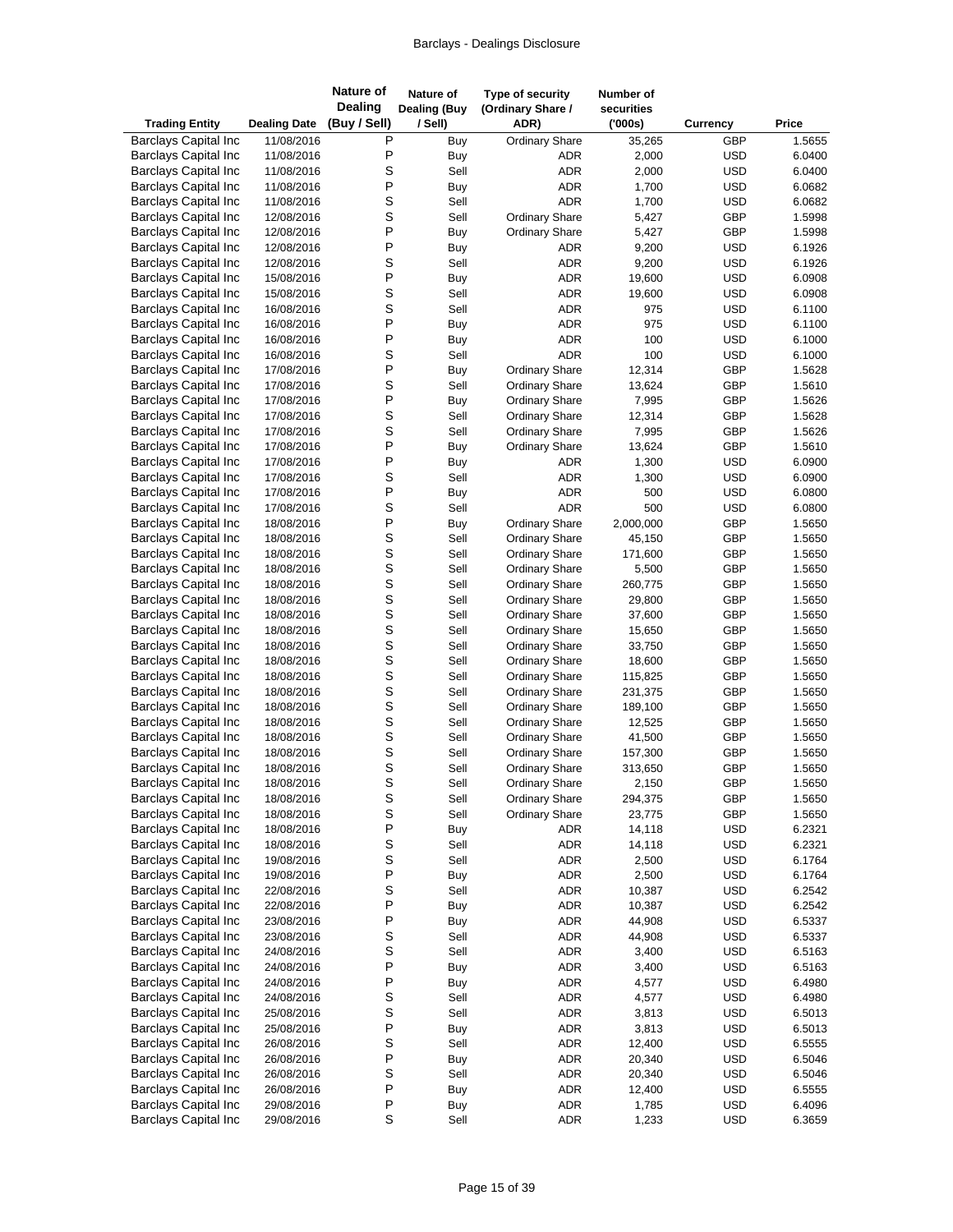| Trading Entity | Dealing Date | Nature of Dealing (Buy / Sell) | Nature of Dealing (Buy / Sell) | Type of security (Ordinary Share / ADR) | Number of securities ('000s) | Currency | Price |
|---|---|---|---|---|---|---|---|
| Barclays Capital Inc | 11/08/2016 | P | Buy | Ordinary Share | 35,265 | GBP | 1.5655 |
| Barclays Capital Inc | 11/08/2016 | P | Buy | ADR | 2,000 | USD | 6.0400 |
| Barclays Capital Inc | 11/08/2016 | S | Sell | ADR | 2,000 | USD | 6.0400 |
| Barclays Capital Inc | 11/08/2016 | P | Buy | ADR | 1,700 | USD | 6.0682 |
| Barclays Capital Inc | 11/08/2016 | S | Sell | ADR | 1,700 | USD | 6.0682 |
| Barclays Capital Inc | 12/08/2016 | S | Sell | Ordinary Share | 5,427 | GBP | 1.5998 |
| Barclays Capital Inc | 12/08/2016 | P | Buy | Ordinary Share | 5,427 | GBP | 1.5998 |
| Barclays Capital Inc | 12/08/2016 | P | Buy | ADR | 9,200 | USD | 6.1926 |
| Barclays Capital Inc | 12/08/2016 | S | Sell | ADR | 9,200 | USD | 6.1926 |
| Barclays Capital Inc | 15/08/2016 | P | Buy | ADR | 19,600 | USD | 6.0908 |
| Barclays Capital Inc | 15/08/2016 | S | Sell | ADR | 19,600 | USD | 6.0908 |
| Barclays Capital Inc | 16/08/2016 | S | Sell | ADR | 975 | USD | 6.1100 |
| Barclays Capital Inc | 16/08/2016 | P | Buy | ADR | 975 | USD | 6.1100 |
| Barclays Capital Inc | 16/08/2016 | P | Buy | ADR | 100 | USD | 6.1000 |
| Barclays Capital Inc | 16/08/2016 | S | Sell | ADR | 100 | USD | 6.1000 |
| Barclays Capital Inc | 17/08/2016 | P | Buy | Ordinary Share | 12,314 | GBP | 1.5628 |
| Barclays Capital Inc | 17/08/2016 | S | Sell | Ordinary Share | 13,624 | GBP | 1.5610 |
| Barclays Capital Inc | 17/08/2016 | P | Buy | Ordinary Share | 7,995 | GBP | 1.5626 |
| Barclays Capital Inc | 17/08/2016 | S | Sell | Ordinary Share | 12,314 | GBP | 1.5628 |
| Barclays Capital Inc | 17/08/2016 | S | Sell | Ordinary Share | 7,995 | GBP | 1.5626 |
| Barclays Capital Inc | 17/08/2016 | P | Buy | Ordinary Share | 13,624 | GBP | 1.5610 |
| Barclays Capital Inc | 17/08/2016 | P | Buy | ADR | 1,300 | USD | 6.0900 |
| Barclays Capital Inc | 17/08/2016 | S | Sell | ADR | 1,300 | USD | 6.0900 |
| Barclays Capital Inc | 17/08/2016 | P | Buy | ADR | 500 | USD | 6.0800 |
| Barclays Capital Inc | 17/08/2016 | S | Sell | ADR | 500 | USD | 6.0800 |
| Barclays Capital Inc | 18/08/2016 | P | Buy | Ordinary Share | 2,000,000 | GBP | 1.5650 |
| Barclays Capital Inc | 18/08/2016 | S | Sell | Ordinary Share | 45,150 | GBP | 1.5650 |
| Barclays Capital Inc | 18/08/2016 | S | Sell | Ordinary Share | 171,600 | GBP | 1.5650 |
| Barclays Capital Inc | 18/08/2016 | S | Sell | Ordinary Share | 5,500 | GBP | 1.5650 |
| Barclays Capital Inc | 18/08/2016 | S | Sell | Ordinary Share | 260,775 | GBP | 1.5650 |
| Barclays Capital Inc | 18/08/2016 | S | Sell | Ordinary Share | 29,800 | GBP | 1.5650 |
| Barclays Capital Inc | 18/08/2016 | S | Sell | Ordinary Share | 37,600 | GBP | 1.5650 |
| Barclays Capital Inc | 18/08/2016 | S | Sell | Ordinary Share | 15,650 | GBP | 1.5650 |
| Barclays Capital Inc | 18/08/2016 | S | Sell | Ordinary Share | 33,750 | GBP | 1.5650 |
| Barclays Capital Inc | 18/08/2016 | S | Sell | Ordinary Share | 18,600 | GBP | 1.5650 |
| Barclays Capital Inc | 18/08/2016 | S | Sell | Ordinary Share | 115,825 | GBP | 1.5650 |
| Barclays Capital Inc | 18/08/2016 | S | Sell | Ordinary Share | 231,375 | GBP | 1.5650 |
| Barclays Capital Inc | 18/08/2016 | S | Sell | Ordinary Share | 189,100 | GBP | 1.5650 |
| Barclays Capital Inc | 18/08/2016 | S | Sell | Ordinary Share | 12,525 | GBP | 1.5650 |
| Barclays Capital Inc | 18/08/2016 | S | Sell | Ordinary Share | 41,500 | GBP | 1.5650 |
| Barclays Capital Inc | 18/08/2016 | S | Sell | Ordinary Share | 157,300 | GBP | 1.5650 |
| Barclays Capital Inc | 18/08/2016 | S | Sell | Ordinary Share | 313,650 | GBP | 1.5650 |
| Barclays Capital Inc | 18/08/2016 | S | Sell | Ordinary Share | 2,150 | GBP | 1.5650 |
| Barclays Capital Inc | 18/08/2016 | S | Sell | Ordinary Share | 294,375 | GBP | 1.5650 |
| Barclays Capital Inc | 18/08/2016 | S | Sell | Ordinary Share | 23,775 | GBP | 1.5650 |
| Barclays Capital Inc | 18/08/2016 | P | Buy | ADR | 14,118 | USD | 6.2321 |
| Barclays Capital Inc | 18/08/2016 | S | Sell | ADR | 14,118 | USD | 6.2321 |
| Barclays Capital Inc | 19/08/2016 | S | Sell | ADR | 2,500 | USD | 6.1764 |
| Barclays Capital Inc | 19/08/2016 | P | Buy | ADR | 2,500 | USD | 6.1764 |
| Barclays Capital Inc | 22/08/2016 | S | Sell | ADR | 10,387 | USD | 6.2542 |
| Barclays Capital Inc | 22/08/2016 | P | Buy | ADR | 10,387 | USD | 6.2542 |
| Barclays Capital Inc | 23/08/2016 | P | Buy | ADR | 44,908 | USD | 6.5337 |
| Barclays Capital Inc | 23/08/2016 | S | Sell | ADR | 44,908 | USD | 6.5337 |
| Barclays Capital Inc | 24/08/2016 | S | Sell | ADR | 3,400 | USD | 6.5163 |
| Barclays Capital Inc | 24/08/2016 | P | Buy | ADR | 3,400 | USD | 6.5163 |
| Barclays Capital Inc | 24/08/2016 | P | Buy | ADR | 4,577 | USD | 6.4980 |
| Barclays Capital Inc | 24/08/2016 | S | Sell | ADR | 4,577 | USD | 6.4980 |
| Barclays Capital Inc | 25/08/2016 | S | Sell | ADR | 3,813 | USD | 6.5013 |
| Barclays Capital Inc | 25/08/2016 | P | Buy | ADR | 3,813 | USD | 6.5013 |
| Barclays Capital Inc | 26/08/2016 | S | Sell | ADR | 12,400 | USD | 6.5555 |
| Barclays Capital Inc | 26/08/2016 | P | Buy | ADR | 20,340 | USD | 6.5046 |
| Barclays Capital Inc | 26/08/2016 | S | Sell | ADR | 20,340 | USD | 6.5046 |
| Barclays Capital Inc | 26/08/2016 | P | Buy | ADR | 12,400 | USD | 6.5555 |
| Barclays Capital Inc | 29/08/2016 | P | Buy | ADR | 1,785 | USD | 6.4096 |
| Barclays Capital Inc | 29/08/2016 | S | Sell | ADR | 1,233 | USD | 6.3659 |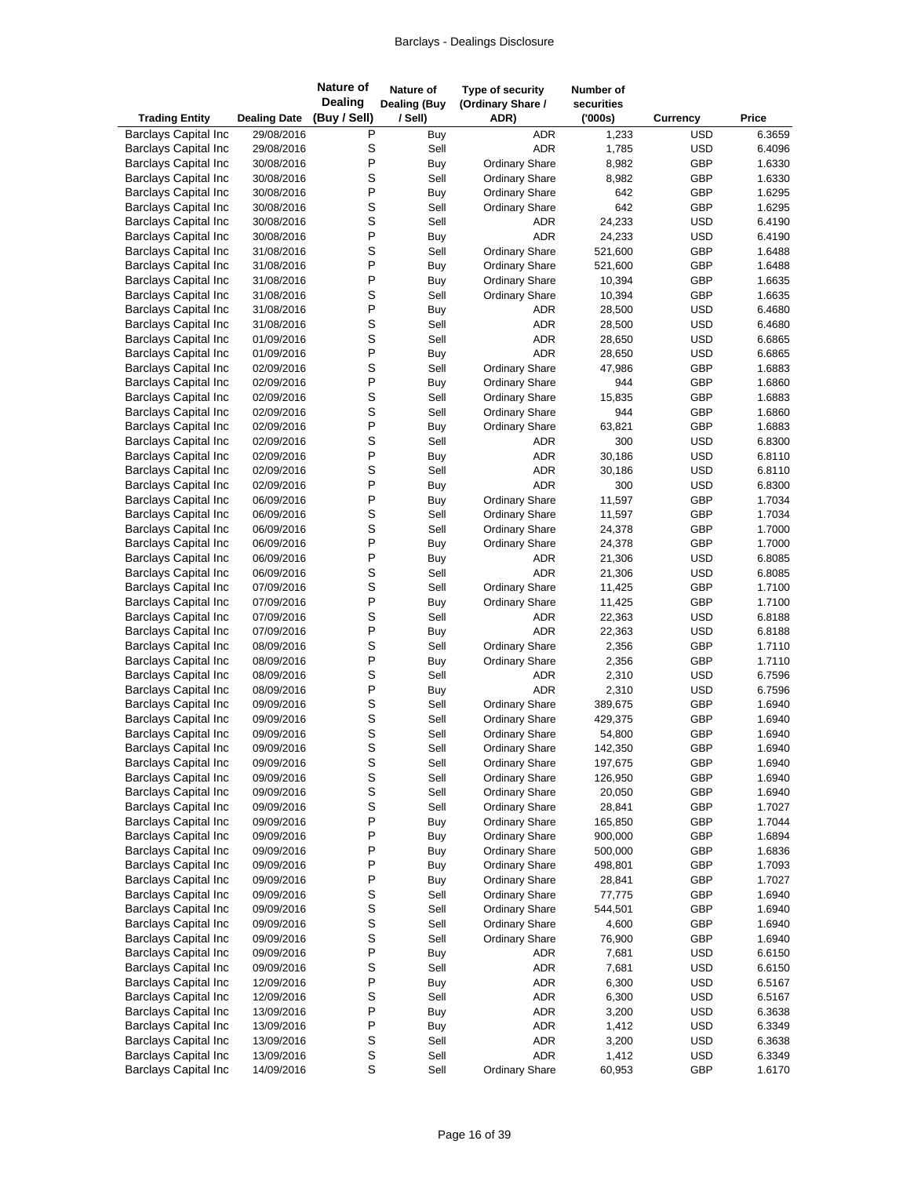| Trading Entity | Dealing Date | Nature of Dealing (Buy / Sell) | Nature of Dealing (Buy / Sell) | Type of security (Ordinary Share / ADR) | Number of securities ('000s) | Currency | Price |
|---|---|---|---|---|---|---|---|
| Barclays Capital Inc | 29/08/2016 | P | Buy | ADR | 1,233 | USD | 6.3659 |
| Barclays Capital Inc | 29/08/2016 | S | Sell | ADR | 1,785 | USD | 6.4096 |
| Barclays Capital Inc | 30/08/2016 | P | Buy | Ordinary Share | 8,982 | GBP | 1.6330 |
| Barclays Capital Inc | 30/08/2016 | S | Sell | Ordinary Share | 8,982 | GBP | 1.6330 |
| Barclays Capital Inc | 30/08/2016 | P | Buy | Ordinary Share | 642 | GBP | 1.6295 |
| Barclays Capital Inc | 30/08/2016 | S | Sell | Ordinary Share | 642 | GBP | 1.6295 |
| Barclays Capital Inc | 30/08/2016 | S | Sell | ADR | 24,233 | USD | 6.4190 |
| Barclays Capital Inc | 30/08/2016 | P | Buy | ADR | 24,233 | USD | 6.4190 |
| Barclays Capital Inc | 31/08/2016 | S | Sell | Ordinary Share | 521,600 | GBP | 1.6488 |
| Barclays Capital Inc | 31/08/2016 | P | Buy | Ordinary Share | 521,600 | GBP | 1.6488 |
| Barclays Capital Inc | 31/08/2016 | P | Buy | Ordinary Share | 10,394 | GBP | 1.6635 |
| Barclays Capital Inc | 31/08/2016 | S | Sell | Ordinary Share | 10,394 | GBP | 1.6635 |
| Barclays Capital Inc | 31/08/2016 | P | Buy | ADR | 28,500 | USD | 6.4680 |
| Barclays Capital Inc | 31/08/2016 | S | Sell | ADR | 28,500 | USD | 6.4680 |
| Barclays Capital Inc | 01/09/2016 | S | Sell | ADR | 28,650 | USD | 6.6865 |
| Barclays Capital Inc | 01/09/2016 | P | Buy | ADR | 28,650 | USD | 6.6865 |
| Barclays Capital Inc | 02/09/2016 | S | Sell | Ordinary Share | 47,986 | GBP | 1.6883 |
| Barclays Capital Inc | 02/09/2016 | P | Buy | Ordinary Share | 944 | GBP | 1.6860 |
| Barclays Capital Inc | 02/09/2016 | S | Sell | Ordinary Share | 15,835 | GBP | 1.6883 |
| Barclays Capital Inc | 02/09/2016 | S | Sell | Ordinary Share | 944 | GBP | 1.6860 |
| Barclays Capital Inc | 02/09/2016 | P | Buy | Ordinary Share | 63,821 | GBP | 1.6883 |
| Barclays Capital Inc | 02/09/2016 | S | Sell | ADR | 300 | USD | 6.8300 |
| Barclays Capital Inc | 02/09/2016 | P | Buy | ADR | 30,186 | USD | 6.8110 |
| Barclays Capital Inc | 02/09/2016 | S | Sell | ADR | 30,186 | USD | 6.8110 |
| Barclays Capital Inc | 02/09/2016 | P | Buy | ADR | 300 | USD | 6.8300 |
| Barclays Capital Inc | 06/09/2016 | P | Buy | Ordinary Share | 11,597 | GBP | 1.7034 |
| Barclays Capital Inc | 06/09/2016 | S | Sell | Ordinary Share | 11,597 | GBP | 1.7034 |
| Barclays Capital Inc | 06/09/2016 | S | Sell | Ordinary Share | 24,378 | GBP | 1.7000 |
| Barclays Capital Inc | 06/09/2016 | P | Buy | Ordinary Share | 24,378 | GBP | 1.7000 |
| Barclays Capital Inc | 06/09/2016 | P | Buy | ADR | 21,306 | USD | 6.8085 |
| Barclays Capital Inc | 06/09/2016 | S | Sell | ADR | 21,306 | USD | 6.8085 |
| Barclays Capital Inc | 07/09/2016 | S | Sell | Ordinary Share | 11,425 | GBP | 1.7100 |
| Barclays Capital Inc | 07/09/2016 | P | Buy | Ordinary Share | 11,425 | GBP | 1.7100 |
| Barclays Capital Inc | 07/09/2016 | S | Sell | ADR | 22,363 | USD | 6.8188 |
| Barclays Capital Inc | 07/09/2016 | P | Buy | ADR | 22,363 | USD | 6.8188 |
| Barclays Capital Inc | 08/09/2016 | S | Sell | Ordinary Share | 2,356 | GBP | 1.7110 |
| Barclays Capital Inc | 08/09/2016 | P | Buy | Ordinary Share | 2,356 | GBP | 1.7110 |
| Barclays Capital Inc | 08/09/2016 | S | Sell | ADR | 2,310 | USD | 6.7596 |
| Barclays Capital Inc | 08/09/2016 | P | Buy | ADR | 2,310 | USD | 6.7596 |
| Barclays Capital Inc | 09/09/2016 | S | Sell | Ordinary Share | 389,675 | GBP | 1.6940 |
| Barclays Capital Inc | 09/09/2016 | S | Sell | Ordinary Share | 429,375 | GBP | 1.6940 |
| Barclays Capital Inc | 09/09/2016 | S | Sell | Ordinary Share | 54,800 | GBP | 1.6940 |
| Barclays Capital Inc | 09/09/2016 | S | Sell | Ordinary Share | 142,350 | GBP | 1.6940 |
| Barclays Capital Inc | 09/09/2016 | S | Sell | Ordinary Share | 197,675 | GBP | 1.6940 |
| Barclays Capital Inc | 09/09/2016 | S | Sell | Ordinary Share | 126,950 | GBP | 1.6940 |
| Barclays Capital Inc | 09/09/2016 | S | Sell | Ordinary Share | 20,050 | GBP | 1.6940 |
| Barclays Capital Inc | 09/09/2016 | S | Sell | Ordinary Share | 28,841 | GBP | 1.7027 |
| Barclays Capital Inc | 09/09/2016 | P | Buy | Ordinary Share | 165,850 | GBP | 1.7044 |
| Barclays Capital Inc | 09/09/2016 | P | Buy | Ordinary Share | 900,000 | GBP | 1.6894 |
| Barclays Capital Inc | 09/09/2016 | P | Buy | Ordinary Share | 500,000 | GBP | 1.6836 |
| Barclays Capital Inc | 09/09/2016 | P | Buy | Ordinary Share | 498,801 | GBP | 1.7093 |
| Barclays Capital Inc | 09/09/2016 | P | Buy | Ordinary Share | 28,841 | GBP | 1.7027 |
| Barclays Capital Inc | 09/09/2016 | S | Sell | Ordinary Share | 77,775 | GBP | 1.6940 |
| Barclays Capital Inc | 09/09/2016 | S | Sell | Ordinary Share | 544,501 | GBP | 1.6940 |
| Barclays Capital Inc | 09/09/2016 | S | Sell | Ordinary Share | 4,600 | GBP | 1.6940 |
| Barclays Capital Inc | 09/09/2016 | S | Sell | Ordinary Share | 76,900 | GBP | 1.6940 |
| Barclays Capital Inc | 09/09/2016 | P | Buy | ADR | 7,681 | USD | 6.6150 |
| Barclays Capital Inc | 09/09/2016 | S | Sell | ADR | 7,681 | USD | 6.6150 |
| Barclays Capital Inc | 12/09/2016 | P | Buy | ADR | 6,300 | USD | 6.5167 |
| Barclays Capital Inc | 12/09/2016 | S | Sell | ADR | 6,300 | USD | 6.5167 |
| Barclays Capital Inc | 13/09/2016 | P | Buy | ADR | 3,200 | USD | 6.3638 |
| Barclays Capital Inc | 13/09/2016 | P | Buy | ADR | 1,412 | USD | 6.3349 |
| Barclays Capital Inc | 13/09/2016 | S | Sell | ADR | 3,200 | USD | 6.3638 |
| Barclays Capital Inc | 13/09/2016 | S | Sell | ADR | 1,412 | USD | 6.3349 |
| Barclays Capital Inc | 14/09/2016 | S | Sell | Ordinary Share | 60,953 | GBP | 1.6170 |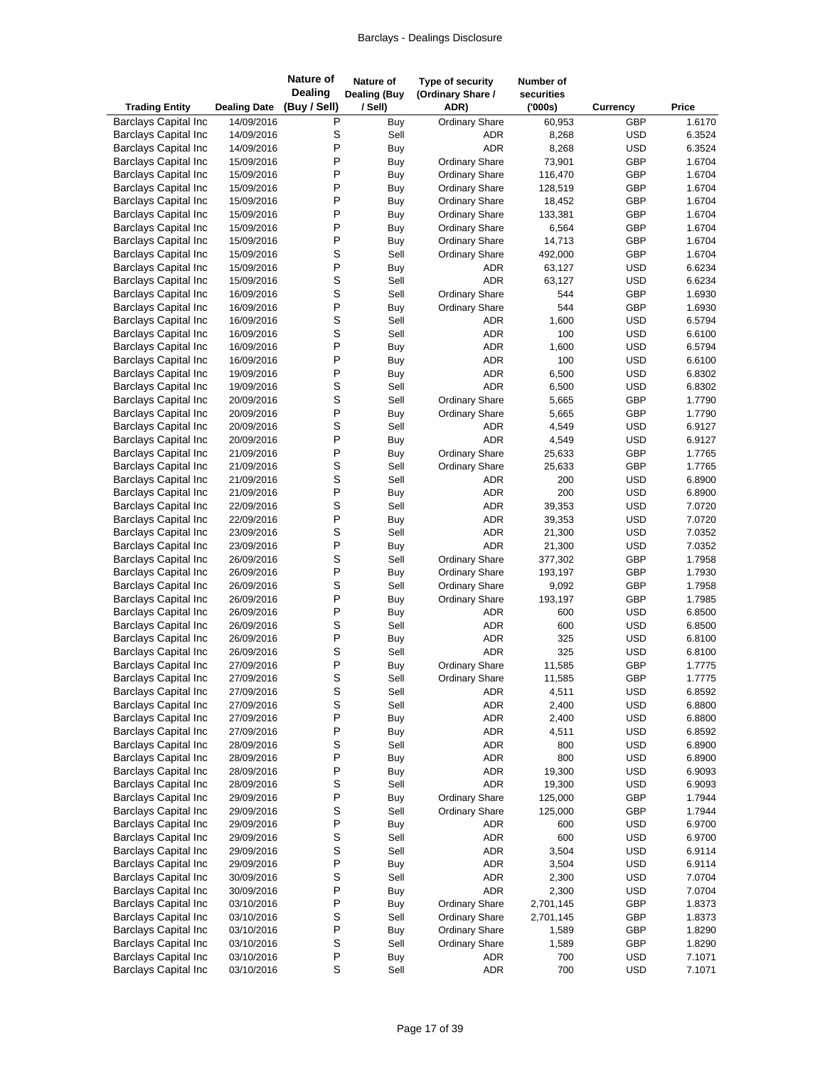| Trading Entity | Dealing Date | Nature of Dealing (Buy / Sell) | Nature of Dealing (Buy / Sell) | Type of security (Ordinary Share / ADR) | Number of securities ('000s) | Currency | Price |
|---|---|---|---|---|---|---|---|
| Barclays Capital Inc | 14/09/2016 | P | Buy | Ordinary Share | 60,953 | GBP | 1.6170 |
| Barclays Capital Inc | 14/09/2016 | S | Sell | ADR | 8,268 | USD | 6.3524 |
| Barclays Capital Inc | 14/09/2016 | P | Buy | ADR | 8,268 | USD | 6.3524 |
| Barclays Capital Inc | 15/09/2016 | P | Buy | Ordinary Share | 73,901 | GBP | 1.6704 |
| Barclays Capital Inc | 15/09/2016 | P | Buy | Ordinary Share | 116,470 | GBP | 1.6704 |
| Barclays Capital Inc | 15/09/2016 | P | Buy | Ordinary Share | 128,519 | GBP | 1.6704 |
| Barclays Capital Inc | 15/09/2016 | P | Buy | Ordinary Share | 18,452 | GBP | 1.6704 |
| Barclays Capital Inc | 15/09/2016 | P | Buy | Ordinary Share | 133,381 | GBP | 1.6704 |
| Barclays Capital Inc | 15/09/2016 | P | Buy | Ordinary Share | 6,564 | GBP | 1.6704 |
| Barclays Capital Inc | 15/09/2016 | P | Buy | Ordinary Share | 14,713 | GBP | 1.6704 |
| Barclays Capital Inc | 15/09/2016 | S | Sell | Ordinary Share | 492,000 | GBP | 1.6704 |
| Barclays Capital Inc | 15/09/2016 | P | Buy | ADR | 63,127 | USD | 6.6234 |
| Barclays Capital Inc | 15/09/2016 | S | Sell | ADR | 63,127 | USD | 6.6234 |
| Barclays Capital Inc | 16/09/2016 | S | Sell | Ordinary Share | 544 | GBP | 1.6930 |
| Barclays Capital Inc | 16/09/2016 | P | Buy | Ordinary Share | 544 | GBP | 1.6930 |
| Barclays Capital Inc | 16/09/2016 | S | Sell | ADR | 1,600 | USD | 6.5794 |
| Barclays Capital Inc | 16/09/2016 | S | Sell | ADR | 100 | USD | 6.6100 |
| Barclays Capital Inc | 16/09/2016 | P | Buy | ADR | 1,600 | USD | 6.5794 |
| Barclays Capital Inc | 16/09/2016 | P | Buy | ADR | 100 | USD | 6.6100 |
| Barclays Capital Inc | 19/09/2016 | P | Buy | ADR | 6,500 | USD | 6.8302 |
| Barclays Capital Inc | 19/09/2016 | S | Sell | ADR | 6,500 | USD | 6.8302 |
| Barclays Capital Inc | 20/09/2016 | S | Sell | Ordinary Share | 5,665 | GBP | 1.7790 |
| Barclays Capital Inc | 20/09/2016 | P | Buy | Ordinary Share | 5,665 | GBP | 1.7790 |
| Barclays Capital Inc | 20/09/2016 | S | Sell | ADR | 4,549 | USD | 6.9127 |
| Barclays Capital Inc | 20/09/2016 | P | Buy | ADR | 4,549 | USD | 6.9127 |
| Barclays Capital Inc | 21/09/2016 | P | Buy | Ordinary Share | 25,633 | GBP | 1.7765 |
| Barclays Capital Inc | 21/09/2016 | S | Sell | Ordinary Share | 25,633 | GBP | 1.7765 |
| Barclays Capital Inc | 21/09/2016 | S | Sell | ADR | 200 | USD | 6.8900 |
| Barclays Capital Inc | 21/09/2016 | P | Buy | ADR | 200 | USD | 6.8900 |
| Barclays Capital Inc | 22/09/2016 | S | Sell | ADR | 39,353 | USD | 7.0720 |
| Barclays Capital Inc | 22/09/2016 | P | Buy | ADR | 39,353 | USD | 7.0720 |
| Barclays Capital Inc | 23/09/2016 | S | Sell | ADR | 21,300 | USD | 7.0352 |
| Barclays Capital Inc | 23/09/2016 | P | Buy | ADR | 21,300 | USD | 7.0352 |
| Barclays Capital Inc | 26/09/2016 | S | Sell | Ordinary Share | 377,302 | GBP | 1.7958 |
| Barclays Capital Inc | 26/09/2016 | P | Buy | Ordinary Share | 193,197 | GBP | 1.7930 |
| Barclays Capital Inc | 26/09/2016 | S | Sell | Ordinary Share | 9,092 | GBP | 1.7958 |
| Barclays Capital Inc | 26/09/2016 | P | Buy | Ordinary Share | 193,197 | GBP | 1.7985 |
| Barclays Capital Inc | 26/09/2016 | P | Buy | ADR | 600 | USD | 6.8500 |
| Barclays Capital Inc | 26/09/2016 | S | Sell | ADR | 600 | USD | 6.8500 |
| Barclays Capital Inc | 26/09/2016 | P | Buy | ADR | 325 | USD | 6.8100 |
| Barclays Capital Inc | 26/09/2016 | S | Sell | ADR | 325 | USD | 6.8100 |
| Barclays Capital Inc | 27/09/2016 | P | Buy | Ordinary Share | 11,585 | GBP | 1.7775 |
| Barclays Capital Inc | 27/09/2016 | S | Sell | Ordinary Share | 11,585 | GBP | 1.7775 |
| Barclays Capital Inc | 27/09/2016 | S | Sell | ADR | 4,511 | USD | 6.8592 |
| Barclays Capital Inc | 27/09/2016 | S | Sell | ADR | 2,400 | USD | 6.8800 |
| Barclays Capital Inc | 27/09/2016 | P | Buy | ADR | 2,400 | USD | 6.8800 |
| Barclays Capital Inc | 27/09/2016 | P | Buy | ADR | 4,511 | USD | 6.8592 |
| Barclays Capital Inc | 28/09/2016 | S | Sell | ADR | 800 | USD | 6.8900 |
| Barclays Capital Inc | 28/09/2016 | P | Buy | ADR | 800 | USD | 6.8900 |
| Barclays Capital Inc | 28/09/2016 | P | Buy | ADR | 19,300 | USD | 6.9093 |
| Barclays Capital Inc | 28/09/2016 | S | Sell | ADR | 19,300 | USD | 6.9093 |
| Barclays Capital Inc | 29/09/2016 | P | Buy | Ordinary Share | 125,000 | GBP | 1.7944 |
| Barclays Capital Inc | 29/09/2016 | S | Sell | Ordinary Share | 125,000 | GBP | 1.7944 |
| Barclays Capital Inc | 29/09/2016 | P | Buy | ADR | 600 | USD | 6.9700 |
| Barclays Capital Inc | 29/09/2016 | S | Sell | ADR | 600 | USD | 6.9700 |
| Barclays Capital Inc | 29/09/2016 | S | Sell | ADR | 3,504 | USD | 6.9114 |
| Barclays Capital Inc | 29/09/2016 | P | Buy | ADR | 3,504 | USD | 6.9114 |
| Barclays Capital Inc | 30/09/2016 | S | Sell | ADR | 2,300 | USD | 7.0704 |
| Barclays Capital Inc | 30/09/2016 | P | Buy | ADR | 2,300 | USD | 7.0704 |
| Barclays Capital Inc | 03/10/2016 | P | Buy | Ordinary Share | 2,701,145 | GBP | 1.8373 |
| Barclays Capital Inc | 03/10/2016 | S | Sell | Ordinary Share | 2,701,145 | GBP | 1.8373 |
| Barclays Capital Inc | 03/10/2016 | P | Buy | Ordinary Share | 1,589 | GBP | 1.8290 |
| Barclays Capital Inc | 03/10/2016 | S | Sell | Ordinary Share | 1,589 | GBP | 1.8290 |
| Barclays Capital Inc | 03/10/2016 | P | Buy | ADR | 700 | USD | 7.1071 |
| Barclays Capital Inc | 03/10/2016 | S | Sell | ADR | 700 | USD | 7.1071 |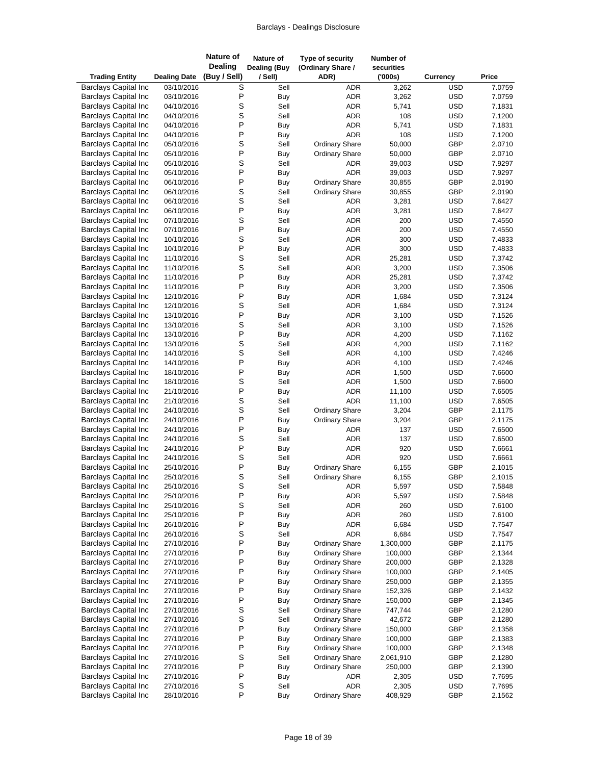| Trading Entity | Dealing Date | Nature of Dealing (Buy / Sell) | Nature of Dealing (Buy / Sell) | Type of security (Ordinary Share / ADR) | Number of securities ('000s) | Currency | Price |
|---|---|---|---|---|---|---|---|
| Barclays Capital Inc | 03/10/2016 | S | Sell | ADR | 3,262 | USD | 7.0759 |
| Barclays Capital Inc | 03/10/2016 | P | Buy | ADR | 3,262 | USD | 7.0759 |
| Barclays Capital Inc | 04/10/2016 | S | Sell | ADR | 5,741 | USD | 7.1831 |
| Barclays Capital Inc | 04/10/2016 | S | Sell | ADR | 108 | USD | 7.1200 |
| Barclays Capital Inc | 04/10/2016 | P | Buy | ADR | 5,741 | USD | 7.1831 |
| Barclays Capital Inc | 04/10/2016 | P | Buy | ADR | 108 | USD | 7.1200 |
| Barclays Capital Inc | 05/10/2016 | S | Sell | Ordinary Share | 50,000 | GBP | 2.0710 |
| Barclays Capital Inc | 05/10/2016 | P | Buy | Ordinary Share | 50,000 | GBP | 2.0710 |
| Barclays Capital Inc | 05/10/2016 | S | Sell | ADR | 39,003 | USD | 7.9297 |
| Barclays Capital Inc | 05/10/2016 | P | Buy | ADR | 39,003 | USD | 7.9297 |
| Barclays Capital Inc | 06/10/2016 | P | Buy | Ordinary Share | 30,855 | GBP | 2.0190 |
| Barclays Capital Inc | 06/10/2016 | S | Sell | Ordinary Share | 30,855 | GBP | 2.0190 |
| Barclays Capital Inc | 06/10/2016 | S | Sell | ADR | 3,281 | USD | 7.6427 |
| Barclays Capital Inc | 06/10/2016 | P | Buy | ADR | 3,281 | USD | 7.6427 |
| Barclays Capital Inc | 07/10/2016 | S | Sell | ADR | 200 | USD | 7.4550 |
| Barclays Capital Inc | 07/10/2016 | P | Buy | ADR | 200 | USD | 7.4550 |
| Barclays Capital Inc | 10/10/2016 | S | Sell | ADR | 300 | USD | 7.4833 |
| Barclays Capital Inc | 10/10/2016 | P | Buy | ADR | 300 | USD | 7.4833 |
| Barclays Capital Inc | 11/10/2016 | S | Sell | ADR | 25,281 | USD | 7.3742 |
| Barclays Capital Inc | 11/10/2016 | S | Sell | ADR | 3,200 | USD | 7.3506 |
| Barclays Capital Inc | 11/10/2016 | P | Buy | ADR | 25,281 | USD | 7.3742 |
| Barclays Capital Inc | 11/10/2016 | P | Buy | ADR | 3,200 | USD | 7.3506 |
| Barclays Capital Inc | 12/10/2016 | P | Buy | ADR | 1,684 | USD | 7.3124 |
| Barclays Capital Inc | 12/10/2016 | S | Sell | ADR | 1,684 | USD | 7.3124 |
| Barclays Capital Inc | 13/10/2016 | P | Buy | ADR | 3,100 | USD | 7.1526 |
| Barclays Capital Inc | 13/10/2016 | S | Sell | ADR | 3,100 | USD | 7.1526 |
| Barclays Capital Inc | 13/10/2016 | P | Buy | ADR | 4,200 | USD | 7.1162 |
| Barclays Capital Inc | 13/10/2016 | S | Sell | ADR | 4,200 | USD | 7.1162 |
| Barclays Capital Inc | 14/10/2016 | S | Sell | ADR | 4,100 | USD | 7.4246 |
| Barclays Capital Inc | 14/10/2016 | P | Buy | ADR | 4,100 | USD | 7.4246 |
| Barclays Capital Inc | 18/10/2016 | P | Buy | ADR | 1,500 | USD | 7.6600 |
| Barclays Capital Inc | 18/10/2016 | S | Sell | ADR | 1,500 | USD | 7.6600 |
| Barclays Capital Inc | 21/10/2016 | P | Buy | ADR | 11,100 | USD | 7.6505 |
| Barclays Capital Inc | 21/10/2016 | S | Sell | ADR | 11,100 | USD | 7.6505 |
| Barclays Capital Inc | 24/10/2016 | S | Sell | Ordinary Share | 3,204 | GBP | 2.1175 |
| Barclays Capital Inc | 24/10/2016 | P | Buy | Ordinary Share | 3,204 | GBP | 2.1175 |
| Barclays Capital Inc | 24/10/2016 | P | Buy | ADR | 137 | USD | 7.6500 |
| Barclays Capital Inc | 24/10/2016 | S | Sell | ADR | 137 | USD | 7.6500 |
| Barclays Capital Inc | 24/10/2016 | P | Buy | ADR | 920 | USD | 7.6661 |
| Barclays Capital Inc | 24/10/2016 | S | Sell | ADR | 920 | USD | 7.6661 |
| Barclays Capital Inc | 25/10/2016 | P | Buy | Ordinary Share | 6,155 | GBP | 2.1015 |
| Barclays Capital Inc | 25/10/2016 | S | Sell | Ordinary Share | 6,155 | GBP | 2.1015 |
| Barclays Capital Inc | 25/10/2016 | S | Sell | ADR | 5,597 | USD | 7.5848 |
| Barclays Capital Inc | 25/10/2016 | P | Buy | ADR | 5,597 | USD | 7.5848 |
| Barclays Capital Inc | 25/10/2016 | S | Sell | ADR | 260 | USD | 7.6100 |
| Barclays Capital Inc | 25/10/2016 | P | Buy | ADR | 260 | USD | 7.6100 |
| Barclays Capital Inc | 26/10/2016 | P | Buy | ADR | 6,684 | USD | 7.7547 |
| Barclays Capital Inc | 26/10/2016 | S | Sell | ADR | 6,684 | USD | 7.7547 |
| Barclays Capital Inc | 27/10/2016 | P | Buy | Ordinary Share | 1,300,000 | GBP | 2.1175 |
| Barclays Capital Inc | 27/10/2016 | P | Buy | Ordinary Share | 100,000 | GBP | 2.1344 |
| Barclays Capital Inc | 27/10/2016 | P | Buy | Ordinary Share | 200,000 | GBP | 2.1328 |
| Barclays Capital Inc | 27/10/2016 | P | Buy | Ordinary Share | 100,000 | GBP | 2.1405 |
| Barclays Capital Inc | 27/10/2016 | P | Buy | Ordinary Share | 250,000 | GBP | 2.1355 |
| Barclays Capital Inc | 27/10/2016 | P | Buy | Ordinary Share | 152,326 | GBP | 2.1432 |
| Barclays Capital Inc | 27/10/2016 | P | Buy | Ordinary Share | 150,000 | GBP | 2.1345 |
| Barclays Capital Inc | 27/10/2016 | S | Sell | Ordinary Share | 747,744 | GBP | 2.1280 |
| Barclays Capital Inc | 27/10/2016 | S | Sell | Ordinary Share | 42,672 | GBP | 2.1280 |
| Barclays Capital Inc | 27/10/2016 | P | Buy | Ordinary Share | 150,000 | GBP | 2.1358 |
| Barclays Capital Inc | 27/10/2016 | P | Buy | Ordinary Share | 100,000 | GBP | 2.1383 |
| Barclays Capital Inc | 27/10/2016 | P | Buy | Ordinary Share | 100,000 | GBP | 2.1348 |
| Barclays Capital Inc | 27/10/2016 | S | Sell | Ordinary Share | 2,061,910 | GBP | 2.1280 |
| Barclays Capital Inc | 27/10/2016 | P | Buy | Ordinary Share | 250,000 | GBP | 2.1390 |
| Barclays Capital Inc | 27/10/2016 | P | Buy | ADR | 2,305 | USD | 7.7695 |
| Barclays Capital Inc | 27/10/2016 | S | Sell | ADR | 2,305 | USD | 7.7695 |
| Barclays Capital Inc | 28/10/2016 | P | Buy | Ordinary Share | 408,929 | GBP | 2.1562 |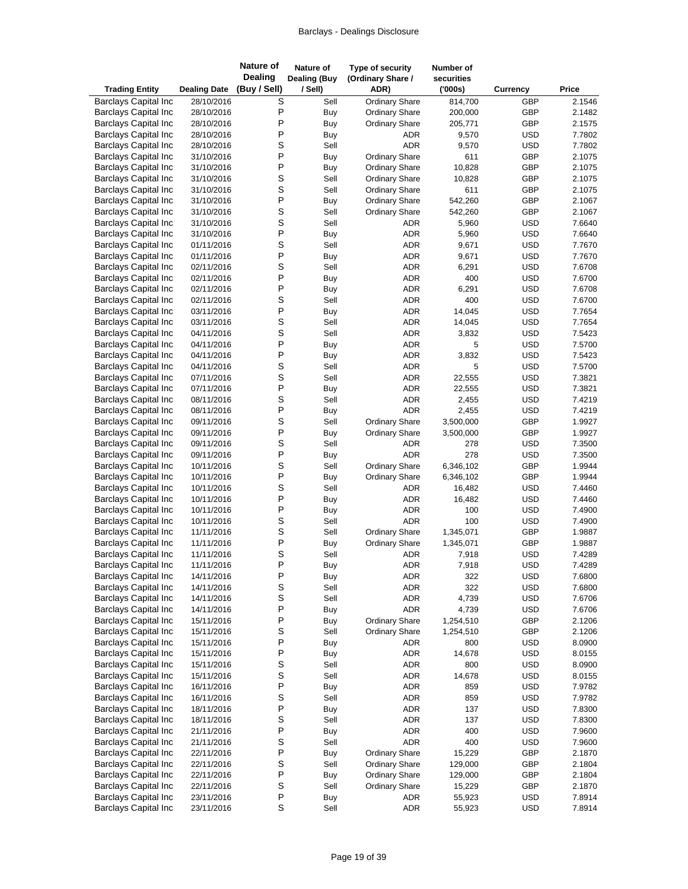| Trading Entity | Dealing Date | Nature of Dealing (Buy / Sell) | Nature of Dealing (Buy / Sell) | Type of security (Ordinary Share / ADR) | Number of securities ('000s) | Currency | Price |
|---|---|---|---|---|---|---|---|
| Barclays Capital Inc | 28/10/2016 | S | Sell | Ordinary Share | 814,700 | GBP | 2.1546 |
| Barclays Capital Inc | 28/10/2016 | P | Buy | Ordinary Share | 200,000 | GBP | 2.1482 |
| Barclays Capital Inc | 28/10/2016 | P | Buy | Ordinary Share | 205,771 | GBP | 2.1575 |
| Barclays Capital Inc | 28/10/2016 | P | Buy | ADR | 9,570 | USD | 7.7802 |
| Barclays Capital Inc | 28/10/2016 | S | Sell | ADR | 9,570 | USD | 7.7802 |
| Barclays Capital Inc | 31/10/2016 | P | Buy | Ordinary Share | 611 | GBP | 2.1075 |
| Barclays Capital Inc | 31/10/2016 | P | Buy | Ordinary Share | 10,828 | GBP | 2.1075 |
| Barclays Capital Inc | 31/10/2016 | S | Sell | Ordinary Share | 10,828 | GBP | 2.1075 |
| Barclays Capital Inc | 31/10/2016 | S | Sell | Ordinary Share | 611 | GBP | 2.1075 |
| Barclays Capital Inc | 31/10/2016 | P | Buy | Ordinary Share | 542,260 | GBP | 2.1067 |
| Barclays Capital Inc | 31/10/2016 | S | Sell | Ordinary Share | 542,260 | GBP | 2.1067 |
| Barclays Capital Inc | 31/10/2016 | S | Sell | ADR | 5,960 | USD | 7.6640 |
| Barclays Capital Inc | 31/10/2016 | P | Buy | ADR | 5,960 | USD | 7.6640 |
| Barclays Capital Inc | 01/11/2016 | S | Sell | ADR | 9,671 | USD | 7.7670 |
| Barclays Capital Inc | 01/11/2016 | P | Buy | ADR | 9,671 | USD | 7.7670 |
| Barclays Capital Inc | 02/11/2016 | S | Sell | ADR | 6,291 | USD | 7.6708 |
| Barclays Capital Inc | 02/11/2016 | P | Buy | ADR | 400 | USD | 7.6700 |
| Barclays Capital Inc | 02/11/2016 | P | Buy | ADR | 6,291 | USD | 7.6708 |
| Barclays Capital Inc | 02/11/2016 | S | Sell | ADR | 400 | USD | 7.6700 |
| Barclays Capital Inc | 03/11/2016 | P | Buy | ADR | 14,045 | USD | 7.7654 |
| Barclays Capital Inc | 03/11/2016 | S | Sell | ADR | 14,045 | USD | 7.7654 |
| Barclays Capital Inc | 04/11/2016 | S | Sell | ADR | 3,832 | USD | 7.5423 |
| Barclays Capital Inc | 04/11/2016 | P | Buy | ADR | 5 | USD | 7.5700 |
| Barclays Capital Inc | 04/11/2016 | P | Buy | ADR | 3,832 | USD | 7.5423 |
| Barclays Capital Inc | 04/11/2016 | S | Sell | ADR | 5 | USD | 7.5700 |
| Barclays Capital Inc | 07/11/2016 | S | Sell | ADR | 22,555 | USD | 7.3821 |
| Barclays Capital Inc | 07/11/2016 | P | Buy | ADR | 22,555 | USD | 7.3821 |
| Barclays Capital Inc | 08/11/2016 | S | Sell | ADR | 2,455 | USD | 7.4219 |
| Barclays Capital Inc | 08/11/2016 | P | Buy | ADR | 2,455 | USD | 7.4219 |
| Barclays Capital Inc | 09/11/2016 | S | Sell | Ordinary Share | 3,500,000 | GBP | 1.9927 |
| Barclays Capital Inc | 09/11/2016 | P | Buy | Ordinary Share | 3,500,000 | GBP | 1.9927 |
| Barclays Capital Inc | 09/11/2016 | S | Sell | ADR | 278 | USD | 7.3500 |
| Barclays Capital Inc | 09/11/2016 | P | Buy | ADR | 278 | USD | 7.3500 |
| Barclays Capital Inc | 10/11/2016 | S | Sell | Ordinary Share | 6,346,102 | GBP | 1.9944 |
| Barclays Capital Inc | 10/11/2016 | P | Buy | Ordinary Share | 6,346,102 | GBP | 1.9944 |
| Barclays Capital Inc | 10/11/2016 | S | Sell | ADR | 16,482 | USD | 7.4460 |
| Barclays Capital Inc | 10/11/2016 | P | Buy | ADR | 16,482 | USD | 7.4460 |
| Barclays Capital Inc | 10/11/2016 | P | Buy | ADR | 100 | USD | 7.4900 |
| Barclays Capital Inc | 10/11/2016 | S | Sell | ADR | 100 | USD | 7.4900 |
| Barclays Capital Inc | 11/11/2016 | S | Sell | Ordinary Share | 1,345,071 | GBP | 1.9887 |
| Barclays Capital Inc | 11/11/2016 | P | Buy | Ordinary Share | 1,345,071 | GBP | 1.9887 |
| Barclays Capital Inc | 11/11/2016 | S | Sell | ADR | 7,918 | USD | 7.4289 |
| Barclays Capital Inc | 11/11/2016 | P | Buy | ADR | 7,918 | USD | 7.4289 |
| Barclays Capital Inc | 14/11/2016 | P | Buy | ADR | 322 | USD | 7.6800 |
| Barclays Capital Inc | 14/11/2016 | S | Sell | ADR | 322 | USD | 7.6800 |
| Barclays Capital Inc | 14/11/2016 | S | Sell | ADR | 4,739 | USD | 7.6706 |
| Barclays Capital Inc | 14/11/2016 | P | Buy | ADR | 4,739 | USD | 7.6706 |
| Barclays Capital Inc | 15/11/2016 | P | Buy | Ordinary Share | 1,254,510 | GBP | 2.1206 |
| Barclays Capital Inc | 15/11/2016 | S | Sell | Ordinary Share | 1,254,510 | GBP | 2.1206 |
| Barclays Capital Inc | 15/11/2016 | P | Buy | ADR | 800 | USD | 8.0900 |
| Barclays Capital Inc | 15/11/2016 | P | Buy | ADR | 14,678 | USD | 8.0155 |
| Barclays Capital Inc | 15/11/2016 | S | Sell | ADR | 800 | USD | 8.0900 |
| Barclays Capital Inc | 15/11/2016 | S | Sell | ADR | 14,678 | USD | 8.0155 |
| Barclays Capital Inc | 16/11/2016 | P | Buy | ADR | 859 | USD | 7.9782 |
| Barclays Capital Inc | 16/11/2016 | S | Sell | ADR | 859 | USD | 7.9782 |
| Barclays Capital Inc | 18/11/2016 | P | Buy | ADR | 137 | USD | 7.8300 |
| Barclays Capital Inc | 18/11/2016 | S | Sell | ADR | 137 | USD | 7.8300 |
| Barclays Capital Inc | 21/11/2016 | P | Buy | ADR | 400 | USD | 7.9600 |
| Barclays Capital Inc | 21/11/2016 | S | Sell | ADR | 400 | USD | 7.9600 |
| Barclays Capital Inc | 22/11/2016 | P | Buy | Ordinary Share | 15,229 | GBP | 2.1870 |
| Barclays Capital Inc | 22/11/2016 | S | Sell | Ordinary Share | 129,000 | GBP | 2.1804 |
| Barclays Capital Inc | 22/11/2016 | P | Buy | Ordinary Share | 129,000 | GBP | 2.1804 |
| Barclays Capital Inc | 22/11/2016 | S | Sell | Ordinary Share | 15,229 | GBP | 2.1870 |
| Barclays Capital Inc | 23/11/2016 | P | Buy | ADR | 55,923 | USD | 7.8914 |
| Barclays Capital Inc | 23/11/2016 | S | Sell | ADR | 55,923 | USD | 7.8914 |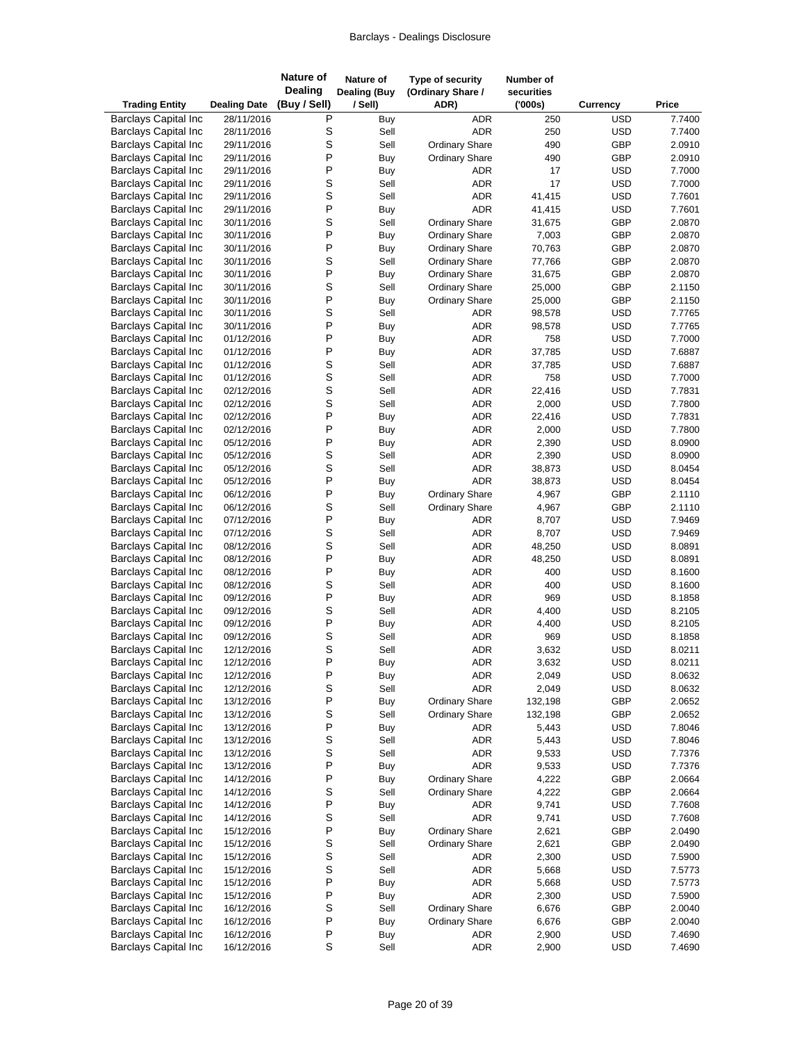| Trading Entity | Dealing Date | Nature of Dealing (Buy / Sell) | Nature of Dealing (Buy / Sell) | Type of security (Ordinary Share / ADR) | Number of securities ('000s) | Currency | Price |
|---|---|---|---|---|---|---|---|
| Barclays Capital Inc | 28/11/2016 | P | Buy | ADR | 250 | USD | 7.7400 |
| Barclays Capital Inc | 28/11/2016 | S | Sell | ADR | 250 | USD | 7.7400 |
| Barclays Capital Inc | 29/11/2016 | S | Sell | Ordinary Share | 490 | GBP | 2.0910 |
| Barclays Capital Inc | 29/11/2016 | P | Buy | Ordinary Share | 490 | GBP | 2.0910 |
| Barclays Capital Inc | 29/11/2016 | P | Buy | ADR | 17 | USD | 7.7000 |
| Barclays Capital Inc | 29/11/2016 | S | Sell | ADR | 17 | USD | 7.7000 |
| Barclays Capital Inc | 29/11/2016 | S | Sell | ADR | 41,415 | USD | 7.7601 |
| Barclays Capital Inc | 29/11/2016 | P | Buy | ADR | 41,415 | USD | 7.7601 |
| Barclays Capital Inc | 30/11/2016 | S | Sell | Ordinary Share | 31,675 | GBP | 2.0870 |
| Barclays Capital Inc | 30/11/2016 | P | Buy | Ordinary Share | 7,003 | GBP | 2.0870 |
| Barclays Capital Inc | 30/11/2016 | P | Buy | Ordinary Share | 70,763 | GBP | 2.0870 |
| Barclays Capital Inc | 30/11/2016 | S | Sell | Ordinary Share | 77,766 | GBP | 2.0870 |
| Barclays Capital Inc | 30/11/2016 | P | Buy | Ordinary Share | 31,675 | GBP | 2.0870 |
| Barclays Capital Inc | 30/11/2016 | S | Sell | Ordinary Share | 25,000 | GBP | 2.1150 |
| Barclays Capital Inc | 30/11/2016 | P | Buy | Ordinary Share | 25,000 | GBP | 2.1150 |
| Barclays Capital Inc | 30/11/2016 | S | Sell | ADR | 98,578 | USD | 7.7765 |
| Barclays Capital Inc | 30/11/2016 | P | Buy | ADR | 98,578 | USD | 7.7765 |
| Barclays Capital Inc | 01/12/2016 | P | Buy | ADR | 758 | USD | 7.7000 |
| Barclays Capital Inc | 01/12/2016 | P | Buy | ADR | 37,785 | USD | 7.6887 |
| Barclays Capital Inc | 01/12/2016 | S | Sell | ADR | 37,785 | USD | 7.6887 |
| Barclays Capital Inc | 01/12/2016 | S | Sell | ADR | 758 | USD | 7.7000 |
| Barclays Capital Inc | 02/12/2016 | S | Sell | ADR | 22,416 | USD | 7.7831 |
| Barclays Capital Inc | 02/12/2016 | S | Sell | ADR | 2,000 | USD | 7.7800 |
| Barclays Capital Inc | 02/12/2016 | P | Buy | ADR | 22,416 | USD | 7.7831 |
| Barclays Capital Inc | 02/12/2016 | P | Buy | ADR | 2,000 | USD | 7.7800 |
| Barclays Capital Inc | 05/12/2016 | P | Buy | ADR | 2,390 | USD | 8.0900 |
| Barclays Capital Inc | 05/12/2016 | S | Sell | ADR | 2,390 | USD | 8.0900 |
| Barclays Capital Inc | 05/12/2016 | S | Sell | ADR | 38,873 | USD | 8.0454 |
| Barclays Capital Inc | 05/12/2016 | P | Buy | ADR | 38,873 | USD | 8.0454 |
| Barclays Capital Inc | 06/12/2016 | P | Buy | Ordinary Share | 4,967 | GBP | 2.1110 |
| Barclays Capital Inc | 06/12/2016 | S | Sell | Ordinary Share | 4,967 | GBP | 2.1110 |
| Barclays Capital Inc | 07/12/2016 | P | Buy | ADR | 8,707 | USD | 7.9469 |
| Barclays Capital Inc | 07/12/2016 | S | Sell | ADR | 8,707 | USD | 7.9469 |
| Barclays Capital Inc | 08/12/2016 | S | Sell | ADR | 48,250 | USD | 8.0891 |
| Barclays Capital Inc | 08/12/2016 | P | Buy | ADR | 48,250 | USD | 8.0891 |
| Barclays Capital Inc | 08/12/2016 | P | Buy | ADR | 400 | USD | 8.1600 |
| Barclays Capital Inc | 08/12/2016 | S | Sell | ADR | 400 | USD | 8.1600 |
| Barclays Capital Inc | 09/12/2016 | P | Buy | ADR | 969 | USD | 8.1858 |
| Barclays Capital Inc | 09/12/2016 | S | Sell | ADR | 4,400 | USD | 8.2105 |
| Barclays Capital Inc | 09/12/2016 | P | Buy | ADR | 4,400 | USD | 8.2105 |
| Barclays Capital Inc | 09/12/2016 | S | Sell | ADR | 969 | USD | 8.1858 |
| Barclays Capital Inc | 12/12/2016 | S | Sell | ADR | 3,632 | USD | 8.0211 |
| Barclays Capital Inc | 12/12/2016 | P | Buy | ADR | 3,632 | USD | 8.0211 |
| Barclays Capital Inc | 12/12/2016 | P | Buy | ADR | 2,049 | USD | 8.0632 |
| Barclays Capital Inc | 12/12/2016 | S | Sell | ADR | 2,049 | USD | 8.0632 |
| Barclays Capital Inc | 13/12/2016 | P | Buy | Ordinary Share | 132,198 | GBP | 2.0652 |
| Barclays Capital Inc | 13/12/2016 | S | Sell | Ordinary Share | 132,198 | GBP | 2.0652 |
| Barclays Capital Inc | 13/12/2016 | P | Buy | ADR | 5,443 | USD | 7.8046 |
| Barclays Capital Inc | 13/12/2016 | S | Sell | ADR | 5,443 | USD | 7.8046 |
| Barclays Capital Inc | 13/12/2016 | S | Sell | ADR | 9,533 | USD | 7.7376 |
| Barclays Capital Inc | 13/12/2016 | P | Buy | ADR | 9,533 | USD | 7.7376 |
| Barclays Capital Inc | 14/12/2016 | P | Buy | Ordinary Share | 4,222 | GBP | 2.0664 |
| Barclays Capital Inc | 14/12/2016 | S | Sell | Ordinary Share | 4,222 | GBP | 2.0664 |
| Barclays Capital Inc | 14/12/2016 | P | Buy | ADR | 9,741 | USD | 7.7608 |
| Barclays Capital Inc | 14/12/2016 | S | Sell | ADR | 9,741 | USD | 7.7608 |
| Barclays Capital Inc | 15/12/2016 | P | Buy | Ordinary Share | 2,621 | GBP | 2.0490 |
| Barclays Capital Inc | 15/12/2016 | S | Sell | Ordinary Share | 2,621 | GBP | 2.0490 |
| Barclays Capital Inc | 15/12/2016 | S | Sell | ADR | 2,300 | USD | 7.5900 |
| Barclays Capital Inc | 15/12/2016 | S | Sell | ADR | 5,668 | USD | 7.5773 |
| Barclays Capital Inc | 15/12/2016 | P | Buy | ADR | 5,668 | USD | 7.5773 |
| Barclays Capital Inc | 15/12/2016 | P | Buy | ADR | 2,300 | USD | 7.5900 |
| Barclays Capital Inc | 16/12/2016 | S | Sell | Ordinary Share | 6,676 | GBP | 2.0040 |
| Barclays Capital Inc | 16/12/2016 | P | Buy | Ordinary Share | 6,676 | GBP | 2.0040 |
| Barclays Capital Inc | 16/12/2016 | P | Buy | ADR | 2,900 | USD | 7.4690 |
| Barclays Capital Inc | 16/12/2016 | S | Sell | ADR | 2,900 | USD | 7.4690 |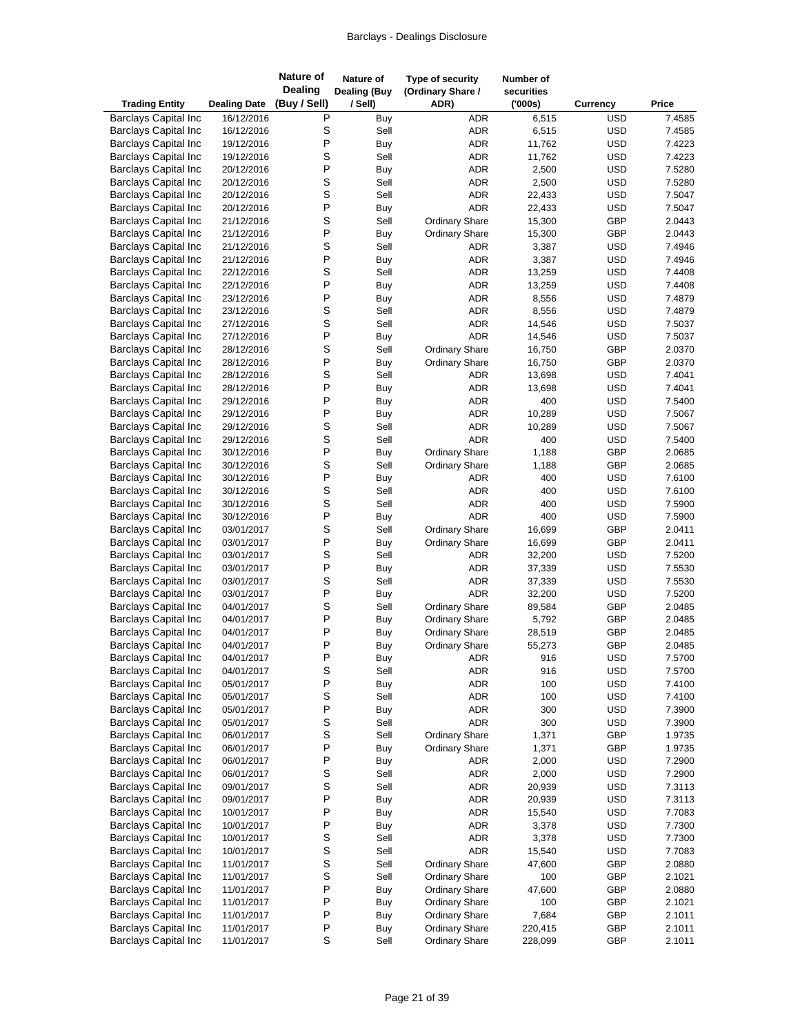| Trading Entity | Dealing Date | Nature of Dealing (Buy / Sell) | Nature of Dealing (Buy / Sell) | Type of security (Ordinary Share / ADR) | Number of securities ('000s) | Currency | Price |
|---|---|---|---|---|---|---|---|
| Barclays Capital Inc | 16/12/2016 | P | Buy | ADR | 6,515 | USD | 7.4585 |
| Barclays Capital Inc | 16/12/2016 | S | Sell | ADR | 6,515 | USD | 7.4585 |
| Barclays Capital Inc | 19/12/2016 | P | Buy | ADR | 11,762 | USD | 7.4223 |
| Barclays Capital Inc | 19/12/2016 | S | Sell | ADR | 11,762 | USD | 7.4223 |
| Barclays Capital Inc | 20/12/2016 | P | Buy | ADR | 2,500 | USD | 7.5280 |
| Barclays Capital Inc | 20/12/2016 | S | Sell | ADR | 2,500 | USD | 7.5280 |
| Barclays Capital Inc | 20/12/2016 | S | Sell | ADR | 22,433 | USD | 7.5047 |
| Barclays Capital Inc | 20/12/2016 | P | Buy | ADR | 22,433 | USD | 7.5047 |
| Barclays Capital Inc | 21/12/2016 | S | Sell | Ordinary Share | 15,300 | GBP | 2.0443 |
| Barclays Capital Inc | 21/12/2016 | P | Buy | Ordinary Share | 15,300 | GBP | 2.0443 |
| Barclays Capital Inc | 21/12/2016 | S | Sell | ADR | 3,387 | USD | 7.4946 |
| Barclays Capital Inc | 21/12/2016 | P | Buy | ADR | 3,387 | USD | 7.4946 |
| Barclays Capital Inc | 22/12/2016 | S | Sell | ADR | 13,259 | USD | 7.4408 |
| Barclays Capital Inc | 22/12/2016 | P | Buy | ADR | 13,259 | USD | 7.4408 |
| Barclays Capital Inc | 23/12/2016 | P | Buy | ADR | 8,556 | USD | 7.4879 |
| Barclays Capital Inc | 23/12/2016 | S | Sell | ADR | 8,556 | USD | 7.4879 |
| Barclays Capital Inc | 27/12/2016 | S | Sell | ADR | 14,546 | USD | 7.5037 |
| Barclays Capital Inc | 27/12/2016 | P | Buy | ADR | 14,546 | USD | 7.5037 |
| Barclays Capital Inc | 28/12/2016 | S | Sell | Ordinary Share | 16,750 | GBP | 2.0370 |
| Barclays Capital Inc | 28/12/2016 | P | Buy | Ordinary Share | 16,750 | GBP | 2.0370 |
| Barclays Capital Inc | 28/12/2016 | S | Sell | ADR | 13,698 | USD | 7.4041 |
| Barclays Capital Inc | 28/12/2016 | P | Buy | ADR | 13,698 | USD | 7.4041 |
| Barclays Capital Inc | 29/12/2016 | P | Buy | ADR | 400 | USD | 7.5400 |
| Barclays Capital Inc | 29/12/2016 | P | Buy | ADR | 10,289 | USD | 7.5067 |
| Barclays Capital Inc | 29/12/2016 | S | Sell | ADR | 10,289 | USD | 7.5067 |
| Barclays Capital Inc | 29/12/2016 | S | Sell | ADR | 400 | USD | 7.5400 |
| Barclays Capital Inc | 30/12/2016 | P | Buy | Ordinary Share | 1,188 | GBP | 2.0685 |
| Barclays Capital Inc | 30/12/2016 | S | Sell | Ordinary Share | 1,188 | GBP | 2.0685 |
| Barclays Capital Inc | 30/12/2016 | P | Buy | ADR | 400 | USD | 7.6100 |
| Barclays Capital Inc | 30/12/2016 | S | Sell | ADR | 400 | USD | 7.6100 |
| Barclays Capital Inc | 30/12/2016 | S | Sell | ADR | 400 | USD | 7.5900 |
| Barclays Capital Inc | 30/12/2016 | P | Buy | ADR | 400 | USD | 7.5900 |
| Barclays Capital Inc | 03/01/2017 | S | Sell | Ordinary Share | 16,699 | GBP | 2.0411 |
| Barclays Capital Inc | 03/01/2017 | P | Buy | Ordinary Share | 16,699 | GBP | 2.0411 |
| Barclays Capital Inc | 03/01/2017 | S | Sell | ADR | 32,200 | USD | 7.5200 |
| Barclays Capital Inc | 03/01/2017 | P | Buy | ADR | 37,339 | USD | 7.5530 |
| Barclays Capital Inc | 03/01/2017 | S | Sell | ADR | 37,339 | USD | 7.5530 |
| Barclays Capital Inc | 03/01/2017 | P | Buy | ADR | 32,200 | USD | 7.5200 |
| Barclays Capital Inc | 04/01/2017 | S | Sell | Ordinary Share | 89,584 | GBP | 2.0485 |
| Barclays Capital Inc | 04/01/2017 | P | Buy | Ordinary Share | 5,792 | GBP | 2.0485 |
| Barclays Capital Inc | 04/01/2017 | P | Buy | Ordinary Share | 28,519 | GBP | 2.0485 |
| Barclays Capital Inc | 04/01/2017 | P | Buy | Ordinary Share | 55,273 | GBP | 2.0485 |
| Barclays Capital Inc | 04/01/2017 | P | Buy | ADR | 916 | USD | 7.5700 |
| Barclays Capital Inc | 04/01/2017 | S | Sell | ADR | 916 | USD | 7.5700 |
| Barclays Capital Inc | 05/01/2017 | P | Buy | ADR | 100 | USD | 7.4100 |
| Barclays Capital Inc | 05/01/2017 | S | Sell | ADR | 100 | USD | 7.4100 |
| Barclays Capital Inc | 05/01/2017 | P | Buy | ADR | 300 | USD | 7.3900 |
| Barclays Capital Inc | 05/01/2017 | S | Sell | ADR | 300 | USD | 7.3900 |
| Barclays Capital Inc | 06/01/2017 | S | Sell | Ordinary Share | 1,371 | GBP | 1.9735 |
| Barclays Capital Inc | 06/01/2017 | P | Buy | Ordinary Share | 1,371 | GBP | 1.9735 |
| Barclays Capital Inc | 06/01/2017 | P | Buy | ADR | 2,000 | USD | 7.2900 |
| Barclays Capital Inc | 06/01/2017 | S | Sell | ADR | 2,000 | USD | 7.2900 |
| Barclays Capital Inc | 09/01/2017 | S | Sell | ADR | 20,939 | USD | 7.3113 |
| Barclays Capital Inc | 09/01/2017 | P | Buy | ADR | 20,939 | USD | 7.3113 |
| Barclays Capital Inc | 10/01/2017 | P | Buy | ADR | 15,540 | USD | 7.7083 |
| Barclays Capital Inc | 10/01/2017 | P | Buy | ADR | 3,378 | USD | 7.7300 |
| Barclays Capital Inc | 10/01/2017 | S | Sell | ADR | 3,378 | USD | 7.7300 |
| Barclays Capital Inc | 10/01/2017 | S | Sell | ADR | 15,540 | USD | 7.7083 |
| Barclays Capital Inc | 11/01/2017 | S | Sell | Ordinary Share | 47,600 | GBP | 2.0880 |
| Barclays Capital Inc | 11/01/2017 | S | Sell | Ordinary Share | 100 | GBP | 2.1021 |
| Barclays Capital Inc | 11/01/2017 | P | Buy | Ordinary Share | 47,600 | GBP | 2.0880 |
| Barclays Capital Inc | 11/01/2017 | P | Buy | Ordinary Share | 100 | GBP | 2.1021 |
| Barclays Capital Inc | 11/01/2017 | P | Buy | Ordinary Share | 7,684 | GBP | 2.1011 |
| Barclays Capital Inc | 11/01/2017 | P | Buy | Ordinary Share | 220,415 | GBP | 2.1011 |
| Barclays Capital Inc | 11/01/2017 | S | Sell | Ordinary Share | 228,099 | GBP | 2.1011 |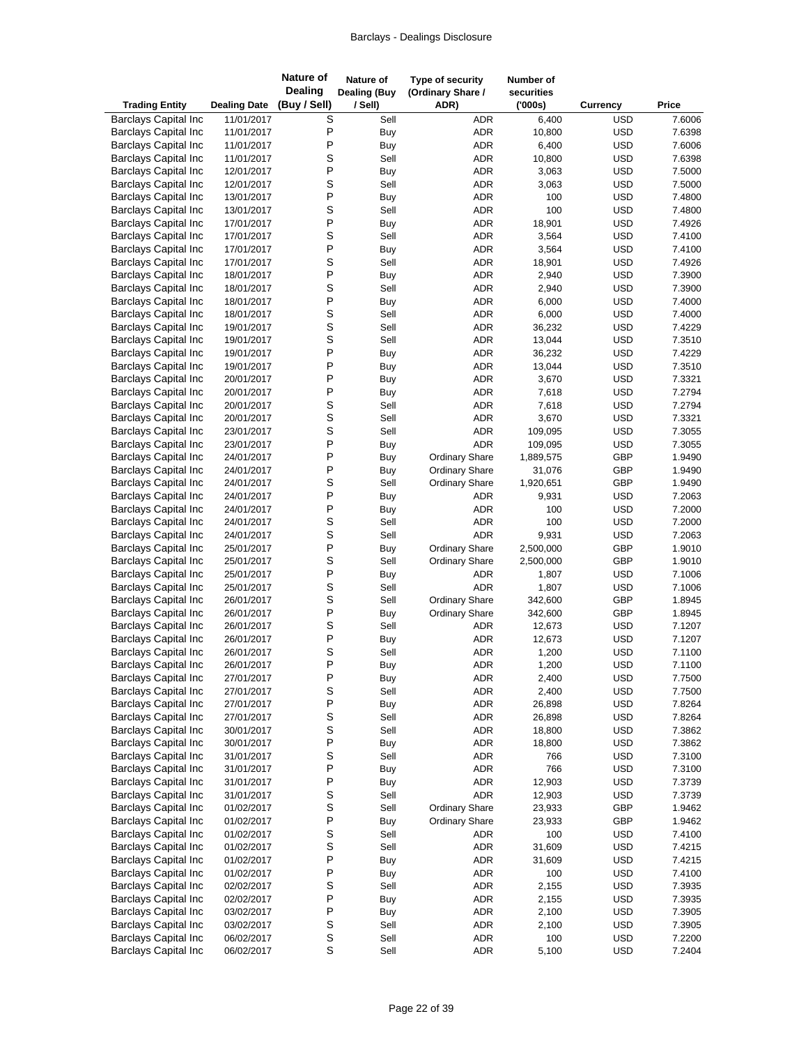| Trading Entity | Dealing Date | Nature of Dealing (Buy / Sell) | Nature of Dealing (Buy / Sell) | Type of security (Ordinary Share / ADR) | Number of securities ('000s) | Currency | Price |
|---|---|---|---|---|---|---|---|
| Barclays Capital Inc | 11/01/2017 | S | Sell | ADR | 6,400 | USD | 7.6006 |
| Barclays Capital Inc | 11/01/2017 | P | Buy | ADR | 10,800 | USD | 7.6398 |
| Barclays Capital Inc | 11/01/2017 | P | Buy | ADR | 6,400 | USD | 7.6006 |
| Barclays Capital Inc | 11/01/2017 | S | Sell | ADR | 10,800 | USD | 7.6398 |
| Barclays Capital Inc | 12/01/2017 | P | Buy | ADR | 3,063 | USD | 7.5000 |
| Barclays Capital Inc | 12/01/2017 | S | Sell | ADR | 3,063 | USD | 7.5000 |
| Barclays Capital Inc | 13/01/2017 | P | Buy | ADR | 100 | USD | 7.4800 |
| Barclays Capital Inc | 13/01/2017 | S | Sell | ADR | 100 | USD | 7.4800 |
| Barclays Capital Inc | 17/01/2017 | P | Buy | ADR | 18,901 | USD | 7.4926 |
| Barclays Capital Inc | 17/01/2017 | S | Sell | ADR | 3,564 | USD | 7.4100 |
| Barclays Capital Inc | 17/01/2017 | P | Buy | ADR | 3,564 | USD | 7.4100 |
| Barclays Capital Inc | 17/01/2017 | S | Sell | ADR | 18,901 | USD | 7.4926 |
| Barclays Capital Inc | 18/01/2017 | P | Buy | ADR | 2,940 | USD | 7.3900 |
| Barclays Capital Inc | 18/01/2017 | S | Sell | ADR | 2,940 | USD | 7.3900 |
| Barclays Capital Inc | 18/01/2017 | P | Buy | ADR | 6,000 | USD | 7.4000 |
| Barclays Capital Inc | 18/01/2017 | S | Sell | ADR | 6,000 | USD | 7.4000 |
| Barclays Capital Inc | 19/01/2017 | S | Sell | ADR | 36,232 | USD | 7.4229 |
| Barclays Capital Inc | 19/01/2017 | S | Sell | ADR | 13,044 | USD | 7.3510 |
| Barclays Capital Inc | 19/01/2017 | P | Buy | ADR | 36,232 | USD | 7.4229 |
| Barclays Capital Inc | 19/01/2017 | P | Buy | ADR | 13,044 | USD | 7.3510 |
| Barclays Capital Inc | 20/01/2017 | P | Buy | ADR | 3,670 | USD | 7.3321 |
| Barclays Capital Inc | 20/01/2017 | P | Buy | ADR | 7,618 | USD | 7.2794 |
| Barclays Capital Inc | 20/01/2017 | S | Sell | ADR | 7,618 | USD | 7.2794 |
| Barclays Capital Inc | 20/01/2017 | S | Sell | ADR | 3,670 | USD | 7.3321 |
| Barclays Capital Inc | 23/01/2017 | S | Sell | ADR | 109,095 | USD | 7.3055 |
| Barclays Capital Inc | 23/01/2017 | P | Buy | ADR | 109,095 | USD | 7.3055 |
| Barclays Capital Inc | 24/01/2017 | P | Buy | Ordinary Share | 1,889,575 | GBP | 1.9490 |
| Barclays Capital Inc | 24/01/2017 | P | Buy | Ordinary Share | 31,076 | GBP | 1.9490 |
| Barclays Capital Inc | 24/01/2017 | S | Sell | Ordinary Share | 1,920,651 | GBP | 1.9490 |
| Barclays Capital Inc | 24/01/2017 | P | Buy | ADR | 9,931 | USD | 7.2063 |
| Barclays Capital Inc | 24/01/2017 | P | Buy | ADR | 100 | USD | 7.2000 |
| Barclays Capital Inc | 24/01/2017 | S | Sell | ADR | 100 | USD | 7.2000 |
| Barclays Capital Inc | 24/01/2017 | S | Sell | ADR | 9,931 | USD | 7.2063 |
| Barclays Capital Inc | 25/01/2017 | P | Buy | Ordinary Share | 2,500,000 | GBP | 1.9010 |
| Barclays Capital Inc | 25/01/2017 | S | Sell | Ordinary Share | 2,500,000 | GBP | 1.9010 |
| Barclays Capital Inc | 25/01/2017 | P | Buy | ADR | 1,807 | USD | 7.1006 |
| Barclays Capital Inc | 25/01/2017 | S | Sell | ADR | 1,807 | USD | 7.1006 |
| Barclays Capital Inc | 26/01/2017 | S | Sell | Ordinary Share | 342,600 | GBP | 1.8945 |
| Barclays Capital Inc | 26/01/2017 | P | Buy | Ordinary Share | 342,600 | GBP | 1.8945 |
| Barclays Capital Inc | 26/01/2017 | S | Sell | ADR | 12,673 | USD | 7.1207 |
| Barclays Capital Inc | 26/01/2017 | P | Buy | ADR | 12,673 | USD | 7.1207 |
| Barclays Capital Inc | 26/01/2017 | S | Sell | ADR | 1,200 | USD | 7.1100 |
| Barclays Capital Inc | 26/01/2017 | P | Buy | ADR | 1,200 | USD | 7.1100 |
| Barclays Capital Inc | 27/01/2017 | P | Buy | ADR | 2,400 | USD | 7.7500 |
| Barclays Capital Inc | 27/01/2017 | S | Sell | ADR | 2,400 | USD | 7.7500 |
| Barclays Capital Inc | 27/01/2017 | P | Buy | ADR | 26,898 | USD | 7.8264 |
| Barclays Capital Inc | 27/01/2017 | S | Sell | ADR | 26,898 | USD | 7.8264 |
| Barclays Capital Inc | 30/01/2017 | S | Sell | ADR | 18,800 | USD | 7.3862 |
| Barclays Capital Inc | 30/01/2017 | P | Buy | ADR | 18,800 | USD | 7.3862 |
| Barclays Capital Inc | 31/01/2017 | S | Sell | ADR | 766 | USD | 7.3100 |
| Barclays Capital Inc | 31/01/2017 | P | Buy | ADR | 766 | USD | 7.3100 |
| Barclays Capital Inc | 31/01/2017 | P | Buy | ADR | 12,903 | USD | 7.3739 |
| Barclays Capital Inc | 31/01/2017 | S | Sell | ADR | 12,903 | USD | 7.3739 |
| Barclays Capital Inc | 01/02/2017 | S | Sell | Ordinary Share | 23,933 | GBP | 1.9462 |
| Barclays Capital Inc | 01/02/2017 | P | Buy | Ordinary Share | 23,933 | GBP | 1.9462 |
| Barclays Capital Inc | 01/02/2017 | S | Sell | ADR | 100 | USD | 7.4100 |
| Barclays Capital Inc | 01/02/2017 | S | Sell | ADR | 31,609 | USD | 7.4215 |
| Barclays Capital Inc | 01/02/2017 | P | Buy | ADR | 31,609 | USD | 7.4215 |
| Barclays Capital Inc | 01/02/2017 | P | Buy | ADR | 100 | USD | 7.4100 |
| Barclays Capital Inc | 02/02/2017 | S | Sell | ADR | 2,155 | USD | 7.3935 |
| Barclays Capital Inc | 02/02/2017 | P | Buy | ADR | 2,155 | USD | 7.3935 |
| Barclays Capital Inc | 03/02/2017 | P | Buy | ADR | 2,100 | USD | 7.3905 |
| Barclays Capital Inc | 03/02/2017 | S | Sell | ADR | 2,100 | USD | 7.3905 |
| Barclays Capital Inc | 06/02/2017 | S | Sell | ADR | 100 | USD | 7.2200 |
| Barclays Capital Inc | 06/02/2017 | S | Sell | ADR | 5,100 | USD | 7.2404 |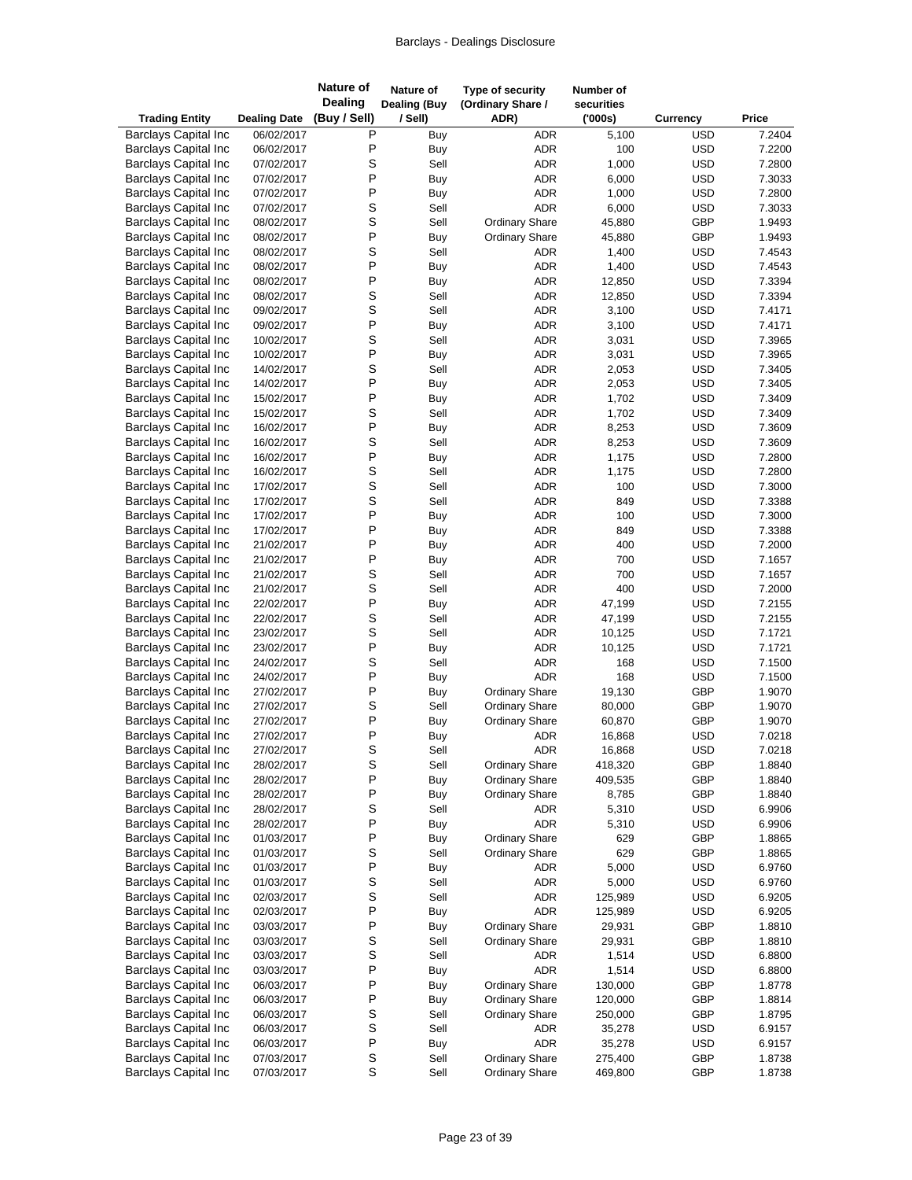| Trading Entity | Dealing Date | Nature of Dealing (Buy / Sell) | Nature of Dealing (Buy / Sell) | Type of security (Ordinary Share / ADR) | Number of securities ('000s) | Currency | Price |
|---|---|---|---|---|---|---|---|
| Barclays Capital Inc | 06/02/2017 | P | Buy | ADR | 5,100 | USD | 7.2404 |
| Barclays Capital Inc | 06/02/2017 | P | Buy | ADR | 100 | USD | 7.2200 |
| Barclays Capital Inc | 07/02/2017 | S | Sell | ADR | 1,000 | USD | 7.2800 |
| Barclays Capital Inc | 07/02/2017 | P | Buy | ADR | 6,000 | USD | 7.3033 |
| Barclays Capital Inc | 07/02/2017 | P | Buy | ADR | 1,000 | USD | 7.2800 |
| Barclays Capital Inc | 07/02/2017 | S | Sell | ADR | 6,000 | USD | 7.3033 |
| Barclays Capital Inc | 08/02/2017 | S | Sell | Ordinary Share | 45,880 | GBP | 1.9493 |
| Barclays Capital Inc | 08/02/2017 | P | Buy | Ordinary Share | 45,880 | GBP | 1.9493 |
| Barclays Capital Inc | 08/02/2017 | S | Sell | ADR | 1,400 | USD | 7.4543 |
| Barclays Capital Inc | 08/02/2017 | P | Buy | ADR | 1,400 | USD | 7.4543 |
| Barclays Capital Inc | 08/02/2017 | P | Buy | ADR | 12,850 | USD | 7.3394 |
| Barclays Capital Inc | 08/02/2017 | S | Sell | ADR | 12,850 | USD | 7.3394 |
| Barclays Capital Inc | 09/02/2017 | S | Sell | ADR | 3,100 | USD | 7.4171 |
| Barclays Capital Inc | 09/02/2017 | P | Buy | ADR | 3,100 | USD | 7.4171 |
| Barclays Capital Inc | 10/02/2017 | S | Sell | ADR | 3,031 | USD | 7.3965 |
| Barclays Capital Inc | 10/02/2017 | P | Buy | ADR | 3,031 | USD | 7.3965 |
| Barclays Capital Inc | 14/02/2017 | S | Sell | ADR | 2,053 | USD | 7.3405 |
| Barclays Capital Inc | 14/02/2017 | P | Buy | ADR | 2,053 | USD | 7.3405 |
| Barclays Capital Inc | 15/02/2017 | P | Buy | ADR | 1,702 | USD | 7.3409 |
| Barclays Capital Inc | 15/02/2017 | S | Sell | ADR | 1,702 | USD | 7.3409 |
| Barclays Capital Inc | 16/02/2017 | P | Buy | ADR | 8,253 | USD | 7.3609 |
| Barclays Capital Inc | 16/02/2017 | S | Sell | ADR | 8,253 | USD | 7.3609 |
| Barclays Capital Inc | 16/02/2017 | P | Buy | ADR | 1,175 | USD | 7.2800 |
| Barclays Capital Inc | 16/02/2017 | S | Sell | ADR | 1,175 | USD | 7.2800 |
| Barclays Capital Inc | 17/02/2017 | S | Sell | ADR | 100 | USD | 7.3000 |
| Barclays Capital Inc | 17/02/2017 | S | Sell | ADR | 849 | USD | 7.3388 |
| Barclays Capital Inc | 17/02/2017 | P | Buy | ADR | 100 | USD | 7.3000 |
| Barclays Capital Inc | 17/02/2017 | P | Buy | ADR | 849 | USD | 7.3388 |
| Barclays Capital Inc | 21/02/2017 | P | Buy | ADR | 400 | USD | 7.2000 |
| Barclays Capital Inc | 21/02/2017 | P | Buy | ADR | 700 | USD | 7.1657 |
| Barclays Capital Inc | 21/02/2017 | S | Sell | ADR | 700 | USD | 7.1657 |
| Barclays Capital Inc | 21/02/2017 | S | Sell | ADR | 400 | USD | 7.2000 |
| Barclays Capital Inc | 22/02/2017 | P | Buy | ADR | 47,199 | USD | 7.2155 |
| Barclays Capital Inc | 22/02/2017 | S | Sell | ADR | 47,199 | USD | 7.2155 |
| Barclays Capital Inc | 23/02/2017 | S | Sell | ADR | 10,125 | USD | 7.1721 |
| Barclays Capital Inc | 23/02/2017 | P | Buy | ADR | 10,125 | USD | 7.1721 |
| Barclays Capital Inc | 24/02/2017 | S | Sell | ADR | 168 | USD | 7.1500 |
| Barclays Capital Inc | 24/02/2017 | P | Buy | ADR | 168 | USD | 7.1500 |
| Barclays Capital Inc | 27/02/2017 | P | Buy | Ordinary Share | 19,130 | GBP | 1.9070 |
| Barclays Capital Inc | 27/02/2017 | S | Sell | Ordinary Share | 80,000 | GBP | 1.9070 |
| Barclays Capital Inc | 27/02/2017 | P | Buy | Ordinary Share | 60,870 | GBP | 1.9070 |
| Barclays Capital Inc | 27/02/2017 | P | Buy | ADR | 16,868 | USD | 7.0218 |
| Barclays Capital Inc | 27/02/2017 | S | Sell | ADR | 16,868 | USD | 7.0218 |
| Barclays Capital Inc | 28/02/2017 | S | Sell | Ordinary Share | 418,320 | GBP | 1.8840 |
| Barclays Capital Inc | 28/02/2017 | P | Buy | Ordinary Share | 409,535 | GBP | 1.8840 |
| Barclays Capital Inc | 28/02/2017 | P | Buy | Ordinary Share | 8,785 | GBP | 1.8840 |
| Barclays Capital Inc | 28/02/2017 | S | Sell | ADR | 5,310 | USD | 6.9906 |
| Barclays Capital Inc | 28/02/2017 | P | Buy | ADR | 5,310 | USD | 6.9906 |
| Barclays Capital Inc | 01/03/2017 | P | Buy | Ordinary Share | 629 | GBP | 1.8865 |
| Barclays Capital Inc | 01/03/2017 | S | Sell | Ordinary Share | 629 | GBP | 1.8865 |
| Barclays Capital Inc | 01/03/2017 | P | Buy | ADR | 5,000 | USD | 6.9760 |
| Barclays Capital Inc | 01/03/2017 | S | Sell | ADR | 5,000 | USD | 6.9760 |
| Barclays Capital Inc | 02/03/2017 | S | Sell | ADR | 125,989 | USD | 6.9205 |
| Barclays Capital Inc | 02/03/2017 | P | Buy | ADR | 125,989 | USD | 6.9205 |
| Barclays Capital Inc | 03/03/2017 | P | Buy | Ordinary Share | 29,931 | GBP | 1.8810 |
| Barclays Capital Inc | 03/03/2017 | S | Sell | Ordinary Share | 29,931 | GBP | 1.8810 |
| Barclays Capital Inc | 03/03/2017 | S | Sell | ADR | 1,514 | USD | 6.8800 |
| Barclays Capital Inc | 03/03/2017 | P | Buy | ADR | 1,514 | USD | 6.8800 |
| Barclays Capital Inc | 06/03/2017 | P | Buy | Ordinary Share | 130,000 | GBP | 1.8778 |
| Barclays Capital Inc | 06/03/2017 | P | Buy | Ordinary Share | 120,000 | GBP | 1.8814 |
| Barclays Capital Inc | 06/03/2017 | S | Sell | Ordinary Share | 250,000 | GBP | 1.8795 |
| Barclays Capital Inc | 06/03/2017 | S | Sell | ADR | 35,278 | USD | 6.9157 |
| Barclays Capital Inc | 06/03/2017 | P | Buy | ADR | 35,278 | USD | 6.9157 |
| Barclays Capital Inc | 07/03/2017 | S | Sell | Ordinary Share | 275,400 | GBP | 1.8738 |
| Barclays Capital Inc | 07/03/2017 | S | Sell | Ordinary Share | 469,800 | GBP | 1.8738 |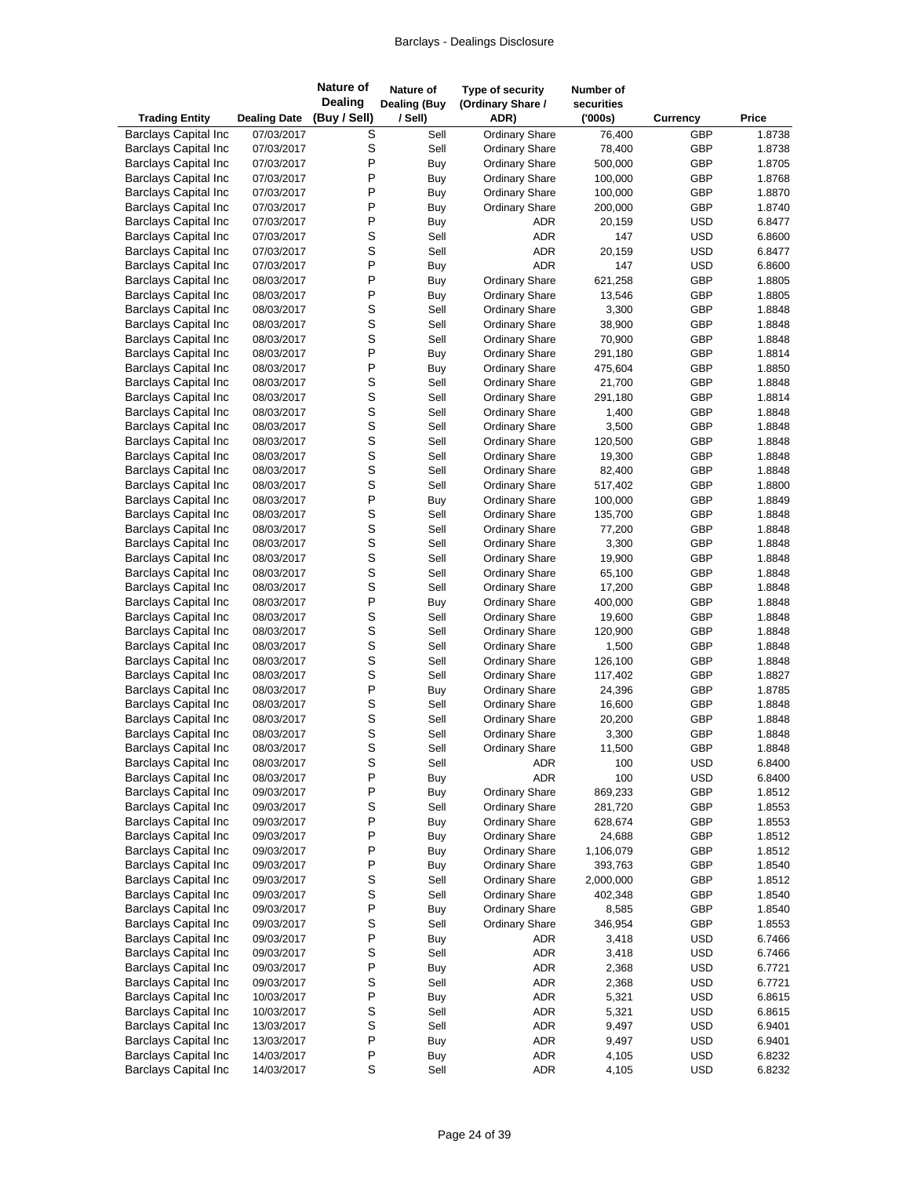| Trading Entity | Dealing Date | Nature of Dealing (Buy / Sell) | Nature of Dealing (Buy / Sell) | Type of security (Ordinary Share / ADR) | Number of securities ('000s) | Currency | Price |
|---|---|---|---|---|---|---|---|
| Barclays Capital Inc | 07/03/2017 | S | Sell | Ordinary Share | 76,400 | GBP | 1.8738 |
| Barclays Capital Inc | 07/03/2017 | S | Sell | Ordinary Share | 78,400 | GBP | 1.8738 |
| Barclays Capital Inc | 07/03/2017 | P | Buy | Ordinary Share | 500,000 | GBP | 1.8705 |
| Barclays Capital Inc | 07/03/2017 | P | Buy | Ordinary Share | 100,000 | GBP | 1.8768 |
| Barclays Capital Inc | 07/03/2017 | P | Buy | Ordinary Share | 100,000 | GBP | 1.8870 |
| Barclays Capital Inc | 07/03/2017 | P | Buy | Ordinary Share | 200,000 | GBP | 1.8740 |
| Barclays Capital Inc | 07/03/2017 | P | Buy | ADR | 20,159 | USD | 6.8477 |
| Barclays Capital Inc | 07/03/2017 | S | Sell | ADR | 147 | USD | 6.8600 |
| Barclays Capital Inc | 07/03/2017 | S | Sell | ADR | 20,159 | USD | 6.8477 |
| Barclays Capital Inc | 07/03/2017 | P | Buy | ADR | 147 | USD | 6.8600 |
| Barclays Capital Inc | 08/03/2017 | P | Buy | Ordinary Share | 621,258 | GBP | 1.8805 |
| Barclays Capital Inc | 08/03/2017 | P | Buy | Ordinary Share | 13,546 | GBP | 1.8805 |
| Barclays Capital Inc | 08/03/2017 | S | Sell | Ordinary Share | 3,300 | GBP | 1.8848 |
| Barclays Capital Inc | 08/03/2017 | S | Sell | Ordinary Share | 38,900 | GBP | 1.8848 |
| Barclays Capital Inc | 08/03/2017 | S | Sell | Ordinary Share | 70,900 | GBP | 1.8848 |
| Barclays Capital Inc | 08/03/2017 | P | Buy | Ordinary Share | 291,180 | GBP | 1.8814 |
| Barclays Capital Inc | 08/03/2017 | P | Buy | Ordinary Share | 475,604 | GBP | 1.8850 |
| Barclays Capital Inc | 08/03/2017 | S | Sell | Ordinary Share | 21,700 | GBP | 1.8848 |
| Barclays Capital Inc | 08/03/2017 | S | Sell | Ordinary Share | 291,180 | GBP | 1.8814 |
| Barclays Capital Inc | 08/03/2017 | S | Sell | Ordinary Share | 1,400 | GBP | 1.8848 |
| Barclays Capital Inc | 08/03/2017 | S | Sell | Ordinary Share | 3,500 | GBP | 1.8848 |
| Barclays Capital Inc | 08/03/2017 | S | Sell | Ordinary Share | 120,500 | GBP | 1.8848 |
| Barclays Capital Inc | 08/03/2017 | S | Sell | Ordinary Share | 19,300 | GBP | 1.8848 |
| Barclays Capital Inc | 08/03/2017 | S | Sell | Ordinary Share | 82,400 | GBP | 1.8848 |
| Barclays Capital Inc | 08/03/2017 | S | Sell | Ordinary Share | 517,402 | GBP | 1.8800 |
| Barclays Capital Inc | 08/03/2017 | P | Buy | Ordinary Share | 100,000 | GBP | 1.8849 |
| Barclays Capital Inc | 08/03/2017 | S | Sell | Ordinary Share | 135,700 | GBP | 1.8848 |
| Barclays Capital Inc | 08/03/2017 | S | Sell | Ordinary Share | 77,200 | GBP | 1.8848 |
| Barclays Capital Inc | 08/03/2017 | S | Sell | Ordinary Share | 3,300 | GBP | 1.8848 |
| Barclays Capital Inc | 08/03/2017 | S | Sell | Ordinary Share | 19,900 | GBP | 1.8848 |
| Barclays Capital Inc | 08/03/2017 | S | Sell | Ordinary Share | 65,100 | GBP | 1.8848 |
| Barclays Capital Inc | 08/03/2017 | S | Sell | Ordinary Share | 17,200 | GBP | 1.8848 |
| Barclays Capital Inc | 08/03/2017 | P | Buy | Ordinary Share | 400,000 | GBP | 1.8848 |
| Barclays Capital Inc | 08/03/2017 | S | Sell | Ordinary Share | 19,600 | GBP | 1.8848 |
| Barclays Capital Inc | 08/03/2017 | S | Sell | Ordinary Share | 120,900 | GBP | 1.8848 |
| Barclays Capital Inc | 08/03/2017 | S | Sell | Ordinary Share | 1,500 | GBP | 1.8848 |
| Barclays Capital Inc | 08/03/2017 | S | Sell | Ordinary Share | 126,100 | GBP | 1.8848 |
| Barclays Capital Inc | 08/03/2017 | S | Sell | Ordinary Share | 117,402 | GBP | 1.8827 |
| Barclays Capital Inc | 08/03/2017 | P | Buy | Ordinary Share | 24,396 | GBP | 1.8785 |
| Barclays Capital Inc | 08/03/2017 | S | Sell | Ordinary Share | 16,600 | GBP | 1.8848 |
| Barclays Capital Inc | 08/03/2017 | S | Sell | Ordinary Share | 20,200 | GBP | 1.8848 |
| Barclays Capital Inc | 08/03/2017 | S | Sell | Ordinary Share | 3,300 | GBP | 1.8848 |
| Barclays Capital Inc | 08/03/2017 | S | Sell | Ordinary Share | 11,500 | GBP | 1.8848 |
| Barclays Capital Inc | 08/03/2017 | S | Sell | ADR | 100 | USD | 6.8400 |
| Barclays Capital Inc | 08/03/2017 | P | Buy | ADR | 100 | USD | 6.8400 |
| Barclays Capital Inc | 09/03/2017 | P | Buy | Ordinary Share | 869,233 | GBP | 1.8512 |
| Barclays Capital Inc | 09/03/2017 | S | Sell | Ordinary Share | 281,720 | GBP | 1.8553 |
| Barclays Capital Inc | 09/03/2017 | P | Buy | Ordinary Share | 628,674 | GBP | 1.8553 |
| Barclays Capital Inc | 09/03/2017 | P | Buy | Ordinary Share | 24,688 | GBP | 1.8512 |
| Barclays Capital Inc | 09/03/2017 | P | Buy | Ordinary Share | 1,106,079 | GBP | 1.8512 |
| Barclays Capital Inc | 09/03/2017 | P | Buy | Ordinary Share | 393,763 | GBP | 1.8540 |
| Barclays Capital Inc | 09/03/2017 | S | Sell | Ordinary Share | 2,000,000 | GBP | 1.8512 |
| Barclays Capital Inc | 09/03/2017 | S | Sell | Ordinary Share | 402,348 | GBP | 1.8540 |
| Barclays Capital Inc | 09/03/2017 | P | Buy | Ordinary Share | 8,585 | GBP | 1.8540 |
| Barclays Capital Inc | 09/03/2017 | S | Sell | Ordinary Share | 346,954 | GBP | 1.8553 |
| Barclays Capital Inc | 09/03/2017 | P | Buy | ADR | 3,418 | USD | 6.7466 |
| Barclays Capital Inc | 09/03/2017 | S | Sell | ADR | 3,418 | USD | 6.7466 |
| Barclays Capital Inc | 09/03/2017 | P | Buy | ADR | 2,368 | USD | 6.7721 |
| Barclays Capital Inc | 09/03/2017 | S | Sell | ADR | 2,368 | USD | 6.7721 |
| Barclays Capital Inc | 10/03/2017 | P | Buy | ADR | 5,321 | USD | 6.8615 |
| Barclays Capital Inc | 10/03/2017 | S | Sell | ADR | 5,321 | USD | 6.8615 |
| Barclays Capital Inc | 13/03/2017 | S | Sell | ADR | 9,497 | USD | 6.9401 |
| Barclays Capital Inc | 13/03/2017 | P | Buy | ADR | 9,497 | USD | 6.9401 |
| Barclays Capital Inc | 14/03/2017 | P | Buy | ADR | 4,105 | USD | 6.8232 |
| Barclays Capital Inc | 14/03/2017 | S | Sell | ADR | 4,105 | USD | 6.8232 |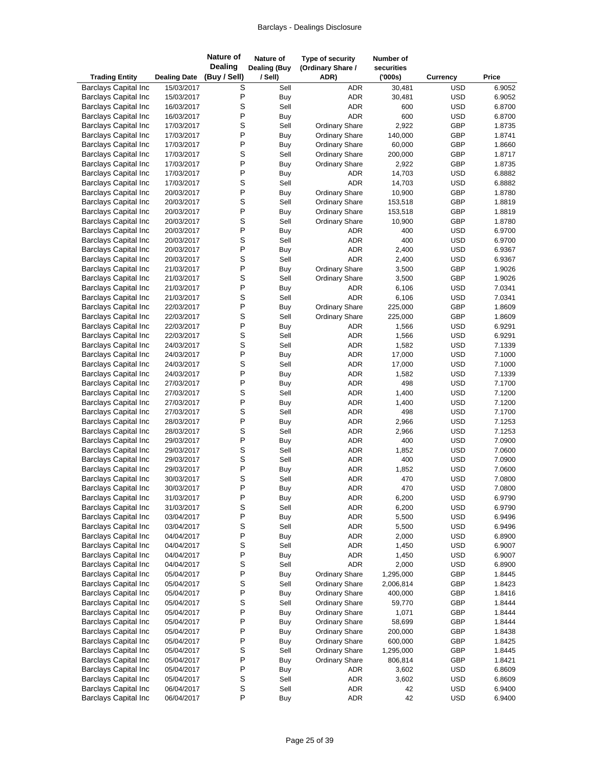| Trading Entity | Dealing Date | Nature of Dealing (Buy / Sell) | Nature of Dealing (Buy / Sell) | Type of security (Ordinary Share / ADR) | Number of securities ('000s) | Currency | Price |
|---|---|---|---|---|---|---|---|
| Barclays Capital Inc | 15/03/2017 | S | Sell | ADR | 30,481 | USD | 6.9052 |
| Barclays Capital Inc | 15/03/2017 | P | Buy | ADR | 30,481 | USD | 6.9052 |
| Barclays Capital Inc | 16/03/2017 | S | Sell | ADR | 600 | USD | 6.8700 |
| Barclays Capital Inc | 16/03/2017 | P | Buy | ADR | 600 | USD | 6.8700 |
| Barclays Capital Inc | 17/03/2017 | S | Sell | Ordinary Share | 2,922 | GBP | 1.8735 |
| Barclays Capital Inc | 17/03/2017 | P | Buy | Ordinary Share | 140,000 | GBP | 1.8741 |
| Barclays Capital Inc | 17/03/2017 | P | Buy | Ordinary Share | 60,000 | GBP | 1.8660 |
| Barclays Capital Inc | 17/03/2017 | S | Sell | Ordinary Share | 200,000 | GBP | 1.8717 |
| Barclays Capital Inc | 17/03/2017 | P | Buy | Ordinary Share | 2,922 | GBP | 1.8735 |
| Barclays Capital Inc | 17/03/2017 | P | Buy | ADR | 14,703 | USD | 6.8882 |
| Barclays Capital Inc | 17/03/2017 | S | Sell | ADR | 14,703 | USD | 6.8882 |
| Barclays Capital Inc | 20/03/2017 | P | Buy | Ordinary Share | 10,900 | GBP | 1.8780 |
| Barclays Capital Inc | 20/03/2017 | S | Sell | Ordinary Share | 153,518 | GBP | 1.8819 |
| Barclays Capital Inc | 20/03/2017 | P | Buy | Ordinary Share | 153,518 | GBP | 1.8819 |
| Barclays Capital Inc | 20/03/2017 | S | Sell | Ordinary Share | 10,900 | GBP | 1.8780 |
| Barclays Capital Inc | 20/03/2017 | P | Buy | ADR | 400 | USD | 6.9700 |
| Barclays Capital Inc | 20/03/2017 | S | Sell | ADR | 400 | USD | 6.9700 |
| Barclays Capital Inc | 20/03/2017 | P | Buy | ADR | 2,400 | USD | 6.9367 |
| Barclays Capital Inc | 20/03/2017 | S | Sell | ADR | 2,400 | USD | 6.9367 |
| Barclays Capital Inc | 21/03/2017 | P | Buy | Ordinary Share | 3,500 | GBP | 1.9026 |
| Barclays Capital Inc | 21/03/2017 | S | Sell | Ordinary Share | 3,500 | GBP | 1.9026 |
| Barclays Capital Inc | 21/03/2017 | P | Buy | ADR | 6,106 | USD | 7.0341 |
| Barclays Capital Inc | 21/03/2017 | S | Sell | ADR | 6,106 | USD | 7.0341 |
| Barclays Capital Inc | 22/03/2017 | P | Buy | Ordinary Share | 225,000 | GBP | 1.8609 |
| Barclays Capital Inc | 22/03/2017 | S | Sell | Ordinary Share | 225,000 | GBP | 1.8609 |
| Barclays Capital Inc | 22/03/2017 | P | Buy | ADR | 1,566 | USD | 6.9291 |
| Barclays Capital Inc | 22/03/2017 | S | Sell | ADR | 1,566 | USD | 6.9291 |
| Barclays Capital Inc | 24/03/2017 | S | Sell | ADR | 1,582 | USD | 7.1339 |
| Barclays Capital Inc | 24/03/2017 | P | Buy | ADR | 17,000 | USD | 7.1000 |
| Barclays Capital Inc | 24/03/2017 | S | Sell | ADR | 17,000 | USD | 7.1000 |
| Barclays Capital Inc | 24/03/2017 | P | Buy | ADR | 1,582 | USD | 7.1339 |
| Barclays Capital Inc | 27/03/2017 | P | Buy | ADR | 498 | USD | 7.1700 |
| Barclays Capital Inc | 27/03/2017 | S | Sell | ADR | 1,400 | USD | 7.1200 |
| Barclays Capital Inc | 27/03/2017 | P | Buy | ADR | 1,400 | USD | 7.1200 |
| Barclays Capital Inc | 27/03/2017 | S | Sell | ADR | 498 | USD | 7.1700 |
| Barclays Capital Inc | 28/03/2017 | P | Buy | ADR | 2,966 | USD | 7.1253 |
| Barclays Capital Inc | 28/03/2017 | S | Sell | ADR | 2,966 | USD | 7.1253 |
| Barclays Capital Inc | 29/03/2017 | P | Buy | ADR | 400 | USD | 7.0900 |
| Barclays Capital Inc | 29/03/2017 | S | Sell | ADR | 1,852 | USD | 7.0600 |
| Barclays Capital Inc | 29/03/2017 | S | Sell | ADR | 400 | USD | 7.0900 |
| Barclays Capital Inc | 29/03/2017 | P | Buy | ADR | 1,852 | USD | 7.0600 |
| Barclays Capital Inc | 30/03/2017 | S | Sell | ADR | 470 | USD | 7.0800 |
| Barclays Capital Inc | 30/03/2017 | P | Buy | ADR | 470 | USD | 7.0800 |
| Barclays Capital Inc | 31/03/2017 | P | Buy | ADR | 6,200 | USD | 6.9790 |
| Barclays Capital Inc | 31/03/2017 | S | Sell | ADR | 6,200 | USD | 6.9790 |
| Barclays Capital Inc | 03/04/2017 | P | Buy | ADR | 5,500 | USD | 6.9496 |
| Barclays Capital Inc | 03/04/2017 | S | Sell | ADR | 5,500 | USD | 6.9496 |
| Barclays Capital Inc | 04/04/2017 | P | Buy | ADR | 2,000 | USD | 6.8900 |
| Barclays Capital Inc | 04/04/2017 | S | Sell | ADR | 1,450 | USD | 6.9007 |
| Barclays Capital Inc | 04/04/2017 | P | Buy | ADR | 1,450 | USD | 6.9007 |
| Barclays Capital Inc | 04/04/2017 | S | Sell | ADR | 2,000 | USD | 6.8900 |
| Barclays Capital Inc | 05/04/2017 | P | Buy | Ordinary Share | 1,295,000 | GBP | 1.8445 |
| Barclays Capital Inc | 05/04/2017 | S | Sell | Ordinary Share | 2,006,814 | GBP | 1.8423 |
| Barclays Capital Inc | 05/04/2017 | P | Buy | Ordinary Share | 400,000 | GBP | 1.8416 |
| Barclays Capital Inc | 05/04/2017 | S | Sell | Ordinary Share | 59,770 | GBP | 1.8444 |
| Barclays Capital Inc | 05/04/2017 | P | Buy | Ordinary Share | 1,071 | GBP | 1.8444 |
| Barclays Capital Inc | 05/04/2017 | P | Buy | Ordinary Share | 58,699 | GBP | 1.8444 |
| Barclays Capital Inc | 05/04/2017 | P | Buy | Ordinary Share | 200,000 | GBP | 1.8438 |
| Barclays Capital Inc | 05/04/2017 | P | Buy | Ordinary Share | 600,000 | GBP | 1.8425 |
| Barclays Capital Inc | 05/04/2017 | S | Sell | Ordinary Share | 1,295,000 | GBP | 1.8445 |
| Barclays Capital Inc | 05/04/2017 | P | Buy | Ordinary Share | 806,814 | GBP | 1.8421 |
| Barclays Capital Inc | 05/04/2017 | P | Buy | ADR | 3,602 | USD | 6.8609 |
| Barclays Capital Inc | 05/04/2017 | S | Sell | ADR | 3,602 | USD | 6.8609 |
| Barclays Capital Inc | 06/04/2017 | S | Sell | ADR | 42 | USD | 6.9400 |
| Barclays Capital Inc | 06/04/2017 | P | Buy | ADR | 42 | USD | 6.9400 |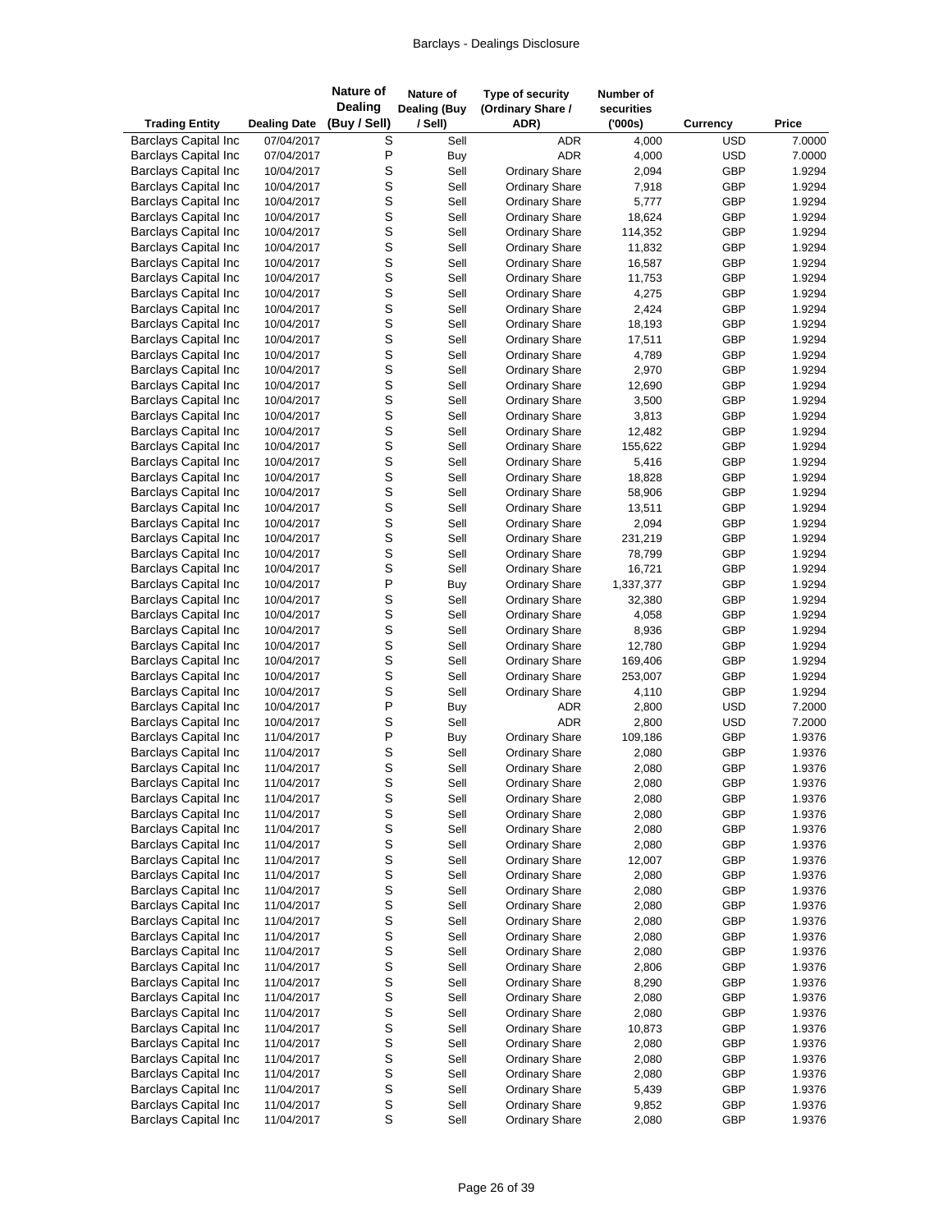| Trading Entity | Dealing Date | Nature of Dealing (Buy / Sell) | Nature of Dealing (Buy / Sell) | Type of security (Ordinary Share / ADR) | Number of securities ('000s) | Currency | Price |
|---|---|---|---|---|---|---|---|
| Barclays Capital Inc | 07/04/2017 | S | Sell | ADR | 4,000 | USD | 7.0000 |
| Barclays Capital Inc | 07/04/2017 | P | Buy | ADR | 4,000 | USD | 7.0000 |
| Barclays Capital Inc | 10/04/2017 | S | Sell | Ordinary Share | 2,094 | GBP | 1.9294 |
| Barclays Capital Inc | 10/04/2017 | S | Sell | Ordinary Share | 7,918 | GBP | 1.9294 |
| Barclays Capital Inc | 10/04/2017 | S | Sell | Ordinary Share | 5,777 | GBP | 1.9294 |
| Barclays Capital Inc | 10/04/2017 | S | Sell | Ordinary Share | 18,624 | GBP | 1.9294 |
| Barclays Capital Inc | 10/04/2017 | S | Sell | Ordinary Share | 114,352 | GBP | 1.9294 |
| Barclays Capital Inc | 10/04/2017 | S | Sell | Ordinary Share | 11,832 | GBP | 1.9294 |
| Barclays Capital Inc | 10/04/2017 | S | Sell | Ordinary Share | 16,587 | GBP | 1.9294 |
| Barclays Capital Inc | 10/04/2017 | S | Sell | Ordinary Share | 11,753 | GBP | 1.9294 |
| Barclays Capital Inc | 10/04/2017 | S | Sell | Ordinary Share | 4,275 | GBP | 1.9294 |
| Barclays Capital Inc | 10/04/2017 | S | Sell | Ordinary Share | 2,424 | GBP | 1.9294 |
| Barclays Capital Inc | 10/04/2017 | S | Sell | Ordinary Share | 18,193 | GBP | 1.9294 |
| Barclays Capital Inc | 10/04/2017 | S | Sell | Ordinary Share | 17,511 | GBP | 1.9294 |
| Barclays Capital Inc | 10/04/2017 | S | Sell | Ordinary Share | 4,789 | GBP | 1.9294 |
| Barclays Capital Inc | 10/04/2017 | S | Sell | Ordinary Share | 2,970 | GBP | 1.9294 |
| Barclays Capital Inc | 10/04/2017 | S | Sell | Ordinary Share | 12,690 | GBP | 1.9294 |
| Barclays Capital Inc | 10/04/2017 | S | Sell | Ordinary Share | 3,500 | GBP | 1.9294 |
| Barclays Capital Inc | 10/04/2017 | S | Sell | Ordinary Share | 3,813 | GBP | 1.9294 |
| Barclays Capital Inc | 10/04/2017 | S | Sell | Ordinary Share | 12,482 | GBP | 1.9294 |
| Barclays Capital Inc | 10/04/2017 | S | Sell | Ordinary Share | 155,622 | GBP | 1.9294 |
| Barclays Capital Inc | 10/04/2017 | S | Sell | Ordinary Share | 5,416 | GBP | 1.9294 |
| Barclays Capital Inc | 10/04/2017 | S | Sell | Ordinary Share | 18,828 | GBP | 1.9294 |
| Barclays Capital Inc | 10/04/2017 | S | Sell | Ordinary Share | 58,906 | GBP | 1.9294 |
| Barclays Capital Inc | 10/04/2017 | S | Sell | Ordinary Share | 13,511 | GBP | 1.9294 |
| Barclays Capital Inc | 10/04/2017 | S | Sell | Ordinary Share | 2,094 | GBP | 1.9294 |
| Barclays Capital Inc | 10/04/2017 | S | Sell | Ordinary Share | 231,219 | GBP | 1.9294 |
| Barclays Capital Inc | 10/04/2017 | S | Sell | Ordinary Share | 78,799 | GBP | 1.9294 |
| Barclays Capital Inc | 10/04/2017 | S | Sell | Ordinary Share | 16,721 | GBP | 1.9294 |
| Barclays Capital Inc | 10/04/2017 | P | Buy | Ordinary Share | 1,337,377 | GBP | 1.9294 |
| Barclays Capital Inc | 10/04/2017 | S | Sell | Ordinary Share | 32,380 | GBP | 1.9294 |
| Barclays Capital Inc | 10/04/2017 | S | Sell | Ordinary Share | 4,058 | GBP | 1.9294 |
| Barclays Capital Inc | 10/04/2017 | S | Sell | Ordinary Share | 8,936 | GBP | 1.9294 |
| Barclays Capital Inc | 10/04/2017 | S | Sell | Ordinary Share | 12,780 | GBP | 1.9294 |
| Barclays Capital Inc | 10/04/2017 | S | Sell | Ordinary Share | 169,406 | GBP | 1.9294 |
| Barclays Capital Inc | 10/04/2017 | S | Sell | Ordinary Share | 253,007 | GBP | 1.9294 |
| Barclays Capital Inc | 10/04/2017 | S | Sell | Ordinary Share | 4,110 | GBP | 1.9294 |
| Barclays Capital Inc | 10/04/2017 | P | Buy | ADR | 2,800 | USD | 7.2000 |
| Barclays Capital Inc | 10/04/2017 | S | Sell | ADR | 2,800 | USD | 7.2000 |
| Barclays Capital Inc | 11/04/2017 | P | Buy | Ordinary Share | 109,186 | GBP | 1.9376 |
| Barclays Capital Inc | 11/04/2017 | S | Sell | Ordinary Share | 2,080 | GBP | 1.9376 |
| Barclays Capital Inc | 11/04/2017 | S | Sell | Ordinary Share | 2,080 | GBP | 1.9376 |
| Barclays Capital Inc | 11/04/2017 | S | Sell | Ordinary Share | 2,080 | GBP | 1.9376 |
| Barclays Capital Inc | 11/04/2017 | S | Sell | Ordinary Share | 2,080 | GBP | 1.9376 |
| Barclays Capital Inc | 11/04/2017 | S | Sell | Ordinary Share | 2,080 | GBP | 1.9376 |
| Barclays Capital Inc | 11/04/2017 | S | Sell | Ordinary Share | 2,080 | GBP | 1.9376 |
| Barclays Capital Inc | 11/04/2017 | S | Sell | Ordinary Share | 2,080 | GBP | 1.9376 |
| Barclays Capital Inc | 11/04/2017 | S | Sell | Ordinary Share | 12,007 | GBP | 1.9376 |
| Barclays Capital Inc | 11/04/2017 | S | Sell | Ordinary Share | 2,080 | GBP | 1.9376 |
| Barclays Capital Inc | 11/04/2017 | S | Sell | Ordinary Share | 2,080 | GBP | 1.9376 |
| Barclays Capital Inc | 11/04/2017 | S | Sell | Ordinary Share | 2,080 | GBP | 1.9376 |
| Barclays Capital Inc | 11/04/2017 | S | Sell | Ordinary Share | 2,080 | GBP | 1.9376 |
| Barclays Capital Inc | 11/04/2017 | S | Sell | Ordinary Share | 2,080 | GBP | 1.9376 |
| Barclays Capital Inc | 11/04/2017 | S | Sell | Ordinary Share | 2,080 | GBP | 1.9376 |
| Barclays Capital Inc | 11/04/2017 | S | Sell | Ordinary Share | 2,806 | GBP | 1.9376 |
| Barclays Capital Inc | 11/04/2017 | S | Sell | Ordinary Share | 8,290 | GBP | 1.9376 |
| Barclays Capital Inc | 11/04/2017 | S | Sell | Ordinary Share | 2,080 | GBP | 1.9376 |
| Barclays Capital Inc | 11/04/2017 | S | Sell | Ordinary Share | 2,080 | GBP | 1.9376 |
| Barclays Capital Inc | 11/04/2017 | S | Sell | Ordinary Share | 10,873 | GBP | 1.9376 |
| Barclays Capital Inc | 11/04/2017 | S | Sell | Ordinary Share | 2,080 | GBP | 1.9376 |
| Barclays Capital Inc | 11/04/2017 | S | Sell | Ordinary Share | 2,080 | GBP | 1.9376 |
| Barclays Capital Inc | 11/04/2017 | S | Sell | Ordinary Share | 2,080 | GBP | 1.9376 |
| Barclays Capital Inc | 11/04/2017 | S | Sell | Ordinary Share | 5,439 | GBP | 1.9376 |
| Barclays Capital Inc | 11/04/2017 | S | Sell | Ordinary Share | 9,852 | GBP | 1.9376 |
| Barclays Capital Inc | 11/04/2017 | S | Sell | Ordinary Share | 2,080 | GBP | 1.9376 |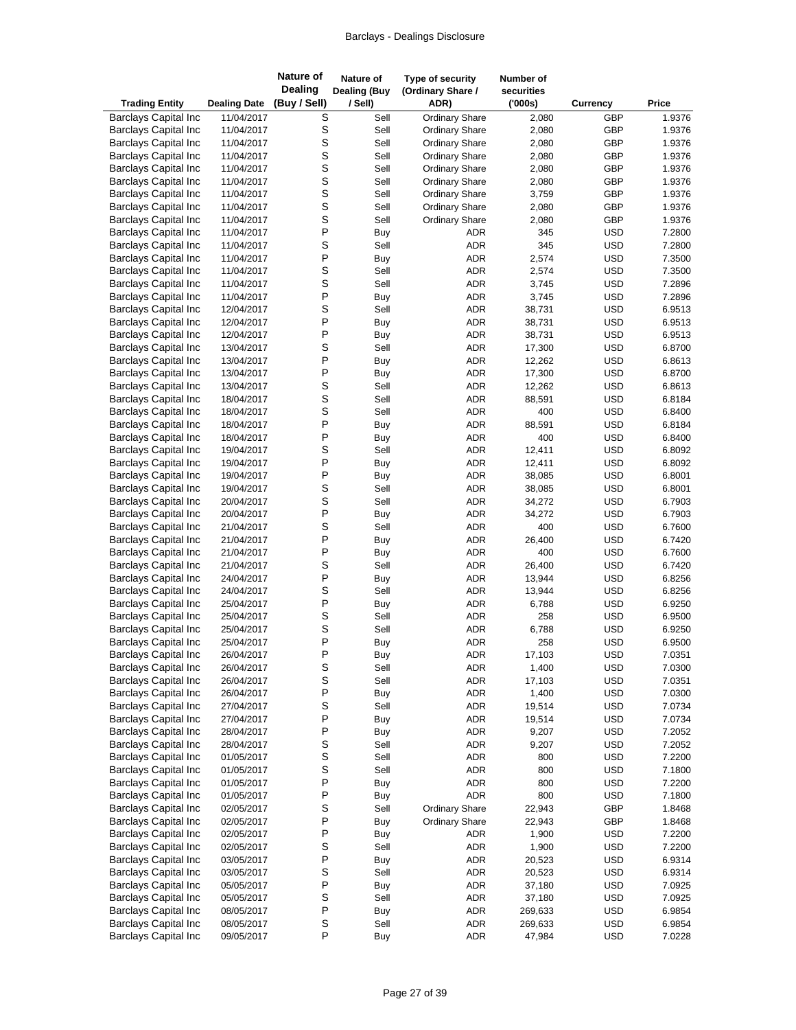| Trading Entity | Dealing Date | Nature of Dealing (Buy / Sell) | Nature of Dealing (Buy / Sell) | Type of security (Ordinary Share / ADR) | Number of securities ('000s) | Currency | Price |
|---|---|---|---|---|---|---|---|
| Barclays Capital Inc | 11/04/2017 | S | Sell | Ordinary Share | 2,080 | GBP | 1.9376 |
| Barclays Capital Inc | 11/04/2017 | S | Sell | Ordinary Share | 2,080 | GBP | 1.9376 |
| Barclays Capital Inc | 11/04/2017 | S | Sell | Ordinary Share | 2,080 | GBP | 1.9376 |
| Barclays Capital Inc | 11/04/2017 | S | Sell | Ordinary Share | 2,080 | GBP | 1.9376 |
| Barclays Capital Inc | 11/04/2017 | S | Sell | Ordinary Share | 2,080 | GBP | 1.9376 |
| Barclays Capital Inc | 11/04/2017 | S | Sell | Ordinary Share | 2,080 | GBP | 1.9376 |
| Barclays Capital Inc | 11/04/2017 | S | Sell | Ordinary Share | 3,759 | GBP | 1.9376 |
| Barclays Capital Inc | 11/04/2017 | S | Sell | Ordinary Share | 2,080 | GBP | 1.9376 |
| Barclays Capital Inc | 11/04/2017 | S | Sell | Ordinary Share | 2,080 | GBP | 1.9376 |
| Barclays Capital Inc | 11/04/2017 | P | Buy | ADR | 345 | USD | 7.2800 |
| Barclays Capital Inc | 11/04/2017 | S | Sell | ADR | 345 | USD | 7.2800 |
| Barclays Capital Inc | 11/04/2017 | P | Buy | ADR | 2,574 | USD | 7.3500 |
| Barclays Capital Inc | 11/04/2017 | S | Sell | ADR | 2,574 | USD | 7.3500 |
| Barclays Capital Inc | 11/04/2017 | S | Sell | ADR | 3,745 | USD | 7.2896 |
| Barclays Capital Inc | 11/04/2017 | P | Buy | ADR | 3,745 | USD | 7.2896 |
| Barclays Capital Inc | 12/04/2017 | S | Sell | ADR | 38,731 | USD | 6.9513 |
| Barclays Capital Inc | 12/04/2017 | P | Buy | ADR | 38,731 | USD | 6.9513 |
| Barclays Capital Inc | 12/04/2017 | P | Buy | ADR | 38,731 | USD | 6.9513 |
| Barclays Capital Inc | 13/04/2017 | S | Sell | ADR | 17,300 | USD | 6.8700 |
| Barclays Capital Inc | 13/04/2017 | P | Buy | ADR | 12,262 | USD | 6.8613 |
| Barclays Capital Inc | 13/04/2017 | P | Buy | ADR | 17,300 | USD | 6.8700 |
| Barclays Capital Inc | 13/04/2017 | S | Sell | ADR | 12,262 | USD | 6.8613 |
| Barclays Capital Inc | 18/04/2017 | S | Sell | ADR | 88,591 | USD | 6.8184 |
| Barclays Capital Inc | 18/04/2017 | S | Sell | ADR | 400 | USD | 6.8400 |
| Barclays Capital Inc | 18/04/2017 | P | Buy | ADR | 88,591 | USD | 6.8184 |
| Barclays Capital Inc | 18/04/2017 | P | Buy | ADR | 400 | USD | 6.8400 |
| Barclays Capital Inc | 19/04/2017 | S | Sell | ADR | 12,411 | USD | 6.8092 |
| Barclays Capital Inc | 19/04/2017 | P | Buy | ADR | 12,411 | USD | 6.8092 |
| Barclays Capital Inc | 19/04/2017 | P | Buy | ADR | 38,085 | USD | 6.8001 |
| Barclays Capital Inc | 19/04/2017 | S | Sell | ADR | 38,085 | USD | 6.8001 |
| Barclays Capital Inc | 20/04/2017 | S | Sell | ADR | 34,272 | USD | 6.7903 |
| Barclays Capital Inc | 20/04/2017 | P | Buy | ADR | 34,272 | USD | 6.7903 |
| Barclays Capital Inc | 21/04/2017 | S | Sell | ADR | 400 | USD | 6.7600 |
| Barclays Capital Inc | 21/04/2017 | P | Buy | ADR | 26,400 | USD | 6.7420 |
| Barclays Capital Inc | 21/04/2017 | P | Buy | ADR | 400 | USD | 6.7600 |
| Barclays Capital Inc | 21/04/2017 | S | Sell | ADR | 26,400 | USD | 6.7420 |
| Barclays Capital Inc | 24/04/2017 | P | Buy | ADR | 13,944 | USD | 6.8256 |
| Barclays Capital Inc | 24/04/2017 | S | Sell | ADR | 13,944 | USD | 6.8256 |
| Barclays Capital Inc | 25/04/2017 | P | Buy | ADR | 6,788 | USD | 6.9250 |
| Barclays Capital Inc | 25/04/2017 | S | Sell | ADR | 258 | USD | 6.9500 |
| Barclays Capital Inc | 25/04/2017 | S | Sell | ADR | 6,788 | USD | 6.9250 |
| Barclays Capital Inc | 25/04/2017 | P | Buy | ADR | 258 | USD | 6.9500 |
| Barclays Capital Inc | 26/04/2017 | P | Buy | ADR | 17,103 | USD | 7.0351 |
| Barclays Capital Inc | 26/04/2017 | S | Sell | ADR | 1,400 | USD | 7.0300 |
| Barclays Capital Inc | 26/04/2017 | S | Sell | ADR | 17,103 | USD | 7.0351 |
| Barclays Capital Inc | 26/04/2017 | P | Buy | ADR | 1,400 | USD | 7.0300 |
| Barclays Capital Inc | 27/04/2017 | S | Sell | ADR | 19,514 | USD | 7.0734 |
| Barclays Capital Inc | 27/04/2017 | P | Buy | ADR | 19,514 | USD | 7.0734 |
| Barclays Capital Inc | 28/04/2017 | P | Buy | ADR | 9,207 | USD | 7.2052 |
| Barclays Capital Inc | 28/04/2017 | S | Sell | ADR | 9,207 | USD | 7.2052 |
| Barclays Capital Inc | 01/05/2017 | S | Sell | ADR | 800 | USD | 7.2200 |
| Barclays Capital Inc | 01/05/2017 | S | Sell | ADR | 800 | USD | 7.1800 |
| Barclays Capital Inc | 01/05/2017 | P | Buy | ADR | 800 | USD | 7.2200 |
| Barclays Capital Inc | 01/05/2017 | P | Buy | ADR | 800 | USD | 7.1800 |
| Barclays Capital Inc | 02/05/2017 | S | Sell | Ordinary Share | 22,943 | GBP | 1.8468 |
| Barclays Capital Inc | 02/05/2017 | P | Buy | Ordinary Share | 22,943 | GBP | 1.8468 |
| Barclays Capital Inc | 02/05/2017 | P | Buy | ADR | 1,900 | USD | 7.2200 |
| Barclays Capital Inc | 02/05/2017 | S | Sell | ADR | 1,900 | USD | 7.2200 |
| Barclays Capital Inc | 03/05/2017 | P | Buy | ADR | 20,523 | USD | 6.9314 |
| Barclays Capital Inc | 03/05/2017 | S | Sell | ADR | 20,523 | USD | 6.9314 |
| Barclays Capital Inc | 05/05/2017 | P | Buy | ADR | 37,180 | USD | 7.0925 |
| Barclays Capital Inc | 05/05/2017 | S | Sell | ADR | 37,180 | USD | 7.0925 |
| Barclays Capital Inc | 08/05/2017 | P | Buy | ADR | 269,633 | USD | 6.9854 |
| Barclays Capital Inc | 08/05/2017 | S | Sell | ADR | 269,633 | USD | 6.9854 |
| Barclays Capital Inc | 09/05/2017 | P | Buy | ADR | 47,984 | USD | 7.0228 |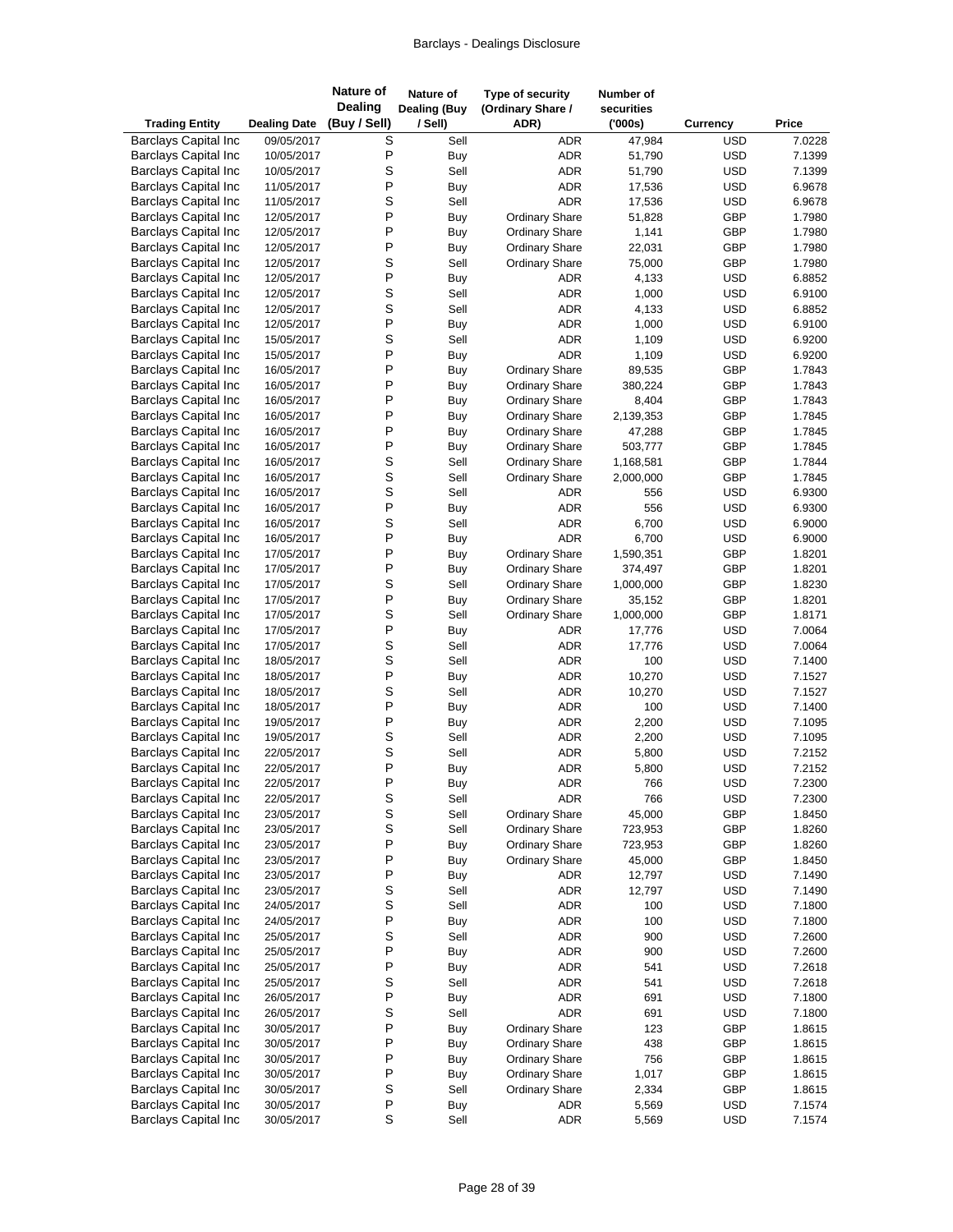| Trading Entity | Dealing Date | Nature of Dealing (Buy / Sell) | Nature of Dealing (Buy / Sell) | Type of security (Ordinary Share / ADR) | Number of securities ('000s) | Currency | Price |
|---|---|---|---|---|---|---|---|
| Barclays Capital Inc | 09/05/2017 | S | Sell | ADR | 47,984 | USD | 7.0228 |
| Barclays Capital Inc | 10/05/2017 | P | Buy | ADR | 51,790 | USD | 7.1399 |
| Barclays Capital Inc | 10/05/2017 | S | Sell | ADR | 51,790 | USD | 7.1399 |
| Barclays Capital Inc | 11/05/2017 | P | Buy | ADR | 17,536 | USD | 6.9678 |
| Barclays Capital Inc | 11/05/2017 | S | Sell | ADR | 17,536 | USD | 6.9678 |
| Barclays Capital Inc | 12/05/2017 | P | Buy | Ordinary Share | 51,828 | GBP | 1.7980 |
| Barclays Capital Inc | 12/05/2017 | P | Buy | Ordinary Share | 1,141 | GBP | 1.7980 |
| Barclays Capital Inc | 12/05/2017 | P | Buy | Ordinary Share | 22,031 | GBP | 1.7980 |
| Barclays Capital Inc | 12/05/2017 | S | Sell | Ordinary Share | 75,000 | GBP | 1.7980 |
| Barclays Capital Inc | 12/05/2017 | P | Buy | ADR | 4,133 | USD | 6.8852 |
| Barclays Capital Inc | 12/05/2017 | S | Sell | ADR | 1,000 | USD | 6.9100 |
| Barclays Capital Inc | 12/05/2017 | S | Sell | ADR | 4,133 | USD | 6.8852 |
| Barclays Capital Inc | 12/05/2017 | P | Buy | ADR | 1,000 | USD | 6.9100 |
| Barclays Capital Inc | 15/05/2017 | S | Sell | ADR | 1,109 | USD | 6.9200 |
| Barclays Capital Inc | 15/05/2017 | P | Buy | ADR | 1,109 | USD | 6.9200 |
| Barclays Capital Inc | 16/05/2017 | P | Buy | Ordinary Share | 89,535 | GBP | 1.7843 |
| Barclays Capital Inc | 16/05/2017 | P | Buy | Ordinary Share | 380,224 | GBP | 1.7843 |
| Barclays Capital Inc | 16/05/2017 | P | Buy | Ordinary Share | 8,404 | GBP | 1.7843 |
| Barclays Capital Inc | 16/05/2017 | P | Buy | Ordinary Share | 2,139,353 | GBP | 1.7845 |
| Barclays Capital Inc | 16/05/2017 | P | Buy | Ordinary Share | 47,288 | GBP | 1.7845 |
| Barclays Capital Inc | 16/05/2017 | P | Buy | Ordinary Share | 503,777 | GBP | 1.7845 |
| Barclays Capital Inc | 16/05/2017 | S | Sell | Ordinary Share | 1,168,581 | GBP | 1.7844 |
| Barclays Capital Inc | 16/05/2017 | S | Sell | Ordinary Share | 2,000,000 | GBP | 1.7845 |
| Barclays Capital Inc | 16/05/2017 | S | Sell | ADR | 556 | USD | 6.9300 |
| Barclays Capital Inc | 16/05/2017 | P | Buy | ADR | 556 | USD | 6.9300 |
| Barclays Capital Inc | 16/05/2017 | S | Sell | ADR | 6,700 | USD | 6.9000 |
| Barclays Capital Inc | 16/05/2017 | P | Buy | ADR | 6,700 | USD | 6.9000 |
| Barclays Capital Inc | 17/05/2017 | P | Buy | Ordinary Share | 1,590,351 | GBP | 1.8201 |
| Barclays Capital Inc | 17/05/2017 | P | Buy | Ordinary Share | 374,497 | GBP | 1.8201 |
| Barclays Capital Inc | 17/05/2017 | S | Sell | Ordinary Share | 1,000,000 | GBP | 1.8230 |
| Barclays Capital Inc | 17/05/2017 | P | Buy | Ordinary Share | 35,152 | GBP | 1.8201 |
| Barclays Capital Inc | 17/05/2017 | S | Sell | Ordinary Share | 1,000,000 | GBP | 1.8171 |
| Barclays Capital Inc | 17/05/2017 | P | Buy | ADR | 17,776 | USD | 7.0064 |
| Barclays Capital Inc | 17/05/2017 | S | Sell | ADR | 17,776 | USD | 7.0064 |
| Barclays Capital Inc | 18/05/2017 | S | Sell | ADR | 100 | USD | 7.1400 |
| Barclays Capital Inc | 18/05/2017 | P | Buy | ADR | 10,270 | USD | 7.1527 |
| Barclays Capital Inc | 18/05/2017 | S | Sell | ADR | 10,270 | USD | 7.1527 |
| Barclays Capital Inc | 18/05/2017 | P | Buy | ADR | 100 | USD | 7.1400 |
| Barclays Capital Inc | 19/05/2017 | P | Buy | ADR | 2,200 | USD | 7.1095 |
| Barclays Capital Inc | 19/05/2017 | S | Sell | ADR | 2,200 | USD | 7.1095 |
| Barclays Capital Inc | 22/05/2017 | S | Sell | ADR | 5,800 | USD | 7.2152 |
| Barclays Capital Inc | 22/05/2017 | P | Buy | ADR | 5,800 | USD | 7.2152 |
| Barclays Capital Inc | 22/05/2017 | P | Buy | ADR | 766 | USD | 7.2300 |
| Barclays Capital Inc | 22/05/2017 | S | Sell | ADR | 766 | USD | 7.2300 |
| Barclays Capital Inc | 23/05/2017 | S | Sell | Ordinary Share | 45,000 | GBP | 1.8450 |
| Barclays Capital Inc | 23/05/2017 | S | Sell | Ordinary Share | 723,953 | GBP | 1.8260 |
| Barclays Capital Inc | 23/05/2017 | P | Buy | Ordinary Share | 723,953 | GBP | 1.8260 |
| Barclays Capital Inc | 23/05/2017 | P | Buy | Ordinary Share | 45,000 | GBP | 1.8450 |
| Barclays Capital Inc | 23/05/2017 | P | Buy | ADR | 12,797 | USD | 7.1490 |
| Barclays Capital Inc | 23/05/2017 | S | Sell | ADR | 12,797 | USD | 7.1490 |
| Barclays Capital Inc | 24/05/2017 | S | Sell | ADR | 100 | USD | 7.1800 |
| Barclays Capital Inc | 24/05/2017 | P | Buy | ADR | 100 | USD | 7.1800 |
| Barclays Capital Inc | 25/05/2017 | S | Sell | ADR | 900 | USD | 7.2600 |
| Barclays Capital Inc | 25/05/2017 | P | Buy | ADR | 900 | USD | 7.2600 |
| Barclays Capital Inc | 25/05/2017 | P | Buy | ADR | 541 | USD | 7.2618 |
| Barclays Capital Inc | 25/05/2017 | S | Sell | ADR | 541 | USD | 7.2618 |
| Barclays Capital Inc | 26/05/2017 | P | Buy | ADR | 691 | USD | 7.1800 |
| Barclays Capital Inc | 26/05/2017 | S | Sell | ADR | 691 | USD | 7.1800 |
| Barclays Capital Inc | 30/05/2017 | P | Buy | Ordinary Share | 123 | GBP | 1.8615 |
| Barclays Capital Inc | 30/05/2017 | P | Buy | Ordinary Share | 438 | GBP | 1.8615 |
| Barclays Capital Inc | 30/05/2017 | P | Buy | Ordinary Share | 756 | GBP | 1.8615 |
| Barclays Capital Inc | 30/05/2017 | P | Buy | Ordinary Share | 1,017 | GBP | 1.8615 |
| Barclays Capital Inc | 30/05/2017 | S | Sell | Ordinary Share | 2,334 | GBP | 1.8615 |
| Barclays Capital Inc | 30/05/2017 | P | Buy | ADR | 5,569 | USD | 7.1574 |
| Barclays Capital Inc | 30/05/2017 | S | Sell | ADR | 5,569 | USD | 7.1574 |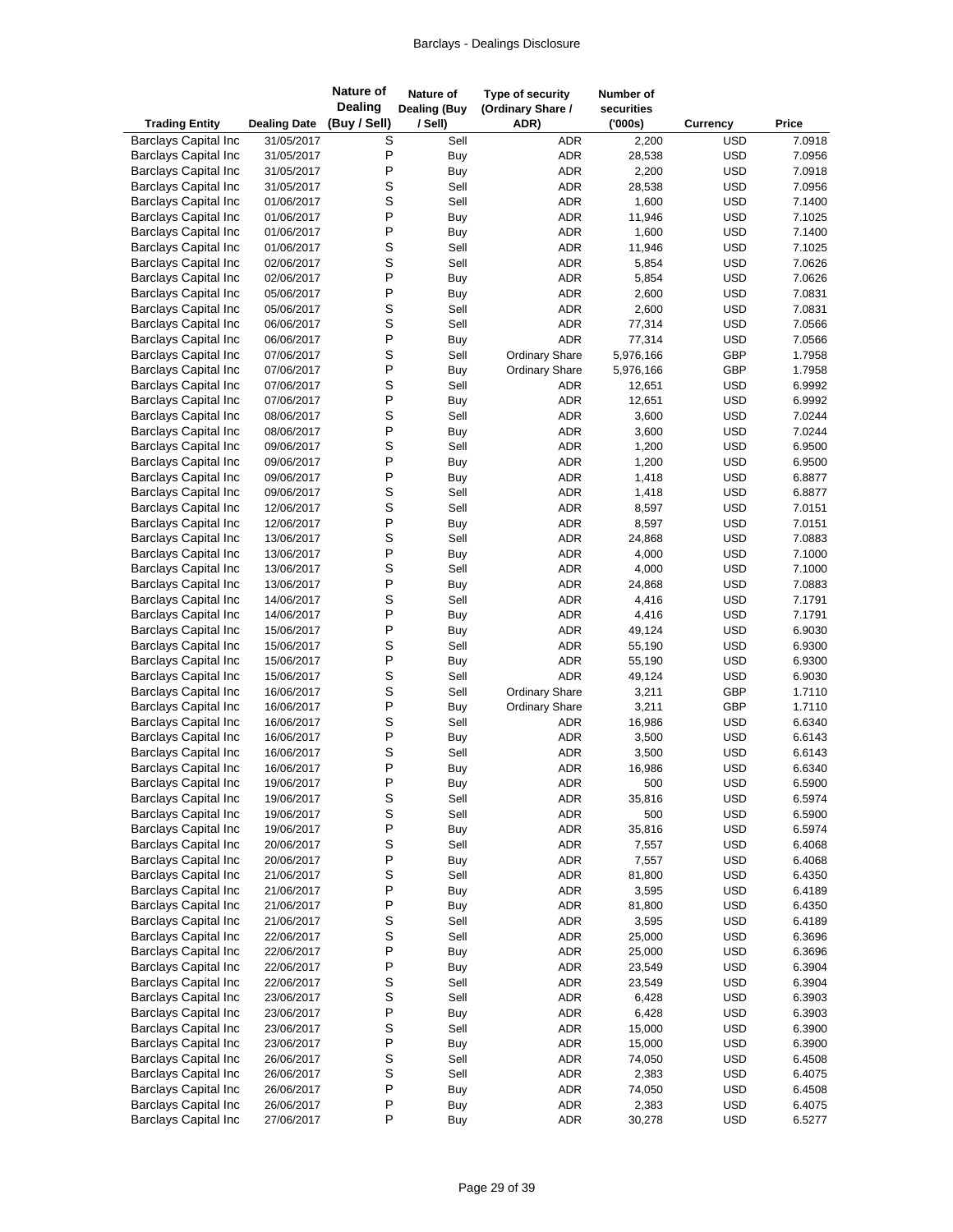| Trading Entity | Dealing Date | Nature of Dealing (Buy / Sell) | Nature of Dealing (Buy / Sell) | Type of security (Ordinary Share / ADR) | Number of securities ('000s) | Currency | Price |
|---|---|---|---|---|---|---|---|
| Barclays Capital Inc | 31/05/2017 | S | Sell | ADR | 2,200 | USD | 7.0918 |
| Barclays Capital Inc | 31/05/2017 | P | Buy | ADR | 28,538 | USD | 7.0956 |
| Barclays Capital Inc | 31/05/2017 | P | Buy | ADR | 2,200 | USD | 7.0918 |
| Barclays Capital Inc | 31/05/2017 | S | Sell | ADR | 28,538 | USD | 7.0956 |
| Barclays Capital Inc | 01/06/2017 | S | Sell | ADR | 1,600 | USD | 7.1400 |
| Barclays Capital Inc | 01/06/2017 | P | Buy | ADR | 11,946 | USD | 7.1025 |
| Barclays Capital Inc | 01/06/2017 | P | Buy | ADR | 1,600 | USD | 7.1400 |
| Barclays Capital Inc | 01/06/2017 | S | Sell | ADR | 11,946 | USD | 7.1025 |
| Barclays Capital Inc | 02/06/2017 | S | Sell | ADR | 5,854 | USD | 7.0626 |
| Barclays Capital Inc | 02/06/2017 | P | Buy | ADR | 5,854 | USD | 7.0626 |
| Barclays Capital Inc | 05/06/2017 | P | Buy | ADR | 2,600 | USD | 7.0831 |
| Barclays Capital Inc | 05/06/2017 | S | Sell | ADR | 2,600 | USD | 7.0831 |
| Barclays Capital Inc | 06/06/2017 | S | Sell | ADR | 77,314 | USD | 7.0566 |
| Barclays Capital Inc | 06/06/2017 | P | Buy | ADR | 77,314 | USD | 7.0566 |
| Barclays Capital Inc | 07/06/2017 | S | Sell | Ordinary Share | 5,976,166 | GBP | 1.7958 |
| Barclays Capital Inc | 07/06/2017 | P | Buy | Ordinary Share | 5,976,166 | GBP | 1.7958 |
| Barclays Capital Inc | 07/06/2017 | S | Sell | ADR | 12,651 | USD | 6.9992 |
| Barclays Capital Inc | 07/06/2017 | P | Buy | ADR | 12,651 | USD | 6.9992 |
| Barclays Capital Inc | 08/06/2017 | S | Sell | ADR | 3,600 | USD | 7.0244 |
| Barclays Capital Inc | 08/06/2017 | P | Buy | ADR | 3,600 | USD | 7.0244 |
| Barclays Capital Inc | 09/06/2017 | S | Sell | ADR | 1,200 | USD | 6.9500 |
| Barclays Capital Inc | 09/06/2017 | P | Buy | ADR | 1,200 | USD | 6.9500 |
| Barclays Capital Inc | 09/06/2017 | P | Buy | ADR | 1,418 | USD | 6.8877 |
| Barclays Capital Inc | 09/06/2017 | S | Sell | ADR | 1,418 | USD | 6.8877 |
| Barclays Capital Inc | 12/06/2017 | S | Sell | ADR | 8,597 | USD | 7.0151 |
| Barclays Capital Inc | 12/06/2017 | P | Buy | ADR | 8,597 | USD | 7.0151 |
| Barclays Capital Inc | 13/06/2017 | S | Sell | ADR | 24,868 | USD | 7.0883 |
| Barclays Capital Inc | 13/06/2017 | P | Buy | ADR | 4,000 | USD | 7.1000 |
| Barclays Capital Inc | 13/06/2017 | S | Sell | ADR | 4,000 | USD | 7.1000 |
| Barclays Capital Inc | 13/06/2017 | P | Buy | ADR | 24,868 | USD | 7.0883 |
| Barclays Capital Inc | 14/06/2017 | S | Sell | ADR | 4,416 | USD | 7.1791 |
| Barclays Capital Inc | 14/06/2017 | P | Buy | ADR | 4,416 | USD | 7.1791 |
| Barclays Capital Inc | 15/06/2017 | P | Buy | ADR | 49,124 | USD | 6.9030 |
| Barclays Capital Inc | 15/06/2017 | S | Sell | ADR | 55,190 | USD | 6.9300 |
| Barclays Capital Inc | 15/06/2017 | P | Buy | ADR | 55,190 | USD | 6.9300 |
| Barclays Capital Inc | 15/06/2017 | S | Sell | ADR | 49,124 | USD | 6.9030 |
| Barclays Capital Inc | 16/06/2017 | S | Sell | Ordinary Share | 3,211 | GBP | 1.7110 |
| Barclays Capital Inc | 16/06/2017 | P | Buy | Ordinary Share | 3,211 | GBP | 1.7110 |
| Barclays Capital Inc | 16/06/2017 | S | Sell | ADR | 16,986 | USD | 6.6340 |
| Barclays Capital Inc | 16/06/2017 | P | Buy | ADR | 3,500 | USD | 6.6143 |
| Barclays Capital Inc | 16/06/2017 | S | Sell | ADR | 3,500 | USD | 6.6143 |
| Barclays Capital Inc | 16/06/2017 | P | Buy | ADR | 16,986 | USD | 6.6340 |
| Barclays Capital Inc | 19/06/2017 | P | Buy | ADR | 500 | USD | 6.5900 |
| Barclays Capital Inc | 19/06/2017 | S | Sell | ADR | 35,816 | USD | 6.5974 |
| Barclays Capital Inc | 19/06/2017 | S | Sell | ADR | 500 | USD | 6.5900 |
| Barclays Capital Inc | 19/06/2017 | P | Buy | ADR | 35,816 | USD | 6.5974 |
| Barclays Capital Inc | 20/06/2017 | S | Sell | ADR | 7,557 | USD | 6.4068 |
| Barclays Capital Inc | 20/06/2017 | P | Buy | ADR | 7,557 | USD | 6.4068 |
| Barclays Capital Inc | 21/06/2017 | S | Sell | ADR | 81,800 | USD | 6.4350 |
| Barclays Capital Inc | 21/06/2017 | P | Buy | ADR | 3,595 | USD | 6.4189 |
| Barclays Capital Inc | 21/06/2017 | P | Buy | ADR | 81,800 | USD | 6.4350 |
| Barclays Capital Inc | 21/06/2017 | S | Sell | ADR | 3,595 | USD | 6.4189 |
| Barclays Capital Inc | 22/06/2017 | S | Sell | ADR | 25,000 | USD | 6.3696 |
| Barclays Capital Inc | 22/06/2017 | P | Buy | ADR | 25,000 | USD | 6.3696 |
| Barclays Capital Inc | 22/06/2017 | P | Buy | ADR | 23,549 | USD | 6.3904 |
| Barclays Capital Inc | 22/06/2017 | S | Sell | ADR | 23,549 | USD | 6.3904 |
| Barclays Capital Inc | 23/06/2017 | S | Sell | ADR | 6,428 | USD | 6.3903 |
| Barclays Capital Inc | 23/06/2017 | P | Buy | ADR | 6,428 | USD | 6.3903 |
| Barclays Capital Inc | 23/06/2017 | S | Sell | ADR | 15,000 | USD | 6.3900 |
| Barclays Capital Inc | 23/06/2017 | P | Buy | ADR | 15,000 | USD | 6.3900 |
| Barclays Capital Inc | 26/06/2017 | S | Sell | ADR | 74,050 | USD | 6.4508 |
| Barclays Capital Inc | 26/06/2017 | S | Sell | ADR | 2,383 | USD | 6.4075 |
| Barclays Capital Inc | 26/06/2017 | P | Buy | ADR | 74,050 | USD | 6.4508 |
| Barclays Capital Inc | 26/06/2017 | P | Buy | ADR | 2,383 | USD | 6.4075 |
| Barclays Capital Inc | 27/06/2017 | P | Buy | ADR | 30,278 | USD | 6.5277 |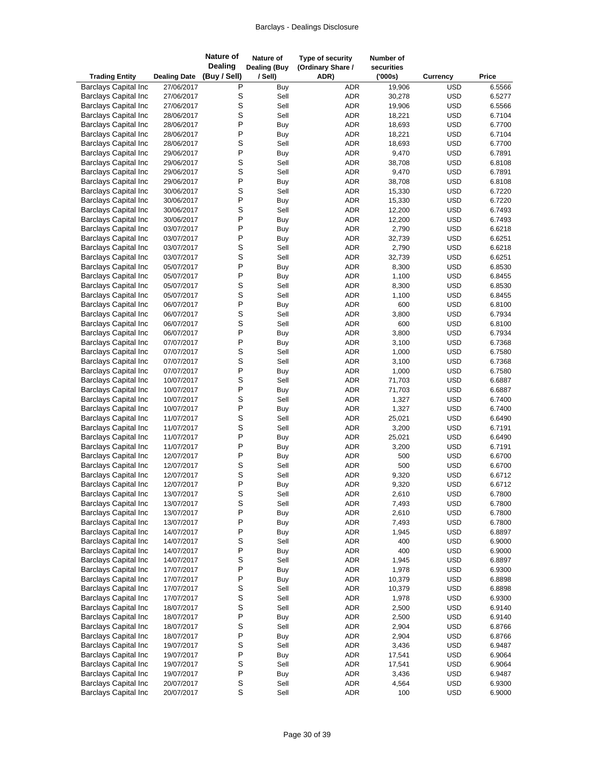| Trading Entity | Dealing Date | Nature of Dealing (Buy / Sell) | Nature of Dealing (Buy / Sell) | Type of security (Ordinary Share / ADR) | Number of securities ('000s) | Currency | Price |
|---|---|---|---|---|---|---|---|
| Barclays Capital Inc | 27/06/2017 | P | Buy | ADR | 19,906 | USD | 6.5566 |
| Barclays Capital Inc | 27/06/2017 | S | Sell | ADR | 30,278 | USD | 6.5277 |
| Barclays Capital Inc | 27/06/2017 | S | Sell | ADR | 19,906 | USD | 6.5566 |
| Barclays Capital Inc | 28/06/2017 | S | Sell | ADR | 18,221 | USD | 6.7104 |
| Barclays Capital Inc | 28/06/2017 | P | Buy | ADR | 18,693 | USD | 6.7700 |
| Barclays Capital Inc | 28/06/2017 | P | Buy | ADR | 18,221 | USD | 6.7104 |
| Barclays Capital Inc | 28/06/2017 | S | Sell | ADR | 18,693 | USD | 6.7700 |
| Barclays Capital Inc | 29/06/2017 | P | Buy | ADR | 9,470 | USD | 6.7891 |
| Barclays Capital Inc | 29/06/2017 | S | Sell | ADR | 38,708 | USD | 6.8108 |
| Barclays Capital Inc | 29/06/2017 | S | Sell | ADR | 9,470 | USD | 6.7891 |
| Barclays Capital Inc | 29/06/2017 | P | Buy | ADR | 38,708 | USD | 6.8108 |
| Barclays Capital Inc | 30/06/2017 | S | Sell | ADR | 15,330 | USD | 6.7220 |
| Barclays Capital Inc | 30/06/2017 | P | Buy | ADR | 15,330 | USD | 6.7220 |
| Barclays Capital Inc | 30/06/2017 | S | Sell | ADR | 12,200 | USD | 6.7493 |
| Barclays Capital Inc | 30/06/2017 | P | Buy | ADR | 12,200 | USD | 6.7493 |
| Barclays Capital Inc | 03/07/2017 | P | Buy | ADR | 2,790 | USD | 6.6218 |
| Barclays Capital Inc | 03/07/2017 | P | Buy | ADR | 32,739 | USD | 6.6251 |
| Barclays Capital Inc | 03/07/2017 | S | Sell | ADR | 2,790 | USD | 6.6218 |
| Barclays Capital Inc | 03/07/2017 | S | Sell | ADR | 32,739 | USD | 6.6251 |
| Barclays Capital Inc | 05/07/2017 | P | Buy | ADR | 8,300 | USD | 6.8530 |
| Barclays Capital Inc | 05/07/2017 | P | Buy | ADR | 1,100 | USD | 6.8455 |
| Barclays Capital Inc | 05/07/2017 | S | Sell | ADR | 8,300 | USD | 6.8530 |
| Barclays Capital Inc | 05/07/2017 | S | Sell | ADR | 1,100 | USD | 6.8455 |
| Barclays Capital Inc | 06/07/2017 | P | Buy | ADR | 600 | USD | 6.8100 |
| Barclays Capital Inc | 06/07/2017 | S | Sell | ADR | 3,800 | USD | 6.7934 |
| Barclays Capital Inc | 06/07/2017 | S | Sell | ADR | 600 | USD | 6.8100 |
| Barclays Capital Inc | 06/07/2017 | P | Buy | ADR | 3,800 | USD | 6.7934 |
| Barclays Capital Inc | 07/07/2017 | P | Buy | ADR | 3,100 | USD | 6.7368 |
| Barclays Capital Inc | 07/07/2017 | S | Sell | ADR | 1,000 | USD | 6.7580 |
| Barclays Capital Inc | 07/07/2017 | S | Sell | ADR | 3,100 | USD | 6.7368 |
| Barclays Capital Inc | 07/07/2017 | P | Buy | ADR | 1,000 | USD | 6.7580 |
| Barclays Capital Inc | 10/07/2017 | S | Sell | ADR | 71,703 | USD | 6.6887 |
| Barclays Capital Inc | 10/07/2017 | P | Buy | ADR | 71,703 | USD | 6.6887 |
| Barclays Capital Inc | 10/07/2017 | S | Sell | ADR | 1,327 | USD | 6.7400 |
| Barclays Capital Inc | 10/07/2017 | P | Buy | ADR | 1,327 | USD | 6.7400 |
| Barclays Capital Inc | 11/07/2017 | S | Sell | ADR | 25,021 | USD | 6.6490 |
| Barclays Capital Inc | 11/07/2017 | S | Sell | ADR | 3,200 | USD | 6.7191 |
| Barclays Capital Inc | 11/07/2017 | P | Buy | ADR | 25,021 | USD | 6.6490 |
| Barclays Capital Inc | 11/07/2017 | P | Buy | ADR | 3,200 | USD | 6.7191 |
| Barclays Capital Inc | 12/07/2017 | P | Buy | ADR | 500 | USD | 6.6700 |
| Barclays Capital Inc | 12/07/2017 | S | Sell | ADR | 500 | USD | 6.6700 |
| Barclays Capital Inc | 12/07/2017 | S | Sell | ADR | 9,320 | USD | 6.6712 |
| Barclays Capital Inc | 12/07/2017 | P | Buy | ADR | 9,320 | USD | 6.6712 |
| Barclays Capital Inc | 13/07/2017 | S | Sell | ADR | 2,610 | USD | 6.7800 |
| Barclays Capital Inc | 13/07/2017 | S | Sell | ADR | 7,493 | USD | 6.7800 |
| Barclays Capital Inc | 13/07/2017 | P | Buy | ADR | 2,610 | USD | 6.7800 |
| Barclays Capital Inc | 13/07/2017 | P | Buy | ADR | 7,493 | USD | 6.7800 |
| Barclays Capital Inc | 14/07/2017 | P | Buy | ADR | 1,945 | USD | 6.8897 |
| Barclays Capital Inc | 14/07/2017 | S | Sell | ADR | 400 | USD | 6.9000 |
| Barclays Capital Inc | 14/07/2017 | P | Buy | ADR | 400 | USD | 6.9000 |
| Barclays Capital Inc | 14/07/2017 | S | Sell | ADR | 1,945 | USD | 6.8897 |
| Barclays Capital Inc | 17/07/2017 | P | Buy | ADR | 1,978 | USD | 6.9300 |
| Barclays Capital Inc | 17/07/2017 | P | Buy | ADR | 10,379 | USD | 6.8898 |
| Barclays Capital Inc | 17/07/2017 | S | Sell | ADR | 10,379 | USD | 6.8898 |
| Barclays Capital Inc | 17/07/2017 | S | Sell | ADR | 1,978 | USD | 6.9300 |
| Barclays Capital Inc | 18/07/2017 | S | Sell | ADR | 2,500 | USD | 6.9140 |
| Barclays Capital Inc | 18/07/2017 | P | Buy | ADR | 2,500 | USD | 6.9140 |
| Barclays Capital Inc | 18/07/2017 | S | Sell | ADR | 2,904 | USD | 6.8766 |
| Barclays Capital Inc | 18/07/2017 | P | Buy | ADR | 2,904 | USD | 6.8766 |
| Barclays Capital Inc | 19/07/2017 | S | Sell | ADR | 3,436 | USD | 6.9487 |
| Barclays Capital Inc | 19/07/2017 | P | Buy | ADR | 17,541 | USD | 6.9064 |
| Barclays Capital Inc | 19/07/2017 | S | Sell | ADR | 17,541 | USD | 6.9064 |
| Barclays Capital Inc | 19/07/2017 | P | Buy | ADR | 3,436 | USD | 6.9487 |
| Barclays Capital Inc | 20/07/2017 | S | Sell | ADR | 4,564 | USD | 6.9300 |
| Barclays Capital Inc | 20/07/2017 | S | Sell | ADR | 100 | USD | 6.9000 |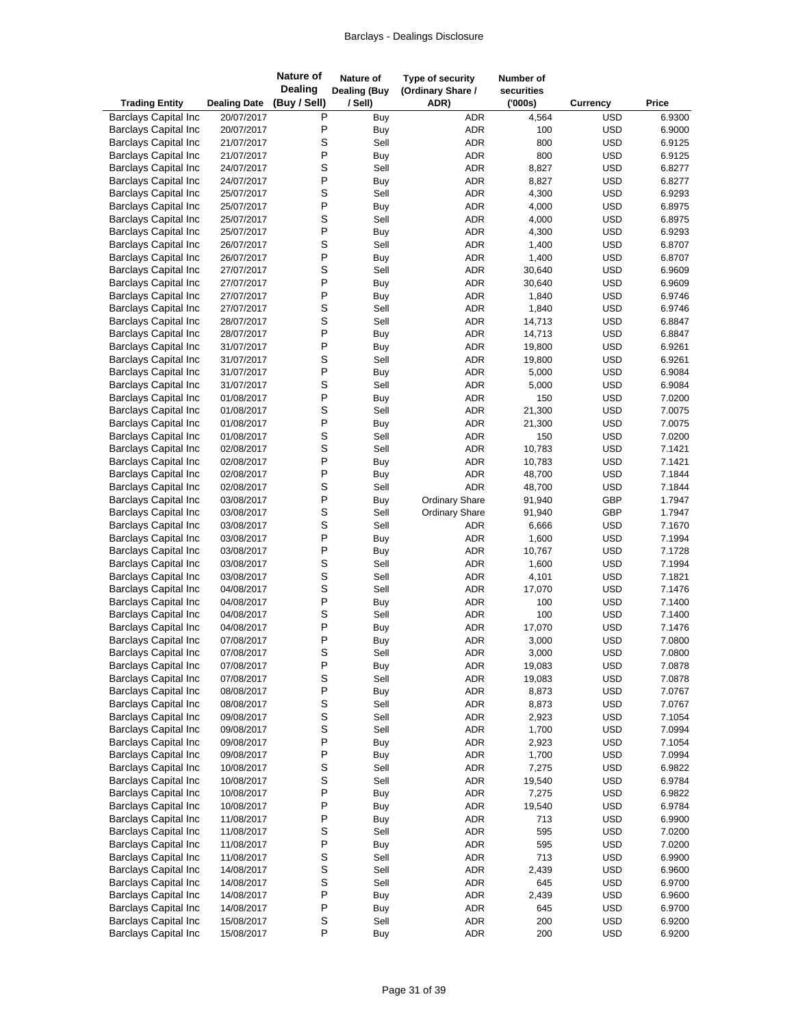| Trading Entity | Dealing Date | Nature of Dealing (Buy / Sell) | Nature of Dealing (Buy / Sell) | Type of security (Ordinary Share / ADR) | Number of securities ('000s) | Currency | Price |
|---|---|---|---|---|---|---|---|
| Barclays Capital Inc | 20/07/2017 | P | Buy | ADR | 4,564 | USD | 6.9300 |
| Barclays Capital Inc | 20/07/2017 | P | Buy | ADR | 100 | USD | 6.9000 |
| Barclays Capital Inc | 21/07/2017 | S | Sell | ADR | 800 | USD | 6.9125 |
| Barclays Capital Inc | 21/07/2017 | P | Buy | ADR | 800 | USD | 6.9125 |
| Barclays Capital Inc | 24/07/2017 | S | Sell | ADR | 8,827 | USD | 6.8277 |
| Barclays Capital Inc | 24/07/2017 | P | Buy | ADR | 8,827 | USD | 6.8277 |
| Barclays Capital Inc | 25/07/2017 | S | Sell | ADR | 4,300 | USD | 6.9293 |
| Barclays Capital Inc | 25/07/2017 | P | Buy | ADR | 4,000 | USD | 6.8975 |
| Barclays Capital Inc | 25/07/2017 | S | Sell | ADR | 4,000 | USD | 6.8975 |
| Barclays Capital Inc | 25/07/2017 | P | Buy | ADR | 4,300 | USD | 6.9293 |
| Barclays Capital Inc | 26/07/2017 | S | Sell | ADR | 1,400 | USD | 6.8707 |
| Barclays Capital Inc | 26/07/2017 | P | Buy | ADR | 1,400 | USD | 6.8707 |
| Barclays Capital Inc | 27/07/2017 | S | Sell | ADR | 30,640 | USD | 6.9609 |
| Barclays Capital Inc | 27/07/2017 | P | Buy | ADR | 30,640 | USD | 6.9609 |
| Barclays Capital Inc | 27/07/2017 | P | Buy | ADR | 1,840 | USD | 6.9746 |
| Barclays Capital Inc | 27/07/2017 | S | Sell | ADR | 1,840 | USD | 6.9746 |
| Barclays Capital Inc | 28/07/2017 | S | Sell | ADR | 14,713 | USD | 6.8847 |
| Barclays Capital Inc | 28/07/2017 | P | Buy | ADR | 14,713 | USD | 6.8847 |
| Barclays Capital Inc | 31/07/2017 | P | Buy | ADR | 19,800 | USD | 6.9261 |
| Barclays Capital Inc | 31/07/2017 | S | Sell | ADR | 19,800 | USD | 6.9261 |
| Barclays Capital Inc | 31/07/2017 | P | Buy | ADR | 5,000 | USD | 6.9084 |
| Barclays Capital Inc | 31/07/2017 | S | Sell | ADR | 5,000 | USD | 6.9084 |
| Barclays Capital Inc | 01/08/2017 | P | Buy | ADR | 150 | USD | 7.0200 |
| Barclays Capital Inc | 01/08/2017 | S | Sell | ADR | 21,300 | USD | 7.0075 |
| Barclays Capital Inc | 01/08/2017 | P | Buy | ADR | 21,300 | USD | 7.0075 |
| Barclays Capital Inc | 01/08/2017 | S | Sell | ADR | 150 | USD | 7.0200 |
| Barclays Capital Inc | 02/08/2017 | S | Sell | ADR | 10,783 | USD | 7.1421 |
| Barclays Capital Inc | 02/08/2017 | P | Buy | ADR | 10,783 | USD | 7.1421 |
| Barclays Capital Inc | 02/08/2017 | P | Buy | ADR | 48,700 | USD | 7.1844 |
| Barclays Capital Inc | 02/08/2017 | S | Sell | ADR | 48,700 | USD | 7.1844 |
| Barclays Capital Inc | 03/08/2017 | P | Buy | Ordinary Share | 91,940 | GBP | 1.7947 |
| Barclays Capital Inc | 03/08/2017 | S | Sell | Ordinary Share | 91,940 | GBP | 1.7947 |
| Barclays Capital Inc | 03/08/2017 | S | Sell | ADR | 6,666 | USD | 7.1670 |
| Barclays Capital Inc | 03/08/2017 | P | Buy | ADR | 1,600 | USD | 7.1994 |
| Barclays Capital Inc | 03/08/2017 | P | Buy | ADR | 10,767 | USD | 7.1728 |
| Barclays Capital Inc | 03/08/2017 | S | Sell | ADR | 1,600 | USD | 7.1994 |
| Barclays Capital Inc | 03/08/2017 | S | Sell | ADR | 4,101 | USD | 7.1821 |
| Barclays Capital Inc | 04/08/2017 | S | Sell | ADR | 17,070 | USD | 7.1476 |
| Barclays Capital Inc | 04/08/2017 | P | Buy | ADR | 100 | USD | 7.1400 |
| Barclays Capital Inc | 04/08/2017 | S | Sell | ADR | 100 | USD | 7.1400 |
| Barclays Capital Inc | 04/08/2017 | P | Buy | ADR | 17,070 | USD | 7.1476 |
| Barclays Capital Inc | 07/08/2017 | P | Buy | ADR | 3,000 | USD | 7.0800 |
| Barclays Capital Inc | 07/08/2017 | S | Sell | ADR | 3,000 | USD | 7.0800 |
| Barclays Capital Inc | 07/08/2017 | P | Buy | ADR | 19,083 | USD | 7.0878 |
| Barclays Capital Inc | 07/08/2017 | S | Sell | ADR | 19,083 | USD | 7.0878 |
| Barclays Capital Inc | 08/08/2017 | P | Buy | ADR | 8,873 | USD | 7.0767 |
| Barclays Capital Inc | 08/08/2017 | S | Sell | ADR | 8,873 | USD | 7.0767 |
| Barclays Capital Inc | 09/08/2017 | S | Sell | ADR | 2,923 | USD | 7.1054 |
| Barclays Capital Inc | 09/08/2017 | S | Sell | ADR | 1,700 | USD | 7.0994 |
| Barclays Capital Inc | 09/08/2017 | P | Buy | ADR | 2,923 | USD | 7.1054 |
| Barclays Capital Inc | 09/08/2017 | P | Buy | ADR | 1,700 | USD | 7.0994 |
| Barclays Capital Inc | 10/08/2017 | S | Sell | ADR | 7,275 | USD | 6.9822 |
| Barclays Capital Inc | 10/08/2017 | S | Sell | ADR | 19,540 | USD | 6.9784 |
| Barclays Capital Inc | 10/08/2017 | P | Buy | ADR | 7,275 | USD | 6.9822 |
| Barclays Capital Inc | 10/08/2017 | P | Buy | ADR | 19,540 | USD | 6.9784 |
| Barclays Capital Inc | 11/08/2017 | P | Buy | ADR | 713 | USD | 6.9900 |
| Barclays Capital Inc | 11/08/2017 | S | Sell | ADR | 595 | USD | 7.0200 |
| Barclays Capital Inc | 11/08/2017 | P | Buy | ADR | 595 | USD | 7.0200 |
| Barclays Capital Inc | 11/08/2017 | S | Sell | ADR | 713 | USD | 6.9900 |
| Barclays Capital Inc | 14/08/2017 | S | Sell | ADR | 2,439 | USD | 6.9600 |
| Barclays Capital Inc | 14/08/2017 | S | Sell | ADR | 645 | USD | 6.9700 |
| Barclays Capital Inc | 14/08/2017 | P | Buy | ADR | 2,439 | USD | 6.9600 |
| Barclays Capital Inc | 14/08/2017 | P | Buy | ADR | 645 | USD | 6.9700 |
| Barclays Capital Inc | 15/08/2017 | S | Sell | ADR | 200 | USD | 6.9200 |
| Barclays Capital Inc | 15/08/2017 | P | Buy | ADR | 200 | USD | 6.9200 |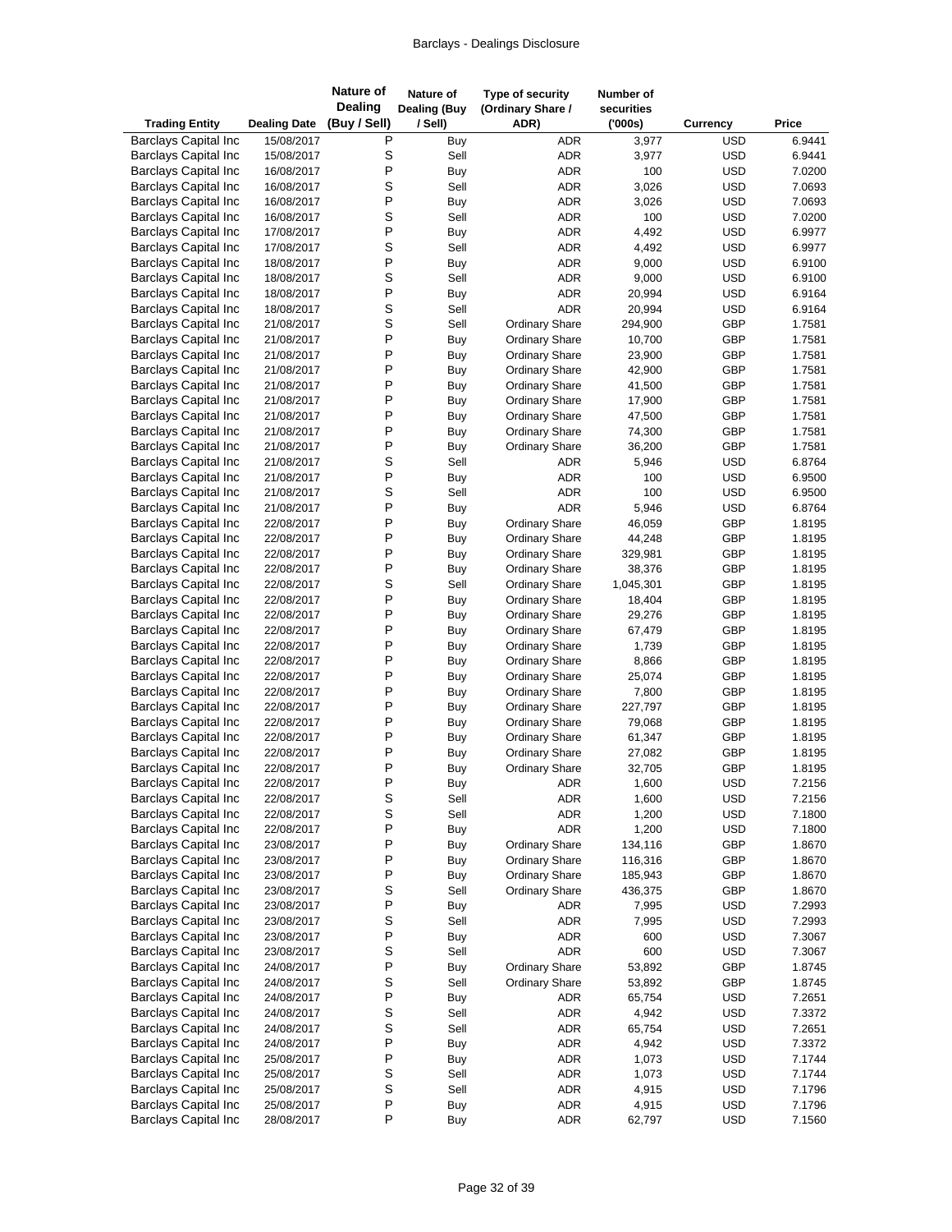| Trading Entity | Dealing Date | Nature of Dealing (Buy / Sell) | Nature of Dealing (Buy / Sell) | Type of security (Ordinary Share / ADR) | Number of securities ('000s) | Currency | Price |
|---|---|---|---|---|---|---|---|
| Barclays Capital Inc | 15/08/2017 | P | Buy | ADR | 3,977 | USD | 6.9441 |
| Barclays Capital Inc | 15/08/2017 | S | Sell | ADR | 3,977 | USD | 6.9441 |
| Barclays Capital Inc | 16/08/2017 | P | Buy | ADR | 100 | USD | 7.0200 |
| Barclays Capital Inc | 16/08/2017 | S | Sell | ADR | 3,026 | USD | 7.0693 |
| Barclays Capital Inc | 16/08/2017 | P | Buy | ADR | 3,026 | USD | 7.0693 |
| Barclays Capital Inc | 16/08/2017 | S | Sell | ADR | 100 | USD | 7.0200 |
| Barclays Capital Inc | 17/08/2017 | P | Buy | ADR | 4,492 | USD | 6.9977 |
| Barclays Capital Inc | 17/08/2017 | S | Sell | ADR | 4,492 | USD | 6.9977 |
| Barclays Capital Inc | 18/08/2017 | P | Buy | ADR | 9,000 | USD | 6.9100 |
| Barclays Capital Inc | 18/08/2017 | S | Sell | ADR | 9,000 | USD | 6.9100 |
| Barclays Capital Inc | 18/08/2017 | P | Buy | ADR | 20,994 | USD | 6.9164 |
| Barclays Capital Inc | 18/08/2017 | S | Sell | ADR | 20,994 | USD | 6.9164 |
| Barclays Capital Inc | 21/08/2017 | S | Sell | Ordinary Share | 294,900 | GBP | 1.7581 |
| Barclays Capital Inc | 21/08/2017 | P | Buy | Ordinary Share | 10,700 | GBP | 1.7581 |
| Barclays Capital Inc | 21/08/2017 | P | Buy | Ordinary Share | 23,900 | GBP | 1.7581 |
| Barclays Capital Inc | 21/08/2017 | P | Buy | Ordinary Share | 42,900 | GBP | 1.7581 |
| Barclays Capital Inc | 21/08/2017 | P | Buy | Ordinary Share | 41,500 | GBP | 1.7581 |
| Barclays Capital Inc | 21/08/2017 | P | Buy | Ordinary Share | 17,900 | GBP | 1.7581 |
| Barclays Capital Inc | 21/08/2017 | P | Buy | Ordinary Share | 47,500 | GBP | 1.7581 |
| Barclays Capital Inc | 21/08/2017 | P | Buy | Ordinary Share | 74,300 | GBP | 1.7581 |
| Barclays Capital Inc | 21/08/2017 | P | Buy | Ordinary Share | 36,200 | GBP | 1.7581 |
| Barclays Capital Inc | 21/08/2017 | S | Sell | ADR | 5,946 | USD | 6.8764 |
| Barclays Capital Inc | 21/08/2017 | P | Buy | ADR | 100 | USD | 6.9500 |
| Barclays Capital Inc | 21/08/2017 | S | Sell | ADR | 100 | USD | 6.9500 |
| Barclays Capital Inc | 21/08/2017 | P | Buy | ADR | 5,946 | USD | 6.8764 |
| Barclays Capital Inc | 22/08/2017 | P | Buy | Ordinary Share | 46,059 | GBP | 1.8195 |
| Barclays Capital Inc | 22/08/2017 | P | Buy | Ordinary Share | 44,248 | GBP | 1.8195 |
| Barclays Capital Inc | 22/08/2017 | P | Buy | Ordinary Share | 329,981 | GBP | 1.8195 |
| Barclays Capital Inc | 22/08/2017 | P | Buy | Ordinary Share | 38,376 | GBP | 1.8195 |
| Barclays Capital Inc | 22/08/2017 | S | Sell | Ordinary Share | 1,045,301 | GBP | 1.8195 |
| Barclays Capital Inc | 22/08/2017 | P | Buy | Ordinary Share | 18,404 | GBP | 1.8195 |
| Barclays Capital Inc | 22/08/2017 | P | Buy | Ordinary Share | 29,276 | GBP | 1.8195 |
| Barclays Capital Inc | 22/08/2017 | P | Buy | Ordinary Share | 67,479 | GBP | 1.8195 |
| Barclays Capital Inc | 22/08/2017 | P | Buy | Ordinary Share | 1,739 | GBP | 1.8195 |
| Barclays Capital Inc | 22/08/2017 | P | Buy | Ordinary Share | 8,866 | GBP | 1.8195 |
| Barclays Capital Inc | 22/08/2017 | P | Buy | Ordinary Share | 25,074 | GBP | 1.8195 |
| Barclays Capital Inc | 22/08/2017 | P | Buy | Ordinary Share | 7,800 | GBP | 1.8195 |
| Barclays Capital Inc | 22/08/2017 | P | Buy | Ordinary Share | 227,797 | GBP | 1.8195 |
| Barclays Capital Inc | 22/08/2017 | P | Buy | Ordinary Share | 79,068 | GBP | 1.8195 |
| Barclays Capital Inc | 22/08/2017 | P | Buy | Ordinary Share | 61,347 | GBP | 1.8195 |
| Barclays Capital Inc | 22/08/2017 | P | Buy | Ordinary Share | 27,082 | GBP | 1.8195 |
| Barclays Capital Inc | 22/08/2017 | P | Buy | Ordinary Share | 32,705 | GBP | 1.8195 |
| Barclays Capital Inc | 22/08/2017 | P | Buy | ADR | 1,600 | USD | 7.2156 |
| Barclays Capital Inc | 22/08/2017 | S | Sell | ADR | 1,600 | USD | 7.2156 |
| Barclays Capital Inc | 22/08/2017 | S | Sell | ADR | 1,200 | USD | 7.1800 |
| Barclays Capital Inc | 22/08/2017 | P | Buy | ADR | 1,200 | USD | 7.1800 |
| Barclays Capital Inc | 23/08/2017 | P | Buy | Ordinary Share | 134,116 | GBP | 1.8670 |
| Barclays Capital Inc | 23/08/2017 | P | Buy | Ordinary Share | 116,316 | GBP | 1.8670 |
| Barclays Capital Inc | 23/08/2017 | P | Buy | Ordinary Share | 185,943 | GBP | 1.8670 |
| Barclays Capital Inc | 23/08/2017 | S | Sell | Ordinary Share | 436,375 | GBP | 1.8670 |
| Barclays Capital Inc | 23/08/2017 | P | Buy | ADR | 7,995 | USD | 7.2993 |
| Barclays Capital Inc | 23/08/2017 | S | Sell | ADR | 7,995 | USD | 7.2993 |
| Barclays Capital Inc | 23/08/2017 | P | Buy | ADR | 600 | USD | 7.3067 |
| Barclays Capital Inc | 23/08/2017 | S | Sell | ADR | 600 | USD | 7.3067 |
| Barclays Capital Inc | 24/08/2017 | P | Buy | Ordinary Share | 53,892 | GBP | 1.8745 |
| Barclays Capital Inc | 24/08/2017 | S | Sell | Ordinary Share | 53,892 | GBP | 1.8745 |
| Barclays Capital Inc | 24/08/2017 | P | Buy | ADR | 65,754 | USD | 7.2651 |
| Barclays Capital Inc | 24/08/2017 | S | Sell | ADR | 4,942 | USD | 7.3372 |
| Barclays Capital Inc | 24/08/2017 | S | Sell | ADR | 65,754 | USD | 7.2651 |
| Barclays Capital Inc | 24/08/2017 | P | Buy | ADR | 4,942 | USD | 7.3372 |
| Barclays Capital Inc | 25/08/2017 | P | Buy | ADR | 1,073 | USD | 7.1744 |
| Barclays Capital Inc | 25/08/2017 | S | Sell | ADR | 1,073 | USD | 7.1744 |
| Barclays Capital Inc | 25/08/2017 | S | Sell | ADR | 4,915 | USD | 7.1796 |
| Barclays Capital Inc | 25/08/2017 | P | Buy | ADR | 4,915 | USD | 7.1796 |
| Barclays Capital Inc | 28/08/2017 | P | Buy | ADR | 62,797 | USD | 7.1560 |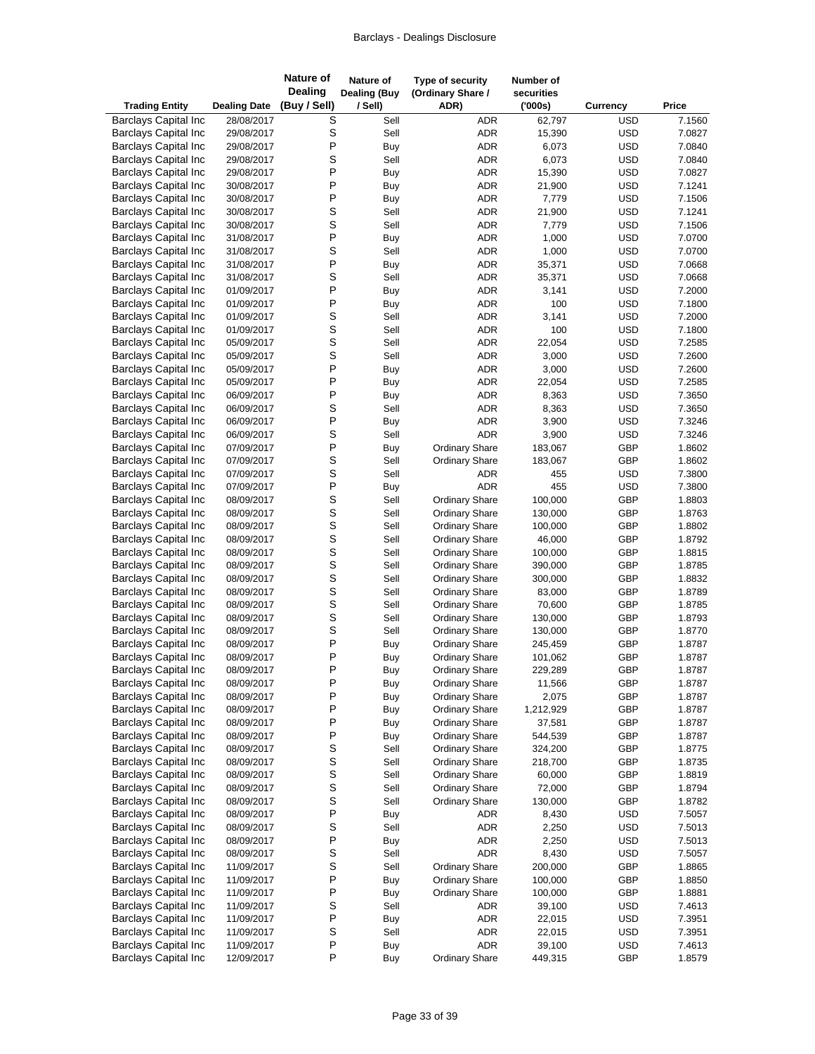| Trading Entity | Dealing Date | Nature of Dealing (Buy / Sell) | Nature of Dealing (Buy / Sell) | Type of security (Ordinary Share / ADR) | Number of securities ('000s) | Currency | Price |
|---|---|---|---|---|---|---|---|
| Barclays Capital Inc | 28/08/2017 | S | Sell | ADR | 62,797 | USD | 7.1560 |
| Barclays Capital Inc | 29/08/2017 | S | Sell | ADR | 15,390 | USD | 7.0827 |
| Barclays Capital Inc | 29/08/2017 | P | Buy | ADR | 6,073 | USD | 7.0840 |
| Barclays Capital Inc | 29/08/2017 | S | Sell | ADR | 6,073 | USD | 7.0840 |
| Barclays Capital Inc | 29/08/2017 | P | Buy | ADR | 15,390 | USD | 7.0827 |
| Barclays Capital Inc | 30/08/2017 | P | Buy | ADR | 21,900 | USD | 7.1241 |
| Barclays Capital Inc | 30/08/2017 | P | Buy | ADR | 7,779 | USD | 7.1506 |
| Barclays Capital Inc | 30/08/2017 | S | Sell | ADR | 21,900 | USD | 7.1241 |
| Barclays Capital Inc | 30/08/2017 | S | Sell | ADR | 7,779 | USD | 7.1506 |
| Barclays Capital Inc | 31/08/2017 | P | Buy | ADR | 1,000 | USD | 7.0700 |
| Barclays Capital Inc | 31/08/2017 | S | Sell | ADR | 1,000 | USD | 7.0700 |
| Barclays Capital Inc | 31/08/2017 | P | Buy | ADR | 35,371 | USD | 7.0668 |
| Barclays Capital Inc | 31/08/2017 | S | Sell | ADR | 35,371 | USD | 7.0668 |
| Barclays Capital Inc | 01/09/2017 | P | Buy | ADR | 3,141 | USD | 7.2000 |
| Barclays Capital Inc | 01/09/2017 | P | Buy | ADR | 100 | USD | 7.1800 |
| Barclays Capital Inc | 01/09/2017 | S | Sell | ADR | 3,141 | USD | 7.2000 |
| Barclays Capital Inc | 01/09/2017 | S | Sell | ADR | 100 | USD | 7.1800 |
| Barclays Capital Inc | 05/09/2017 | S | Sell | ADR | 22,054 | USD | 7.2585 |
| Barclays Capital Inc | 05/09/2017 | S | Sell | ADR | 3,000 | USD | 7.2600 |
| Barclays Capital Inc | 05/09/2017 | P | Buy | ADR | 3,000 | USD | 7.2600 |
| Barclays Capital Inc | 05/09/2017 | P | Buy | ADR | 22,054 | USD | 7.2585 |
| Barclays Capital Inc | 06/09/2017 | P | Buy | ADR | 8,363 | USD | 7.3650 |
| Barclays Capital Inc | 06/09/2017 | S | Sell | ADR | 8,363 | USD | 7.3650 |
| Barclays Capital Inc | 06/09/2017 | P | Buy | ADR | 3,900 | USD | 7.3246 |
| Barclays Capital Inc | 06/09/2017 | S | Sell | ADR | 3,900 | USD | 7.3246 |
| Barclays Capital Inc | 07/09/2017 | P | Buy | Ordinary Share | 183,067 | GBP | 1.8602 |
| Barclays Capital Inc | 07/09/2017 | S | Sell | Ordinary Share | 183,067 | GBP | 1.8602 |
| Barclays Capital Inc | 07/09/2017 | S | Sell | ADR | 455 | USD | 7.3800 |
| Barclays Capital Inc | 07/09/2017 | P | Buy | ADR | 455 | USD | 7.3800 |
| Barclays Capital Inc | 08/09/2017 | S | Sell | Ordinary Share | 100,000 | GBP | 1.8803 |
| Barclays Capital Inc | 08/09/2017 | S | Sell | Ordinary Share | 130,000 | GBP | 1.8763 |
| Barclays Capital Inc | 08/09/2017 | S | Sell | Ordinary Share | 100,000 | GBP | 1.8802 |
| Barclays Capital Inc | 08/09/2017 | S | Sell | Ordinary Share | 46,000 | GBP | 1.8792 |
| Barclays Capital Inc | 08/09/2017 | S | Sell | Ordinary Share | 100,000 | GBP | 1.8815 |
| Barclays Capital Inc | 08/09/2017 | S | Sell | Ordinary Share | 390,000 | GBP | 1.8785 |
| Barclays Capital Inc | 08/09/2017 | S | Sell | Ordinary Share | 300,000 | GBP | 1.8832 |
| Barclays Capital Inc | 08/09/2017 | S | Sell | Ordinary Share | 83,000 | GBP | 1.8789 |
| Barclays Capital Inc | 08/09/2017 | S | Sell | Ordinary Share | 70,600 | GBP | 1.8785 |
| Barclays Capital Inc | 08/09/2017 | S | Sell | Ordinary Share | 130,000 | GBP | 1.8793 |
| Barclays Capital Inc | 08/09/2017 | S | Sell | Ordinary Share | 130,000 | GBP | 1.8770 |
| Barclays Capital Inc | 08/09/2017 | P | Buy | Ordinary Share | 245,459 | GBP | 1.8787 |
| Barclays Capital Inc | 08/09/2017 | P | Buy | Ordinary Share | 101,062 | GBP | 1.8787 |
| Barclays Capital Inc | 08/09/2017 | P | Buy | Ordinary Share | 229,289 | GBP | 1.8787 |
| Barclays Capital Inc | 08/09/2017 | P | Buy | Ordinary Share | 11,566 | GBP | 1.8787 |
| Barclays Capital Inc | 08/09/2017 | P | Buy | Ordinary Share | 2,075 | GBP | 1.8787 |
| Barclays Capital Inc | 08/09/2017 | P | Buy | Ordinary Share | 1,212,929 | GBP | 1.8787 |
| Barclays Capital Inc | 08/09/2017 | P | Buy | Ordinary Share | 37,581 | GBP | 1.8787 |
| Barclays Capital Inc | 08/09/2017 | P | Buy | Ordinary Share | 544,539 | GBP | 1.8787 |
| Barclays Capital Inc | 08/09/2017 | S | Sell | Ordinary Share | 324,200 | GBP | 1.8775 |
| Barclays Capital Inc | 08/09/2017 | S | Sell | Ordinary Share | 218,700 | GBP | 1.8735 |
| Barclays Capital Inc | 08/09/2017 | S | Sell | Ordinary Share | 60,000 | GBP | 1.8819 |
| Barclays Capital Inc | 08/09/2017 | S | Sell | Ordinary Share | 72,000 | GBP | 1.8794 |
| Barclays Capital Inc | 08/09/2017 | S | Sell | Ordinary Share | 130,000 | GBP | 1.8782 |
| Barclays Capital Inc | 08/09/2017 | P | Buy | ADR | 8,430 | USD | 7.5057 |
| Barclays Capital Inc | 08/09/2017 | S | Sell | ADR | 2,250 | USD | 7.5013 |
| Barclays Capital Inc | 08/09/2017 | P | Buy | ADR | 2,250 | USD | 7.5013 |
| Barclays Capital Inc | 08/09/2017 | S | Sell | ADR | 8,430 | USD | 7.5057 |
| Barclays Capital Inc | 11/09/2017 | S | Sell | Ordinary Share | 200,000 | GBP | 1.8865 |
| Barclays Capital Inc | 11/09/2017 | P | Buy | Ordinary Share | 100,000 | GBP | 1.8850 |
| Barclays Capital Inc | 11/09/2017 | P | Buy | Ordinary Share | 100,000 | GBP | 1.8881 |
| Barclays Capital Inc | 11/09/2017 | S | Sell | ADR | 39,100 | USD | 7.4613 |
| Barclays Capital Inc | 11/09/2017 | P | Buy | ADR | 22,015 | USD | 7.3951 |
| Barclays Capital Inc | 11/09/2017 | S | Sell | ADR | 22,015 | USD | 7.3951 |
| Barclays Capital Inc | 11/09/2017 | P | Buy | ADR | 39,100 | USD | 7.4613 |
| Barclays Capital Inc | 12/09/2017 | P | Buy | Ordinary Share | 449,315 | GBP | 1.8579 |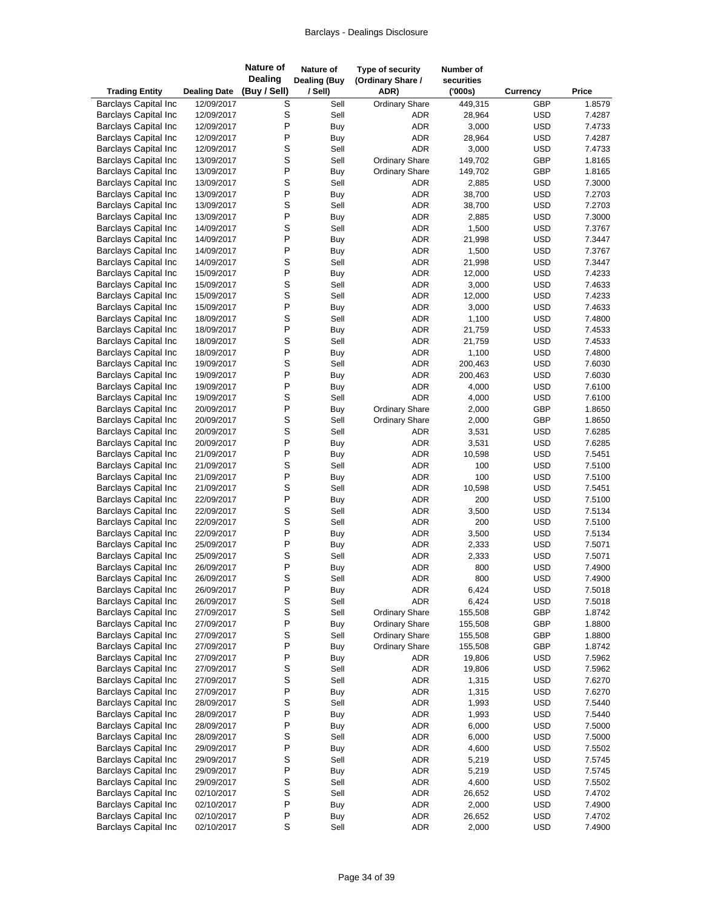| Trading Entity | Dealing Date | Nature of Dealing (Buy / Sell) | Nature of Dealing (Buy / Sell) | Type of security (Ordinary Share / ADR) | Number of securities ('000s) | Currency | Price |
|---|---|---|---|---|---|---|---|
| Barclays Capital Inc | 12/09/2017 | S | Sell | Ordinary Share | 449,315 | GBP | 1.8579 |
| Barclays Capital Inc | 12/09/2017 | S | Sell | ADR | 28,964 | USD | 7.4287 |
| Barclays Capital Inc | 12/09/2017 | P | Buy | ADR | 3,000 | USD | 7.4733 |
| Barclays Capital Inc | 12/09/2017 | P | Buy | ADR | 28,964 | USD | 7.4287 |
| Barclays Capital Inc | 12/09/2017 | S | Sell | ADR | 3,000 | USD | 7.4733 |
| Barclays Capital Inc | 13/09/2017 | S | Sell | Ordinary Share | 149,702 | GBP | 1.8165 |
| Barclays Capital Inc | 13/09/2017 | P | Buy | Ordinary Share | 149,702 | GBP | 1.8165 |
| Barclays Capital Inc | 13/09/2017 | S | Sell | ADR | 2,885 | USD | 7.3000 |
| Barclays Capital Inc | 13/09/2017 | P | Buy | ADR | 38,700 | USD | 7.2703 |
| Barclays Capital Inc | 13/09/2017 | S | Sell | ADR | 38,700 | USD | 7.2703 |
| Barclays Capital Inc | 13/09/2017 | P | Buy | ADR | 2,885 | USD | 7.3000 |
| Barclays Capital Inc | 14/09/2017 | S | Sell | ADR | 1,500 | USD | 7.3767 |
| Barclays Capital Inc | 14/09/2017 | P | Buy | ADR | 21,998 | USD | 7.3447 |
| Barclays Capital Inc | 14/09/2017 | P | Buy | ADR | 1,500 | USD | 7.3767 |
| Barclays Capital Inc | 14/09/2017 | S | Sell | ADR | 21,998 | USD | 7.3447 |
| Barclays Capital Inc | 15/09/2017 | P | Buy | ADR | 12,000 | USD | 7.4233 |
| Barclays Capital Inc | 15/09/2017 | S | Sell | ADR | 3,000 | USD | 7.4633 |
| Barclays Capital Inc | 15/09/2017 | S | Sell | ADR | 12,000 | USD | 7.4233 |
| Barclays Capital Inc | 15/09/2017 | P | Buy | ADR | 3,000 | USD | 7.4633 |
| Barclays Capital Inc | 18/09/2017 | S | Sell | ADR | 1,100 | USD | 7.4800 |
| Barclays Capital Inc | 18/09/2017 | P | Buy | ADR | 21,759 | USD | 7.4533 |
| Barclays Capital Inc | 18/09/2017 | S | Sell | ADR | 21,759 | USD | 7.4533 |
| Barclays Capital Inc | 18/09/2017 | P | Buy | ADR | 1,100 | USD | 7.4800 |
| Barclays Capital Inc | 19/09/2017 | S | Sell | ADR | 200,463 | USD | 7.6030 |
| Barclays Capital Inc | 19/09/2017 | P | Buy | ADR | 200,463 | USD | 7.6030 |
| Barclays Capital Inc | 19/09/2017 | P | Buy | ADR | 4,000 | USD | 7.6100 |
| Barclays Capital Inc | 19/09/2017 | S | Sell | ADR | 4,000 | USD | 7.6100 |
| Barclays Capital Inc | 20/09/2017 | P | Buy | Ordinary Share | 2,000 | GBP | 1.8650 |
| Barclays Capital Inc | 20/09/2017 | S | Sell | Ordinary Share | 2,000 | GBP | 1.8650 |
| Barclays Capital Inc | 20/09/2017 | S | Sell | ADR | 3,531 | USD | 7.6285 |
| Barclays Capital Inc | 20/09/2017 | P | Buy | ADR | 3,531 | USD | 7.6285 |
| Barclays Capital Inc | 21/09/2017 | P | Buy | ADR | 10,598 | USD | 7.5451 |
| Barclays Capital Inc | 21/09/2017 | S | Sell | ADR | 100 | USD | 7.5100 |
| Barclays Capital Inc | 21/09/2017 | P | Buy | ADR | 100 | USD | 7.5100 |
| Barclays Capital Inc | 21/09/2017 | S | Sell | ADR | 10,598 | USD | 7.5451 |
| Barclays Capital Inc | 22/09/2017 | P | Buy | ADR | 200 | USD | 7.5100 |
| Barclays Capital Inc | 22/09/2017 | S | Sell | ADR | 3,500 | USD | 7.5134 |
| Barclays Capital Inc | 22/09/2017 | S | Sell | ADR | 200 | USD | 7.5100 |
| Barclays Capital Inc | 22/09/2017 | P | Buy | ADR | 3,500 | USD | 7.5134 |
| Barclays Capital Inc | 25/09/2017 | P | Buy | ADR | 2,333 | USD | 7.5071 |
| Barclays Capital Inc | 25/09/2017 | S | Sell | ADR | 2,333 | USD | 7.5071 |
| Barclays Capital Inc | 26/09/2017 | P | Buy | ADR | 800 | USD | 7.4900 |
| Barclays Capital Inc | 26/09/2017 | S | Sell | ADR | 800 | USD | 7.4900 |
| Barclays Capital Inc | 26/09/2017 | P | Buy | ADR | 6,424 | USD | 7.5018 |
| Barclays Capital Inc | 26/09/2017 | S | Sell | ADR | 6,424 | USD | 7.5018 |
| Barclays Capital Inc | 27/09/2017 | S | Sell | Ordinary Share | 155,508 | GBP | 1.8742 |
| Barclays Capital Inc | 27/09/2017 | P | Buy | Ordinary Share | 155,508 | GBP | 1.8800 |
| Barclays Capital Inc | 27/09/2017 | S | Sell | Ordinary Share | 155,508 | GBP | 1.8800 |
| Barclays Capital Inc | 27/09/2017 | P | Buy | Ordinary Share | 155,508 | GBP | 1.8742 |
| Barclays Capital Inc | 27/09/2017 | P | Buy | ADR | 19,806 | USD | 7.5962 |
| Barclays Capital Inc | 27/09/2017 | S | Sell | ADR | 19,806 | USD | 7.5962 |
| Barclays Capital Inc | 27/09/2017 | S | Sell | ADR | 1,315 | USD | 7.6270 |
| Barclays Capital Inc | 27/09/2017 | P | Buy | ADR | 1,315 | USD | 7.6270 |
| Barclays Capital Inc | 28/09/2017 | S | Sell | ADR | 1,993 | USD | 7.5440 |
| Barclays Capital Inc | 28/09/2017 | P | Buy | ADR | 1,993 | USD | 7.5440 |
| Barclays Capital Inc | 28/09/2017 | P | Buy | ADR | 6,000 | USD | 7.5000 |
| Barclays Capital Inc | 28/09/2017 | S | Sell | ADR | 6,000 | USD | 7.5000 |
| Barclays Capital Inc | 29/09/2017 | P | Buy | ADR | 4,600 | USD | 7.5502 |
| Barclays Capital Inc | 29/09/2017 | S | Sell | ADR | 5,219 | USD | 7.5745 |
| Barclays Capital Inc | 29/09/2017 | P | Buy | ADR | 5,219 | USD | 7.5745 |
| Barclays Capital Inc | 29/09/2017 | S | Sell | ADR | 4,600 | USD | 7.5502 |
| Barclays Capital Inc | 02/10/2017 | S | Sell | ADR | 26,652 | USD | 7.4702 |
| Barclays Capital Inc | 02/10/2017 | P | Buy | ADR | 2,000 | USD | 7.4900 |
| Barclays Capital Inc | 02/10/2017 | P | Buy | ADR | 26,652 | USD | 7.4702 |
| Barclays Capital Inc | 02/10/2017 | S | Sell | ADR | 2,000 | USD | 7.4900 |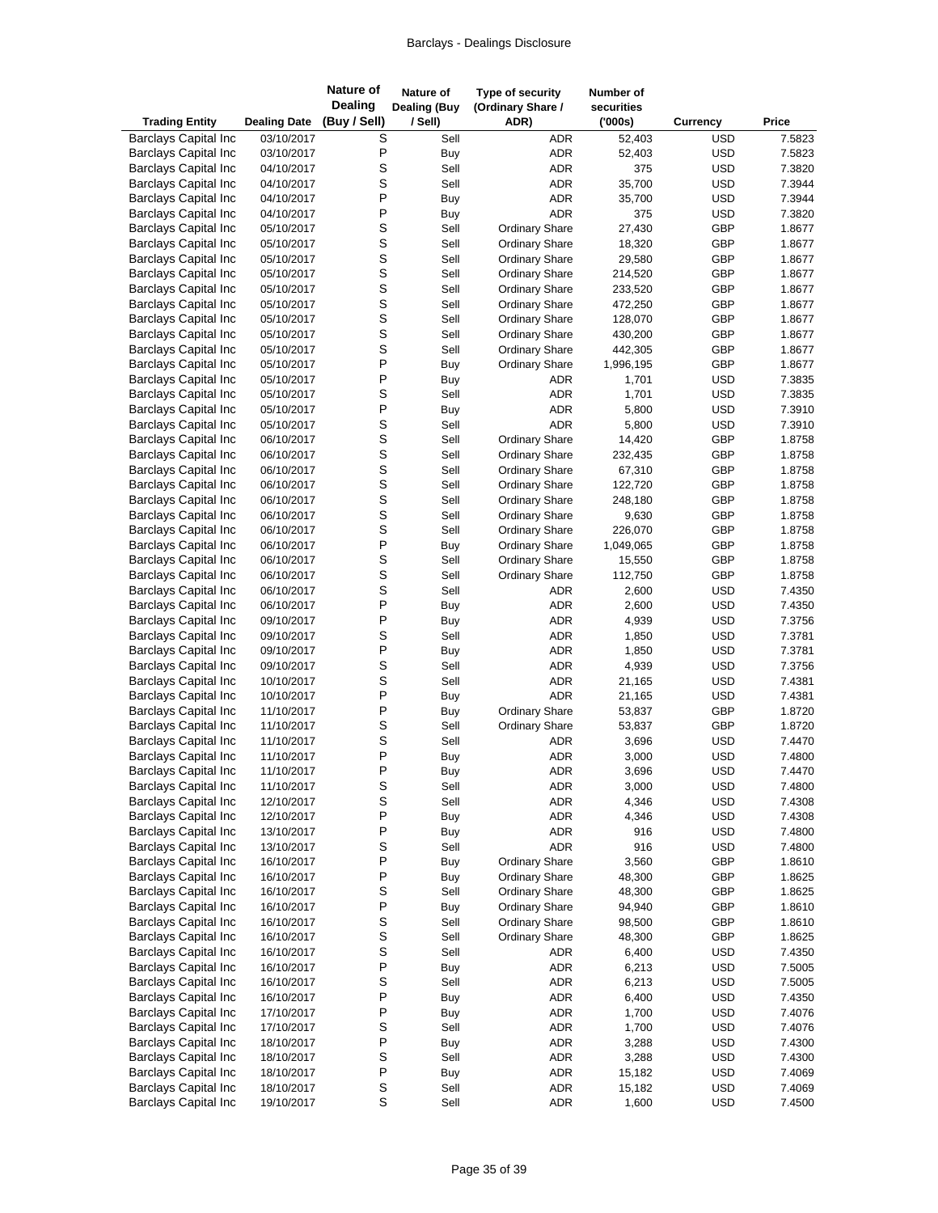| Trading Entity | Dealing Date | Nature of Dealing (Buy / Sell) | Nature of Dealing (Buy / Sell) | Type of security (Ordinary Share / ADR) | Number of securities ('000s) | Currency | Price |
|---|---|---|---|---|---|---|---|
| Barclays Capital Inc | 03/10/2017 | S | Sell | ADR | 52,403 | USD | 7.5823 |
| Barclays Capital Inc | 03/10/2017 | P | Buy | ADR | 52,403 | USD | 7.5823 |
| Barclays Capital Inc | 04/10/2017 | S | Sell | ADR | 375 | USD | 7.3820 |
| Barclays Capital Inc | 04/10/2017 | S | Sell | ADR | 35,700 | USD | 7.3944 |
| Barclays Capital Inc | 04/10/2017 | P | Buy | ADR | 35,700 | USD | 7.3944 |
| Barclays Capital Inc | 04/10/2017 | P | Buy | ADR | 375 | USD | 7.3820 |
| Barclays Capital Inc | 05/10/2017 | S | Sell | Ordinary Share | 27,430 | GBP | 1.8677 |
| Barclays Capital Inc | 05/10/2017 | S | Sell | Ordinary Share | 18,320 | GBP | 1.8677 |
| Barclays Capital Inc | 05/10/2017 | S | Sell | Ordinary Share | 29,580 | GBP | 1.8677 |
| Barclays Capital Inc | 05/10/2017 | S | Sell | Ordinary Share | 214,520 | GBP | 1.8677 |
| Barclays Capital Inc | 05/10/2017 | S | Sell | Ordinary Share | 233,520 | GBP | 1.8677 |
| Barclays Capital Inc | 05/10/2017 | S | Sell | Ordinary Share | 472,250 | GBP | 1.8677 |
| Barclays Capital Inc | 05/10/2017 | S | Sell | Ordinary Share | 128,070 | GBP | 1.8677 |
| Barclays Capital Inc | 05/10/2017 | S | Sell | Ordinary Share | 430,200 | GBP | 1.8677 |
| Barclays Capital Inc | 05/10/2017 | S | Sell | Ordinary Share | 442,305 | GBP | 1.8677 |
| Barclays Capital Inc | 05/10/2017 | P | Buy | Ordinary Share | 1,996,195 | GBP | 1.8677 |
| Barclays Capital Inc | 05/10/2017 | P | Buy | ADR | 1,701 | USD | 7.3835 |
| Barclays Capital Inc | 05/10/2017 | S | Sell | ADR | 1,701 | USD | 7.3835 |
| Barclays Capital Inc | 05/10/2017 | P | Buy | ADR | 5,800 | USD | 7.3910 |
| Barclays Capital Inc | 05/10/2017 | S | Sell | ADR | 5,800 | USD | 7.3910 |
| Barclays Capital Inc | 06/10/2017 | S | Sell | Ordinary Share | 14,420 | GBP | 1.8758 |
| Barclays Capital Inc | 06/10/2017 | S | Sell | Ordinary Share | 232,435 | GBP | 1.8758 |
| Barclays Capital Inc | 06/10/2017 | S | Sell | Ordinary Share | 67,310 | GBP | 1.8758 |
| Barclays Capital Inc | 06/10/2017 | S | Sell | Ordinary Share | 122,720 | GBP | 1.8758 |
| Barclays Capital Inc | 06/10/2017 | S | Sell | Ordinary Share | 248,180 | GBP | 1.8758 |
| Barclays Capital Inc | 06/10/2017 | S | Sell | Ordinary Share | 9,630 | GBP | 1.8758 |
| Barclays Capital Inc | 06/10/2017 | S | Sell | Ordinary Share | 226,070 | GBP | 1.8758 |
| Barclays Capital Inc | 06/10/2017 | P | Buy | Ordinary Share | 1,049,065 | GBP | 1.8758 |
| Barclays Capital Inc | 06/10/2017 | S | Sell | Ordinary Share | 15,550 | GBP | 1.8758 |
| Barclays Capital Inc | 06/10/2017 | S | Sell | Ordinary Share | 112,750 | GBP | 1.8758 |
| Barclays Capital Inc | 06/10/2017 | S | Sell | ADR | 2,600 | USD | 7.4350 |
| Barclays Capital Inc | 06/10/2017 | P | Buy | ADR | 2,600 | USD | 7.4350 |
| Barclays Capital Inc | 09/10/2017 | P | Buy | ADR | 4,939 | USD | 7.3756 |
| Barclays Capital Inc | 09/10/2017 | S | Sell | ADR | 1,850 | USD | 7.3781 |
| Barclays Capital Inc | 09/10/2017 | P | Buy | ADR | 1,850 | USD | 7.3781 |
| Barclays Capital Inc | 09/10/2017 | S | Sell | ADR | 4,939 | USD | 7.3756 |
| Barclays Capital Inc | 10/10/2017 | S | Sell | ADR | 21,165 | USD | 7.4381 |
| Barclays Capital Inc | 10/10/2017 | P | Buy | ADR | 21,165 | USD | 7.4381 |
| Barclays Capital Inc | 11/10/2017 | P | Buy | Ordinary Share | 53,837 | GBP | 1.8720 |
| Barclays Capital Inc | 11/10/2017 | S | Sell | Ordinary Share | 53,837 | GBP | 1.8720 |
| Barclays Capital Inc | 11/10/2017 | S | Sell | ADR | 3,696 | USD | 7.4470 |
| Barclays Capital Inc | 11/10/2017 | P | Buy | ADR | 3,000 | USD | 7.4800 |
| Barclays Capital Inc | 11/10/2017 | P | Buy | ADR | 3,696 | USD | 7.4470 |
| Barclays Capital Inc | 11/10/2017 | S | Sell | ADR | 3,000 | USD | 7.4800 |
| Barclays Capital Inc | 12/10/2017 | S | Sell | ADR | 4,346 | USD | 7.4308 |
| Barclays Capital Inc | 12/10/2017 | P | Buy | ADR | 4,346 | USD | 7.4308 |
| Barclays Capital Inc | 13/10/2017 | P | Buy | ADR | 916 | USD | 7.4800 |
| Barclays Capital Inc | 13/10/2017 | S | Sell | ADR | 916 | USD | 7.4800 |
| Barclays Capital Inc | 16/10/2017 | P | Buy | Ordinary Share | 3,560 | GBP | 1.8610 |
| Barclays Capital Inc | 16/10/2017 | P | Buy | Ordinary Share | 48,300 | GBP | 1.8625 |
| Barclays Capital Inc | 16/10/2017 | S | Sell | Ordinary Share | 48,300 | GBP | 1.8625 |
| Barclays Capital Inc | 16/10/2017 | P | Buy | Ordinary Share | 94,940 | GBP | 1.8610 |
| Barclays Capital Inc | 16/10/2017 | S | Sell | Ordinary Share | 98,500 | GBP | 1.8610 |
| Barclays Capital Inc | 16/10/2017 | S | Sell | Ordinary Share | 48,300 | GBP | 1.8625 |
| Barclays Capital Inc | 16/10/2017 | S | Sell | ADR | 6,400 | USD | 7.4350 |
| Barclays Capital Inc | 16/10/2017 | P | Buy | ADR | 6,213 | USD | 7.5005 |
| Barclays Capital Inc | 16/10/2017 | S | Sell | ADR | 6,213 | USD | 7.5005 |
| Barclays Capital Inc | 16/10/2017 | P | Buy | ADR | 6,400 | USD | 7.4350 |
| Barclays Capital Inc | 17/10/2017 | P | Buy | ADR | 1,700 | USD | 7.4076 |
| Barclays Capital Inc | 17/10/2017 | S | Sell | ADR | 1,700 | USD | 7.4076 |
| Barclays Capital Inc | 18/10/2017 | P | Buy | ADR | 3,288 | USD | 7.4300 |
| Barclays Capital Inc | 18/10/2017 | S | Sell | ADR | 3,288 | USD | 7.4300 |
| Barclays Capital Inc | 18/10/2017 | P | Buy | ADR | 15,182 | USD | 7.4069 |
| Barclays Capital Inc | 18/10/2017 | S | Sell | ADR | 15,182 | USD | 7.4069 |
| Barclays Capital Inc | 19/10/2017 | S | Sell | ADR | 1,600 | USD | 7.4500 |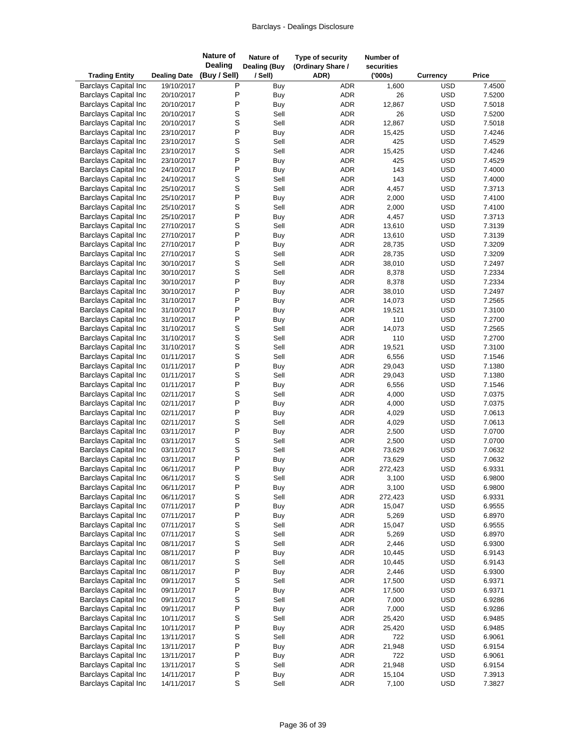| Trading Entity | Dealing Date | Nature of Dealing (Buy / Sell) | Nature of Dealing (Buy / Sell) | Type of security (Ordinary Share / ADR) | Number of securities ('000s) | Currency | Price |
|---|---|---|---|---|---|---|---|
| Barclays Capital Inc | 19/10/2017 | P | Buy | ADR | 1,600 | USD | 7.4500 |
| Barclays Capital Inc | 20/10/2017 | P | Buy | ADR | 26 | USD | 7.5200 |
| Barclays Capital Inc | 20/10/2017 | P | Buy | ADR | 12,867 | USD | 7.5018 |
| Barclays Capital Inc | 20/10/2017 | S | Sell | ADR | 26 | USD | 7.5200 |
| Barclays Capital Inc | 20/10/2017 | S | Sell | ADR | 12,867 | USD | 7.5018 |
| Barclays Capital Inc | 23/10/2017 | P | Buy | ADR | 15,425 | USD | 7.4246 |
| Barclays Capital Inc | 23/10/2017 | S | Sell | ADR | 425 | USD | 7.4529 |
| Barclays Capital Inc | 23/10/2017 | S | Sell | ADR | 15,425 | USD | 7.4246 |
| Barclays Capital Inc | 23/10/2017 | P | Buy | ADR | 425 | USD | 7.4529 |
| Barclays Capital Inc | 24/10/2017 | P | Buy | ADR | 143 | USD | 7.4000 |
| Barclays Capital Inc | 24/10/2017 | S | Sell | ADR | 143 | USD | 7.4000 |
| Barclays Capital Inc | 25/10/2017 | S | Sell | ADR | 4,457 | USD | 7.3713 |
| Barclays Capital Inc | 25/10/2017 | P | Buy | ADR | 2,000 | USD | 7.4100 |
| Barclays Capital Inc | 25/10/2017 | S | Sell | ADR | 2,000 | USD | 7.4100 |
| Barclays Capital Inc | 25/10/2017 | P | Buy | ADR | 4,457 | USD | 7.3713 |
| Barclays Capital Inc | 27/10/2017 | S | Sell | ADR | 13,610 | USD | 7.3139 |
| Barclays Capital Inc | 27/10/2017 | P | Buy | ADR | 13,610 | USD | 7.3139 |
| Barclays Capital Inc | 27/10/2017 | P | Buy | ADR | 28,735 | USD | 7.3209 |
| Barclays Capital Inc | 27/10/2017 | S | Sell | ADR | 28,735 | USD | 7.3209 |
| Barclays Capital Inc | 30/10/2017 | S | Sell | ADR | 38,010 | USD | 7.2497 |
| Barclays Capital Inc | 30/10/2017 | S | Sell | ADR | 8,378 | USD | 7.2334 |
| Barclays Capital Inc | 30/10/2017 | P | Buy | ADR | 8,378 | USD | 7.2334 |
| Barclays Capital Inc | 30/10/2017 | P | Buy | ADR | 38,010 | USD | 7.2497 |
| Barclays Capital Inc | 31/10/2017 | P | Buy | ADR | 14,073 | USD | 7.2565 |
| Barclays Capital Inc | 31/10/2017 | P | Buy | ADR | 19,521 | USD | 7.3100 |
| Barclays Capital Inc | 31/10/2017 | P | Buy | ADR | 110 | USD | 7.2700 |
| Barclays Capital Inc | 31/10/2017 | S | Sell | ADR | 14,073 | USD | 7.2565 |
| Barclays Capital Inc | 31/10/2017 | S | Sell | ADR | 110 | USD | 7.2700 |
| Barclays Capital Inc | 31/10/2017 | S | Sell | ADR | 19,521 | USD | 7.3100 |
| Barclays Capital Inc | 01/11/2017 | S | Sell | ADR | 6,556 | USD | 7.1546 |
| Barclays Capital Inc | 01/11/2017 | P | Buy | ADR | 29,043 | USD | 7.1380 |
| Barclays Capital Inc | 01/11/2017 | S | Sell | ADR | 29,043 | USD | 7.1380 |
| Barclays Capital Inc | 01/11/2017 | P | Buy | ADR | 6,556 | USD | 7.1546 |
| Barclays Capital Inc | 02/11/2017 | S | Sell | ADR | 4,000 | USD | 7.0375 |
| Barclays Capital Inc | 02/11/2017 | P | Buy | ADR | 4,000 | USD | 7.0375 |
| Barclays Capital Inc | 02/11/2017 | P | Buy | ADR | 4,029 | USD | 7.0613 |
| Barclays Capital Inc | 02/11/2017 | S | Sell | ADR | 4,029 | USD | 7.0613 |
| Barclays Capital Inc | 03/11/2017 | P | Buy | ADR | 2,500 | USD | 7.0700 |
| Barclays Capital Inc | 03/11/2017 | S | Sell | ADR | 2,500 | USD | 7.0700 |
| Barclays Capital Inc | 03/11/2017 | S | Sell | ADR | 73,629 | USD | 7.0632 |
| Barclays Capital Inc | 03/11/2017 | P | Buy | ADR | 73,629 | USD | 7.0632 |
| Barclays Capital Inc | 06/11/2017 | P | Buy | ADR | 272,423 | USD | 6.9331 |
| Barclays Capital Inc | 06/11/2017 | S | Sell | ADR | 3,100 | USD | 6.9800 |
| Barclays Capital Inc | 06/11/2017 | P | Buy | ADR | 3,100 | USD | 6.9800 |
| Barclays Capital Inc | 06/11/2017 | S | Sell | ADR | 272,423 | USD | 6.9331 |
| Barclays Capital Inc | 07/11/2017 | P | Buy | ADR | 15,047 | USD | 6.9555 |
| Barclays Capital Inc | 07/11/2017 | P | Buy | ADR | 5,269 | USD | 6.8970 |
| Barclays Capital Inc | 07/11/2017 | S | Sell | ADR | 15,047 | USD | 6.9555 |
| Barclays Capital Inc | 07/11/2017 | S | Sell | ADR | 5,269 | USD | 6.8970 |
| Barclays Capital Inc | 08/11/2017 | S | Sell | ADR | 2,446 | USD | 6.9300 |
| Barclays Capital Inc | 08/11/2017 | P | Buy | ADR | 10,445 | USD | 6.9143 |
| Barclays Capital Inc | 08/11/2017 | S | Sell | ADR | 10,445 | USD | 6.9143 |
| Barclays Capital Inc | 08/11/2017 | P | Buy | ADR | 2,446 | USD | 6.9300 |
| Barclays Capital Inc | 09/11/2017 | S | Sell | ADR | 17,500 | USD | 6.9371 |
| Barclays Capital Inc | 09/11/2017 | P | Buy | ADR | 17,500 | USD | 6.9371 |
| Barclays Capital Inc | 09/11/2017 | S | Sell | ADR | 7,000 | USD | 6.9286 |
| Barclays Capital Inc | 09/11/2017 | P | Buy | ADR | 7,000 | USD | 6.9286 |
| Barclays Capital Inc | 10/11/2017 | S | Sell | ADR | 25,420 | USD | 6.9485 |
| Barclays Capital Inc | 10/11/2017 | P | Buy | ADR | 25,420 | USD | 6.9485 |
| Barclays Capital Inc | 13/11/2017 | S | Sell | ADR | 722 | USD | 6.9061 |
| Barclays Capital Inc | 13/11/2017 | P | Buy | ADR | 21,948 | USD | 6.9154 |
| Barclays Capital Inc | 13/11/2017 | P | Buy | ADR | 722 | USD | 6.9061 |
| Barclays Capital Inc | 13/11/2017 | S | Sell | ADR | 21,948 | USD | 6.9154 |
| Barclays Capital Inc | 14/11/2017 | P | Buy | ADR | 15,104 | USD | 7.3913 |
| Barclays Capital Inc | 14/11/2017 | S | Sell | ADR | 7,100 | USD | 7.3827 |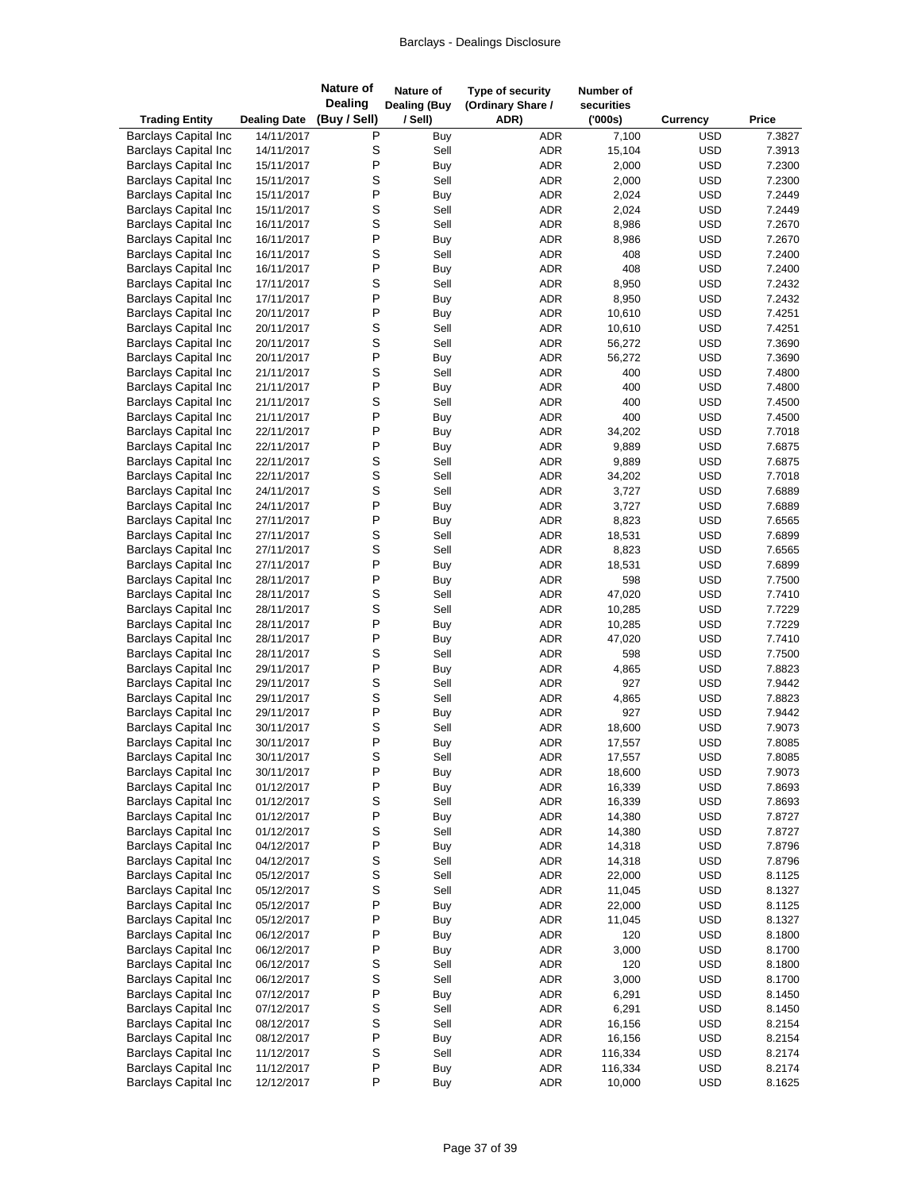| Trading Entity | Dealing Date | Nature of Dealing (Buy / Sell) | Nature of Dealing (Buy / Sell) | Type of security (Ordinary Share / ADR) | Number of securities ('000s) | Currency | Price |
|---|---|---|---|---|---|---|---|
| Barclays Capital Inc | 14/11/2017 | P | Buy | ADR | 7,100 | USD | 7.3827 |
| Barclays Capital Inc | 14/11/2017 | S | Sell | ADR | 15,104 | USD | 7.3913 |
| Barclays Capital Inc | 15/11/2017 | P | Buy | ADR | 2,000 | USD | 7.2300 |
| Barclays Capital Inc | 15/11/2017 | S | Sell | ADR | 2,000 | USD | 7.2300 |
| Barclays Capital Inc | 15/11/2017 | P | Buy | ADR | 2,024 | USD | 7.2449 |
| Barclays Capital Inc | 15/11/2017 | S | Sell | ADR | 2,024 | USD | 7.2449 |
| Barclays Capital Inc | 16/11/2017 | S | Sell | ADR | 8,986 | USD | 7.2670 |
| Barclays Capital Inc | 16/11/2017 | P | Buy | ADR | 8,986 | USD | 7.2670 |
| Barclays Capital Inc | 16/11/2017 | S | Sell | ADR | 408 | USD | 7.2400 |
| Barclays Capital Inc | 16/11/2017 | P | Buy | ADR | 408 | USD | 7.2400 |
| Barclays Capital Inc | 17/11/2017 | S | Sell | ADR | 8,950 | USD | 7.2432 |
| Barclays Capital Inc | 17/11/2017 | P | Buy | ADR | 8,950 | USD | 7.2432 |
| Barclays Capital Inc | 20/11/2017 | P | Buy | ADR | 10,610 | USD | 7.4251 |
| Barclays Capital Inc | 20/11/2017 | S | Sell | ADR | 10,610 | USD | 7.4251 |
| Barclays Capital Inc | 20/11/2017 | S | Sell | ADR | 56,272 | USD | 7.3690 |
| Barclays Capital Inc | 20/11/2017 | P | Buy | ADR | 56,272 | USD | 7.3690 |
| Barclays Capital Inc | 21/11/2017 | S | Sell | ADR | 400 | USD | 7.4800 |
| Barclays Capital Inc | 21/11/2017 | P | Buy | ADR | 400 | USD | 7.4800 |
| Barclays Capital Inc | 21/11/2017 | S | Sell | ADR | 400 | USD | 7.4500 |
| Barclays Capital Inc | 21/11/2017 | P | Buy | ADR | 400 | USD | 7.4500 |
| Barclays Capital Inc | 22/11/2017 | P | Buy | ADR | 34,202 | USD | 7.7018 |
| Barclays Capital Inc | 22/11/2017 | P | Buy | ADR | 9,889 | USD | 7.6875 |
| Barclays Capital Inc | 22/11/2017 | S | Sell | ADR | 9,889 | USD | 7.6875 |
| Barclays Capital Inc | 22/11/2017 | S | Sell | ADR | 34,202 | USD | 7.7018 |
| Barclays Capital Inc | 24/11/2017 | S | Sell | ADR | 3,727 | USD | 7.6889 |
| Barclays Capital Inc | 24/11/2017 | P | Buy | ADR | 3,727 | USD | 7.6889 |
| Barclays Capital Inc | 27/11/2017 | P | Buy | ADR | 8,823 | USD | 7.6565 |
| Barclays Capital Inc | 27/11/2017 | S | Sell | ADR | 18,531 | USD | 7.6899 |
| Barclays Capital Inc | 27/11/2017 | S | Sell | ADR | 8,823 | USD | 7.6565 |
| Barclays Capital Inc | 27/11/2017 | P | Buy | ADR | 18,531 | USD | 7.6899 |
| Barclays Capital Inc | 28/11/2017 | P | Buy | ADR | 598 | USD | 7.7500 |
| Barclays Capital Inc | 28/11/2017 | S | Sell | ADR | 47,020 | USD | 7.7410 |
| Barclays Capital Inc | 28/11/2017 | S | Sell | ADR | 10,285 | USD | 7.7229 |
| Barclays Capital Inc | 28/11/2017 | P | Buy | ADR | 10,285 | USD | 7.7229 |
| Barclays Capital Inc | 28/11/2017 | P | Buy | ADR | 47,020 | USD | 7.7410 |
| Barclays Capital Inc | 28/11/2017 | S | Sell | ADR | 598 | USD | 7.7500 |
| Barclays Capital Inc | 29/11/2017 | P | Buy | ADR | 4,865 | USD | 7.8823 |
| Barclays Capital Inc | 29/11/2017 | S | Sell | ADR | 927 | USD | 7.9442 |
| Barclays Capital Inc | 29/11/2017 | S | Sell | ADR | 4,865 | USD | 7.8823 |
| Barclays Capital Inc | 29/11/2017 | P | Buy | ADR | 927 | USD | 7.9442 |
| Barclays Capital Inc | 30/11/2017 | S | Sell | ADR | 18,600 | USD | 7.9073 |
| Barclays Capital Inc | 30/11/2017 | P | Buy | ADR | 17,557 | USD | 7.8085 |
| Barclays Capital Inc | 30/11/2017 | S | Sell | ADR | 17,557 | USD | 7.8085 |
| Barclays Capital Inc | 30/11/2017 | P | Buy | ADR | 18,600 | USD | 7.9073 |
| Barclays Capital Inc | 01/12/2017 | P | Buy | ADR | 16,339 | USD | 7.8693 |
| Barclays Capital Inc | 01/12/2017 | S | Sell | ADR | 16,339 | USD | 7.8693 |
| Barclays Capital Inc | 01/12/2017 | P | Buy | ADR | 14,380 | USD | 7.8727 |
| Barclays Capital Inc | 01/12/2017 | S | Sell | ADR | 14,380 | USD | 7.8727 |
| Barclays Capital Inc | 04/12/2017 | P | Buy | ADR | 14,318 | USD | 7.8796 |
| Barclays Capital Inc | 04/12/2017 | S | Sell | ADR | 14,318 | USD | 7.8796 |
| Barclays Capital Inc | 05/12/2017 | S | Sell | ADR | 22,000 | USD | 8.1125 |
| Barclays Capital Inc | 05/12/2017 | S | Sell | ADR | 11,045 | USD | 8.1327 |
| Barclays Capital Inc | 05/12/2017 | P | Buy | ADR | 22,000 | USD | 8.1125 |
| Barclays Capital Inc | 05/12/2017 | P | Buy | ADR | 11,045 | USD | 8.1327 |
| Barclays Capital Inc | 06/12/2017 | P | Buy | ADR | 120 | USD | 8.1800 |
| Barclays Capital Inc | 06/12/2017 | P | Buy | ADR | 3,000 | USD | 8.1700 |
| Barclays Capital Inc | 06/12/2017 | S | Sell | ADR | 120 | USD | 8.1800 |
| Barclays Capital Inc | 06/12/2017 | S | Sell | ADR | 3,000 | USD | 8.1700 |
| Barclays Capital Inc | 07/12/2017 | P | Buy | ADR | 6,291 | USD | 8.1450 |
| Barclays Capital Inc | 07/12/2017 | S | Sell | ADR | 6,291 | USD | 8.1450 |
| Barclays Capital Inc | 08/12/2017 | S | Sell | ADR | 16,156 | USD | 8.2154 |
| Barclays Capital Inc | 08/12/2017 | P | Buy | ADR | 16,156 | USD | 8.2154 |
| Barclays Capital Inc | 11/12/2017 | S | Sell | ADR | 116,334 | USD | 8.2174 |
| Barclays Capital Inc | 11/12/2017 | P | Buy | ADR | 116,334 | USD | 8.2174 |
| Barclays Capital Inc | 12/12/2017 | P | Buy | ADR | 10,000 | USD | 8.1625 |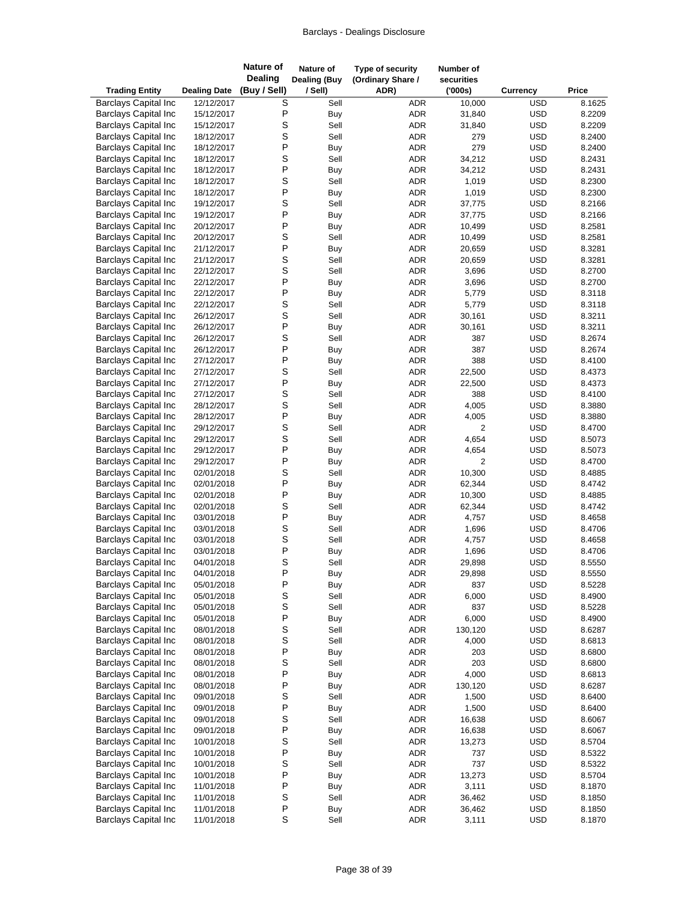| Trading Entity | Dealing Date | Nature of Dealing (Buy / Sell) | Nature of Dealing (Buy / Sell) | Type of security (Ordinary Share / ADR) | Number of securities ('000s) | Currency | Price |
|---|---|---|---|---|---|---|---|
| Barclays Capital Inc | 12/12/2017 | S | Sell | ADR | 10,000 | USD | 8.1625 |
| Barclays Capital Inc | 15/12/2017 | P | Buy | ADR | 31,840 | USD | 8.2209 |
| Barclays Capital Inc | 15/12/2017 | S | Sell | ADR | 31,840 | USD | 8.2209 |
| Barclays Capital Inc | 18/12/2017 | S | Sell | ADR | 279 | USD | 8.2400 |
| Barclays Capital Inc | 18/12/2017 | P | Buy | ADR | 279 | USD | 8.2400 |
| Barclays Capital Inc | 18/12/2017 | S | Sell | ADR | 34,212 | USD | 8.2431 |
| Barclays Capital Inc | 18/12/2017 | P | Buy | ADR | 34,212 | USD | 8.2431 |
| Barclays Capital Inc | 18/12/2017 | S | Sell | ADR | 1,019 | USD | 8.2300 |
| Barclays Capital Inc | 18/12/2017 | P | Buy | ADR | 1,019 | USD | 8.2300 |
| Barclays Capital Inc | 19/12/2017 | S | Sell | ADR | 37,775 | USD | 8.2166 |
| Barclays Capital Inc | 19/12/2017 | P | Buy | ADR | 37,775 | USD | 8.2166 |
| Barclays Capital Inc | 20/12/2017 | P | Buy | ADR | 10,499 | USD | 8.2581 |
| Barclays Capital Inc | 20/12/2017 | S | Sell | ADR | 10,499 | USD | 8.2581 |
| Barclays Capital Inc | 21/12/2017 | P | Buy | ADR | 20,659 | USD | 8.3281 |
| Barclays Capital Inc | 21/12/2017 | S | Sell | ADR | 20,659 | USD | 8.3281 |
| Barclays Capital Inc | 22/12/2017 | S | Sell | ADR | 3,696 | USD | 8.2700 |
| Barclays Capital Inc | 22/12/2017 | P | Buy | ADR | 3,696 | USD | 8.2700 |
| Barclays Capital Inc | 22/12/2017 | P | Buy | ADR | 5,779 | USD | 8.3118 |
| Barclays Capital Inc | 22/12/2017 | S | Sell | ADR | 5,779 | USD | 8.3118 |
| Barclays Capital Inc | 26/12/2017 | S | Sell | ADR | 30,161 | USD | 8.3211 |
| Barclays Capital Inc | 26/12/2017 | P | Buy | ADR | 30,161 | USD | 8.3211 |
| Barclays Capital Inc | 26/12/2017 | S | Sell | ADR | 387 | USD | 8.2674 |
| Barclays Capital Inc | 26/12/2017 | P | Buy | ADR | 387 | USD | 8.2674 |
| Barclays Capital Inc | 27/12/2017 | P | Buy | ADR | 388 | USD | 8.4100 |
| Barclays Capital Inc | 27/12/2017 | S | Sell | ADR | 22,500 | USD | 8.4373 |
| Barclays Capital Inc | 27/12/2017 | P | Buy | ADR | 22,500 | USD | 8.4373 |
| Barclays Capital Inc | 27/12/2017 | S | Sell | ADR | 388 | USD | 8.4100 |
| Barclays Capital Inc | 28/12/2017 | S | Sell | ADR | 4,005 | USD | 8.3880 |
| Barclays Capital Inc | 28/12/2017 | P | Buy | ADR | 4,005 | USD | 8.3880 |
| Barclays Capital Inc | 29/12/2017 | S | Sell | ADR | 2 | USD | 8.4700 |
| Barclays Capital Inc | 29/12/2017 | S | Sell | ADR | 4,654 | USD | 8.5073 |
| Barclays Capital Inc | 29/12/2017 | P | Buy | ADR | 4,654 | USD | 8.5073 |
| Barclays Capital Inc | 29/12/2017 | P | Buy | ADR | 2 | USD | 8.4700 |
| Barclays Capital Inc | 02/01/2018 | S | Sell | ADR | 10,300 | USD | 8.4885 |
| Barclays Capital Inc | 02/01/2018 | P | Buy | ADR | 62,344 | USD | 8.4742 |
| Barclays Capital Inc | 02/01/2018 | P | Buy | ADR | 10,300 | USD | 8.4885 |
| Barclays Capital Inc | 02/01/2018 | S | Sell | ADR | 62,344 | USD | 8.4742 |
| Barclays Capital Inc | 03/01/2018 | P | Buy | ADR | 4,757 | USD | 8.4658 |
| Barclays Capital Inc | 03/01/2018 | S | Sell | ADR | 1,696 | USD | 8.4706 |
| Barclays Capital Inc | 03/01/2018 | S | Sell | ADR | 4,757 | USD | 8.4658 |
| Barclays Capital Inc | 03/01/2018 | P | Buy | ADR | 1,696 | USD | 8.4706 |
| Barclays Capital Inc | 04/01/2018 | S | Sell | ADR | 29,898 | USD | 8.5550 |
| Barclays Capital Inc | 04/01/2018 | P | Buy | ADR | 29,898 | USD | 8.5550 |
| Barclays Capital Inc | 05/01/2018 | P | Buy | ADR | 837 | USD | 8.5228 |
| Barclays Capital Inc | 05/01/2018 | S | Sell | ADR | 6,000 | USD | 8.4900 |
| Barclays Capital Inc | 05/01/2018 | S | Sell | ADR | 837 | USD | 8.5228 |
| Barclays Capital Inc | 05/01/2018 | P | Buy | ADR | 6,000 | USD | 8.4900 |
| Barclays Capital Inc | 08/01/2018 | S | Sell | ADR | 130,120 | USD | 8.6287 |
| Barclays Capital Inc | 08/01/2018 | S | Sell | ADR | 4,000 | USD | 8.6813 |
| Barclays Capital Inc | 08/01/2018 | P | Buy | ADR | 203 | USD | 8.6800 |
| Barclays Capital Inc | 08/01/2018 | S | Sell | ADR | 203 | USD | 8.6800 |
| Barclays Capital Inc | 08/01/2018 | P | Buy | ADR | 4,000 | USD | 8.6813 |
| Barclays Capital Inc | 08/01/2018 | P | Buy | ADR | 130,120 | USD | 8.6287 |
| Barclays Capital Inc | 09/01/2018 | S | Sell | ADR | 1,500 | USD | 8.6400 |
| Barclays Capital Inc | 09/01/2018 | P | Buy | ADR | 1,500 | USD | 8.6400 |
| Barclays Capital Inc | 09/01/2018 | S | Sell | ADR | 16,638 | USD | 8.6067 |
| Barclays Capital Inc | 09/01/2018 | P | Buy | ADR | 16,638 | USD | 8.6067 |
| Barclays Capital Inc | 10/01/2018 | S | Sell | ADR | 13,273 | USD | 8.5704 |
| Barclays Capital Inc | 10/01/2018 | P | Buy | ADR | 737 | USD | 8.5322 |
| Barclays Capital Inc | 10/01/2018 | S | Sell | ADR | 737 | USD | 8.5322 |
| Barclays Capital Inc | 10/01/2018 | P | Buy | ADR | 13,273 | USD | 8.5704 |
| Barclays Capital Inc | 11/01/2018 | P | Buy | ADR | 3,111 | USD | 8.1870 |
| Barclays Capital Inc | 11/01/2018 | S | Sell | ADR | 36,462 | USD | 8.1850 |
| Barclays Capital Inc | 11/01/2018 | P | Buy | ADR | 36,462 | USD | 8.1850 |
| Barclays Capital Inc | 11/01/2018 | S | Sell | ADR | 3,111 | USD | 8.1870 |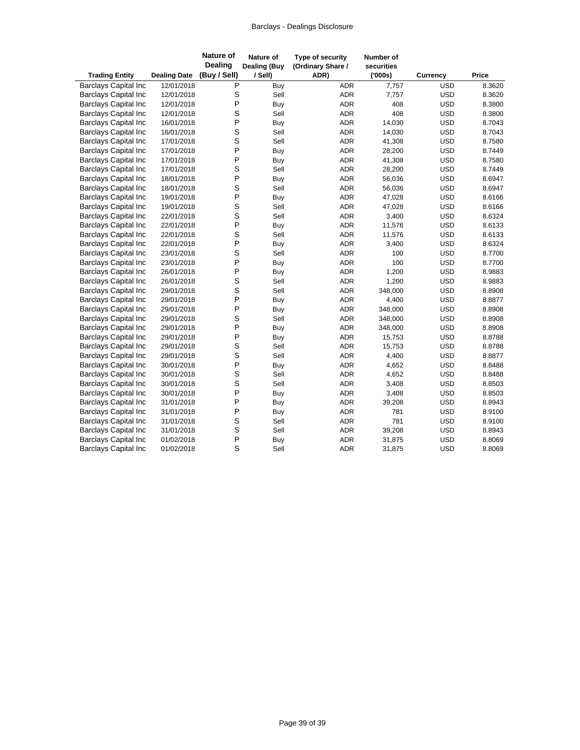| Trading Entity | Dealing Date | Nature of Dealing (Buy / Sell) | Nature of Dealing (Buy / Sell) | Type of security (Ordinary Share / ADR) | Number of securities ('000s) | Currency | Price |
|---|---|---|---|---|---|---|---|
| Barclays Capital Inc | 12/01/2018 | P | Buy | ADR | 7,757 | USD | 8.3620 |
| Barclays Capital Inc | 12/01/2018 | S | Sell | ADR | 7,757 | USD | 8.3620 |
| Barclays Capital Inc | 12/01/2018 | P | Buy | ADR | 408 | USD | 8.3800 |
| Barclays Capital Inc | 12/01/2018 | S | Sell | ADR | 408 | USD | 8.3800 |
| Barclays Capital Inc | 16/01/2018 | P | Buy | ADR | 14,030 | USD | 8.7043 |
| Barclays Capital Inc | 16/01/2018 | S | Sell | ADR | 14,030 | USD | 8.7043 |
| Barclays Capital Inc | 17/01/2018 | S | Sell | ADR | 41,308 | USD | 8.7580 |
| Barclays Capital Inc | 17/01/2018 | P | Buy | ADR | 28,200 | USD | 8.7449 |
| Barclays Capital Inc | 17/01/2018 | P | Buy | ADR | 41,308 | USD | 8.7580 |
| Barclays Capital Inc | 17/01/2018 | S | Sell | ADR | 28,200 | USD | 8.7449 |
| Barclays Capital Inc | 18/01/2018 | P | Buy | ADR | 56,036 | USD | 8.6947 |
| Barclays Capital Inc | 18/01/2018 | S | Sell | ADR | 56,036 | USD | 8.6947 |
| Barclays Capital Inc | 19/01/2018 | P | Buy | ADR | 47,028 | USD | 8.6166 |
| Barclays Capital Inc | 19/01/2018 | S | Sell | ADR | 47,028 | USD | 8.6166 |
| Barclays Capital Inc | 22/01/2018 | S | Sell | ADR | 3,400 | USD | 8.6324 |
| Barclays Capital Inc | 22/01/2018 | P | Buy | ADR | 11,576 | USD | 8.6133 |
| Barclays Capital Inc | 22/01/2018 | S | Sell | ADR | 11,576 | USD | 8.6133 |
| Barclays Capital Inc | 22/01/2018 | P | Buy | ADR | 3,400 | USD | 8.6324 |
| Barclays Capital Inc | 23/01/2018 | S | Sell | ADR | 100 | USD | 8.7700 |
| Barclays Capital Inc | 23/01/2018 | P | Buy | ADR | 100 | USD | 8.7700 |
| Barclays Capital Inc | 26/01/2018 | P | Buy | ADR | 1,200 | USD | 8.9883 |
| Barclays Capital Inc | 26/01/2018 | S | Sell | ADR | 1,200 | USD | 8.9883 |
| Barclays Capital Inc | 29/01/2018 | S | Sell | ADR | 348,000 | USD | 8.8908 |
| Barclays Capital Inc | 29/01/2018 | P | Buy | ADR | 4,400 | USD | 8.8877 |
| Barclays Capital Inc | 29/01/2018 | P | Buy | ADR | 348,000 | USD | 8.8908 |
| Barclays Capital Inc | 29/01/2018 | S | Sell | ADR | 348,000 | USD | 8.8908 |
| Barclays Capital Inc | 29/01/2018 | P | Buy | ADR | 348,000 | USD | 8.8908 |
| Barclays Capital Inc | 29/01/2018 | P | Buy | ADR | 15,753 | USD | 8.8788 |
| Barclays Capital Inc | 29/01/2018 | S | Sell | ADR | 15,753 | USD | 8.8788 |
| Barclays Capital Inc | 29/01/2018 | S | Sell | ADR | 4,400 | USD | 8.8877 |
| Barclays Capital Inc | 30/01/2018 | P | Buy | ADR | 4,652 | USD | 8.8488 |
| Barclays Capital Inc | 30/01/2018 | S | Sell | ADR | 4,652 | USD | 8.8488 |
| Barclays Capital Inc | 30/01/2018 | S | Sell | ADR | 3,408 | USD | 8.8503 |
| Barclays Capital Inc | 30/01/2018 | P | Buy | ADR | 3,408 | USD | 8.8503 |
| Barclays Capital Inc | 31/01/2018 | P | Buy | ADR | 39,208 | USD | 8.8943 |
| Barclays Capital Inc | 31/01/2018 | P | Buy | ADR | 781 | USD | 8.9100 |
| Barclays Capital Inc | 31/01/2018 | S | Sell | ADR | 781 | USD | 8.9100 |
| Barclays Capital Inc | 31/01/2018 | S | Sell | ADR | 39,208 | USD | 8.8943 |
| Barclays Capital Inc | 01/02/2018 | P | Buy | ADR | 31,875 | USD | 8.8069 |
| Barclays Capital Inc | 01/02/2018 | S | Sell | ADR | 31,875 | USD | 8.8069 |